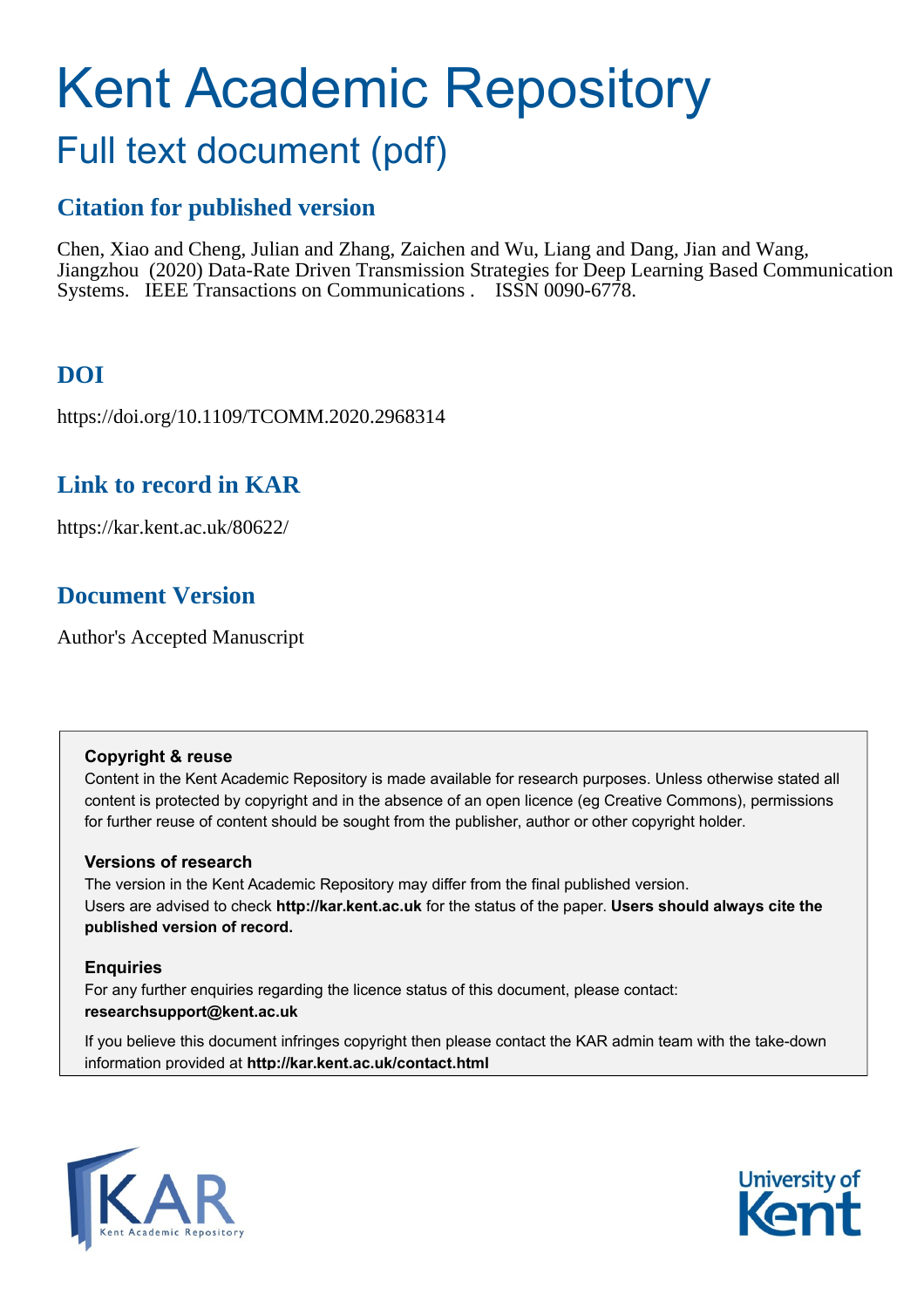# Kent Academic Repository

## Full text document (pdf)

## Citation for published version

Chen, Xiao and Cheng, Julian and Zhang, Zaichen and Wu, Liang and Dang, Jian and Wang, Jiangzhou (2020) Data-Rate Driven Transmission Strategies for Deep Learning Based Communication Systems. IEEE Transactions on Communications . ISSN 0090-6778.

## DOI

https://doi.org/10.1109/TCOMM.2020.2968314

## Link to record in KAR

https://kar.kent.ac.uk/80622/

## Document Version

Author's Accepted Manuscript

**Copyright & reuse**

Content in the Kent Academic Repository is made available for research purposes. Unless otherwise stated all content is protected by copyright and in the absence of an open licence (eg Creative Commons), permissions for further reuse of content should be sought from the publisher, author or other copyright holder.

**Versions of research**

The version in the Kent Academic Repository may differ from the final published version. Users are advised to check **http://kar.kent.ac.uk** for the status of the paper. **Users should always cite the published version of record.**

**Enquiries**

For any further enquiries regarding the licence status of this document, please contact: **researchsupport@kent.ac.uk**

If you believe this document infringes copyright then please contact the KAR admin team with the take-down information provided at **http://kar.kent.ac.uk/contact.html**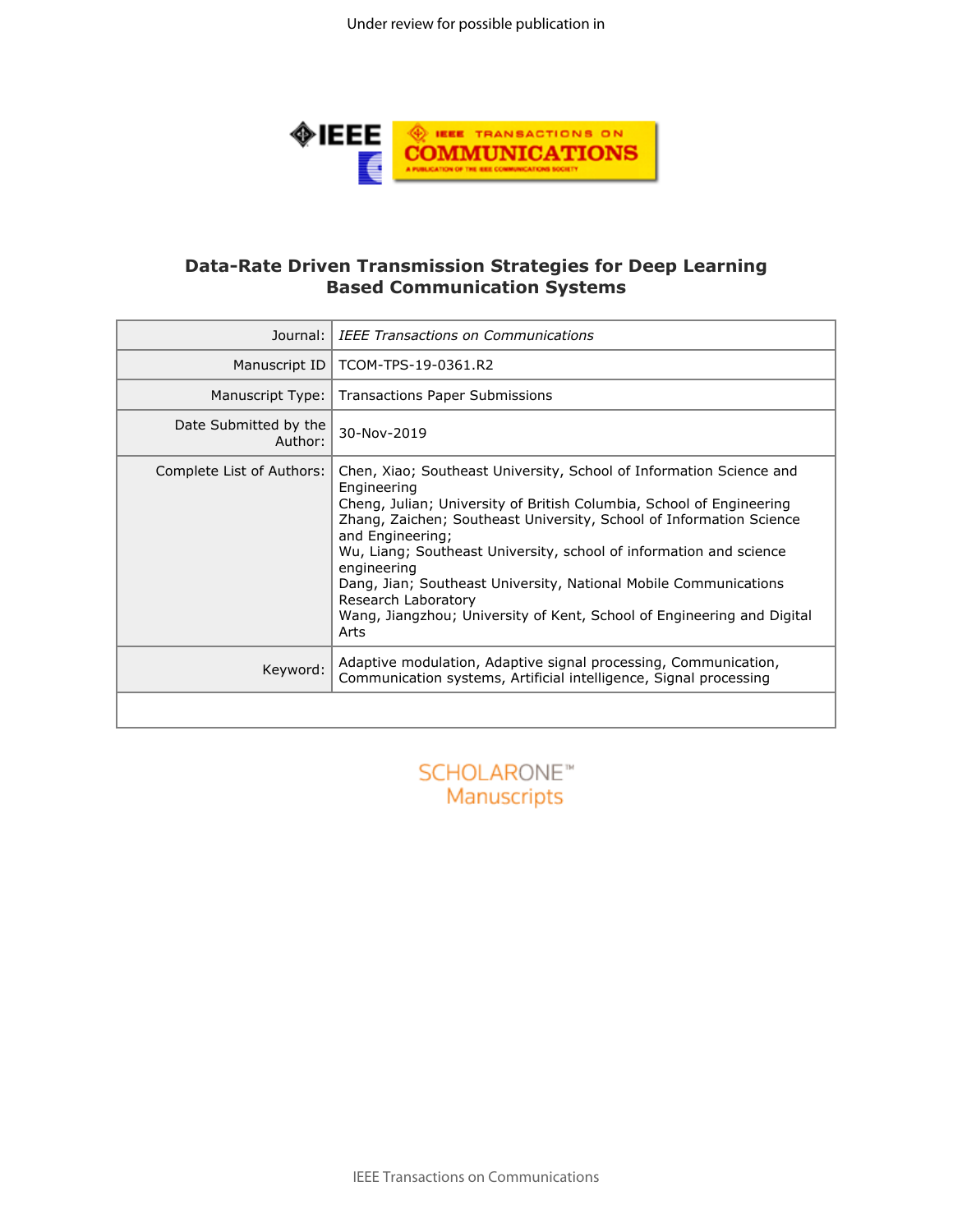Under review for possible publication in

# Data-Rate Driven Transmission Strategies for Deep Learning Based Communication Systems

| | |
|---|---|
| Journal: | *IEEE Transactions on Communications* |
| Manuscript ID | TCOM-TPS-19-0361.R2 |
| Manuscript Type: | Transactions Paper Submissions |
| Date Submitted by the Author: | 30-Nov-2019 |
| Complete List of Authors: | Chen, Xiao; Southeast University, School of Information Science and Engineering<br>Cheng, Julian; University of British Columbia, School of Engineering<br>Zhang, Zaichen; Southeast University, School of Information Science and Engineering;<br>Wu, Liang; Southeast University, school of information and science engineering<br>Dang, Jian; Southeast University, National Mobile Communications Research Laboratory<br>Wang, Jiangzhou; University of Kent, School of Engineering and Digital Arts |
| Keyword: | Adaptive modulation, Adaptive signal processing, Communication, Communication systems, Artificial intelligence, Signal processing |
| | |

SCHOLARONE™
Manuscripts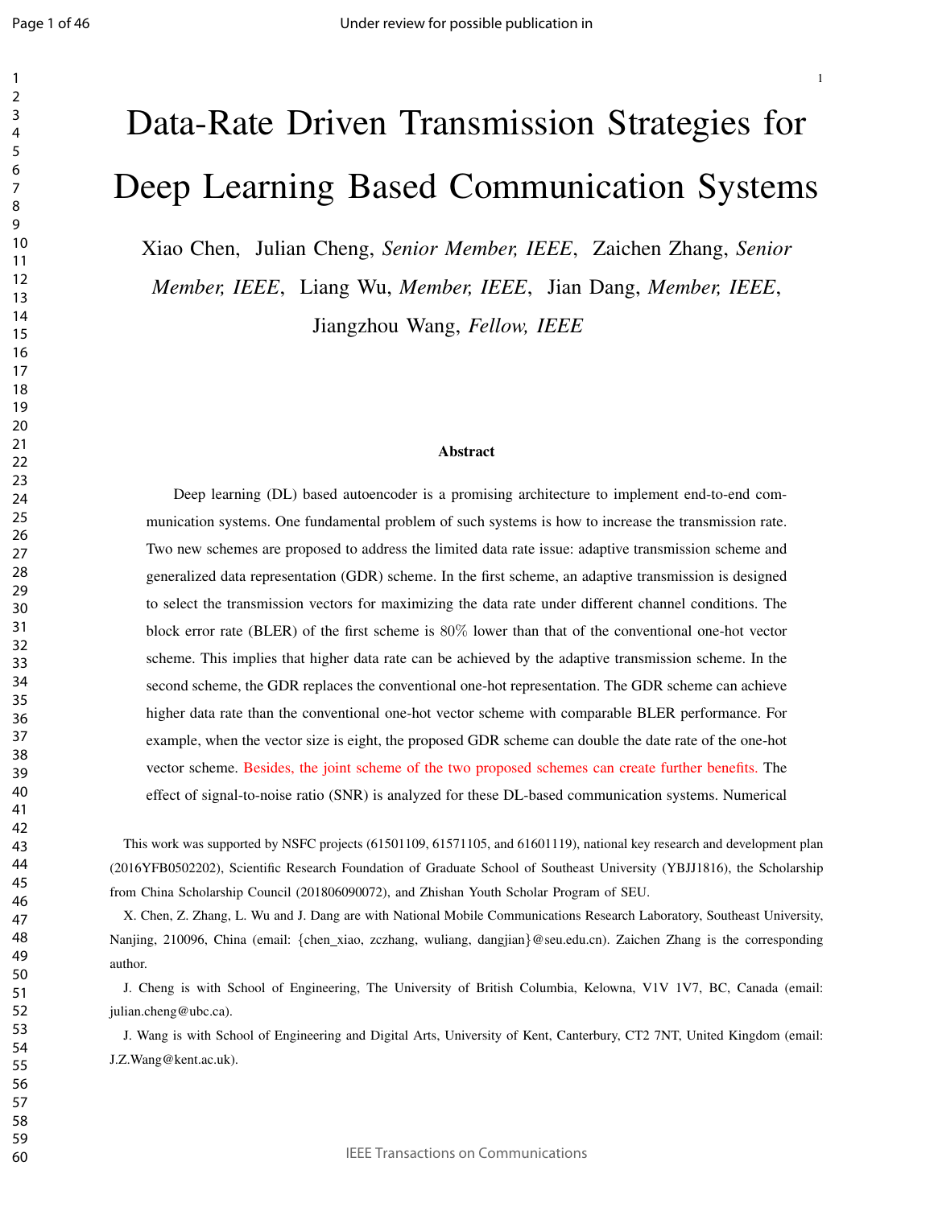# Data-Rate Driven Transmission Strategies for Deep Learning Based Communication Systems

Xiao Chen, Julian Cheng, *Senior Member, IEEE*, Zaichen Zhang, *Senior Member, IEEE*, Liang Wu, *Member, IEEE*, Jian Dang, *Member, IEEE*, Jiangzhou Wang, *Fellow, IEEE*

### Abstract

Deep learning (DL) based autoencoder is a promising architecture to implement end-to-end communication systems. One fundamental problem of such systems is how to increase the transmission rate. Two new schemes are proposed to address the limited data rate issue: adaptive transmission scheme and generalized data representation (GDR) scheme. In the first scheme, an adaptive transmission is designed to select the transmission vectors for maximizing the data rate under different channel conditions. The block error rate (BLER) of the first scheme is $80\%$ lower than that of the conventional one-hot vector scheme. This implies that higher data rate can be achieved by the adaptive transmission scheme. In the second scheme, the GDR replaces the conventional one-hot representation. The GDR scheme can achieve higher data rate than the conventional one-hot vector scheme with comparable BLER performance. For example, when the vector size is eight, the proposed GDR scheme can double the date rate of the one-hot vector scheme. Besides, the joint scheme of the two proposed schemes can create further benefits. The effect of signal-to-noise ratio (SNR) is analyzed for these DL-based communication systems. Numerical

This work was supported by NSFC projects (61501109, 61571105, and 61601119), national key research and development plan (2016YFB0502202), Scientific Research Foundation of Graduate School of Southeast University (YBJJ1816), the Scholarship from China Scholarship Council (201806090072), and Zhishan Youth Scholar Program of SEU.

X. Chen, Z. Zhang, L. Wu and J. Dang are with National Mobile Communications Research Laboratory, Southeast University, Nanjing, 210096, China (email: {chen_xiao, zczhang, wuliang, dangjian}@seu.edu.cn). Zaichen Zhang is the corresponding author.

J. Cheng is with School of Engineering, The University of British Columbia, Kelowna, V1V 1V7, BC, Canada (email: julian.cheng@ubc.ca).

J. Wang is with School of Engineering and Digital Arts, University of Kent, Canterbury, CT2 7NT, United Kingdom (email: J.Z.Wang@kent.ac.uk).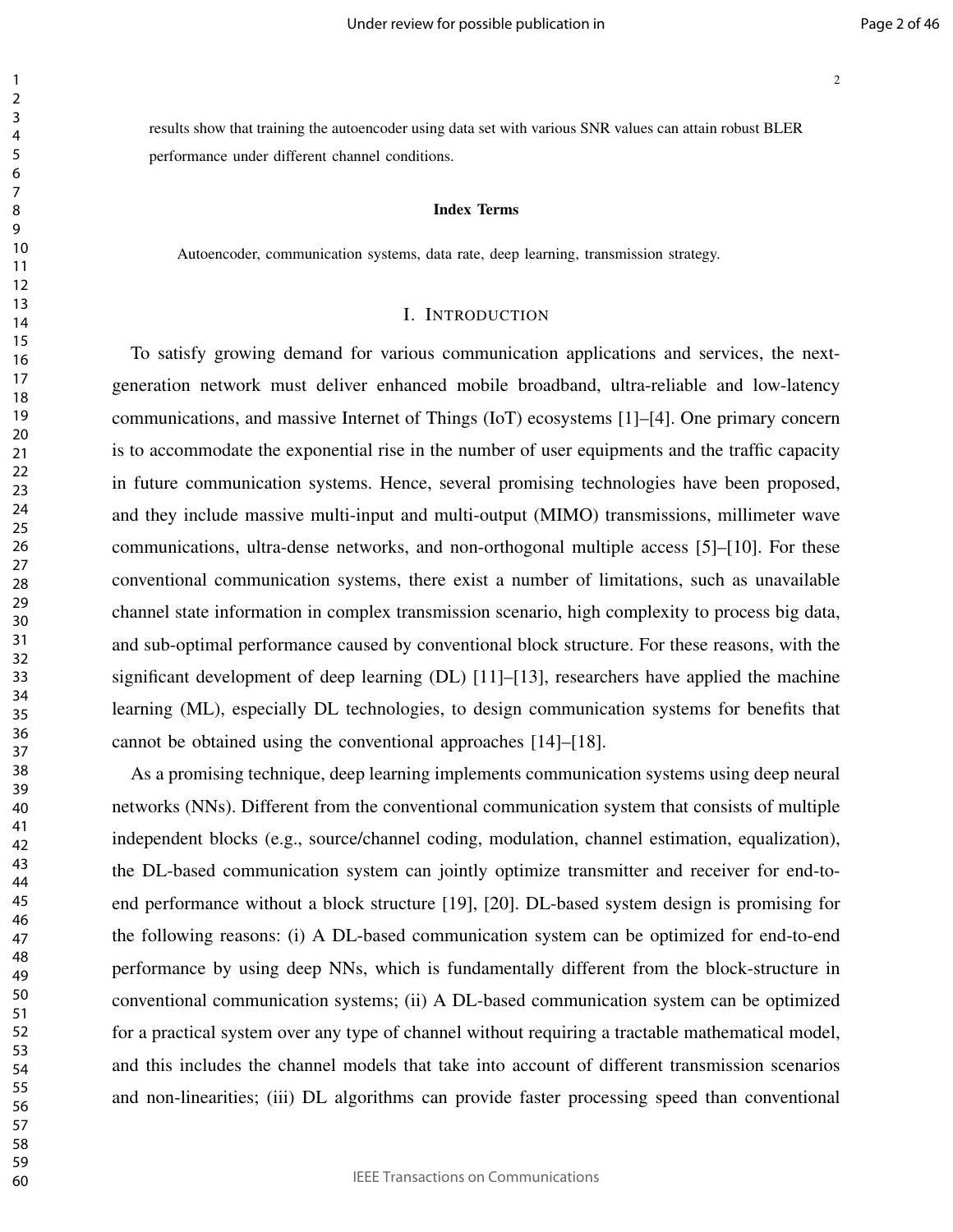results show that training the autoencoder using data set with various SNR values can attain robust BLER performance under different channel conditions.

**Index Terms**

Autoencoder, communication systems, data rate, deep learning, transmission strategy.

## I. INTRODUCTION

To satisfy growing demand for various communication applications and services, the next-generation network must deliver enhanced mobile broadband, ultra-reliable and low-latency communications, and massive Internet of Things (IoT) ecosystems [1]–[4]. One primary concern is to accommodate the exponential rise in the number of user equipments and the traffic capacity in future communication systems. Hence, several promising technologies have been proposed, and they include massive multi-input and multi-output (MIMO) transmissions, millimeter wave communications, ultra-dense networks, and non-orthogonal multiple access [5]–[10]. For these conventional communication systems, there exist a number of limitations, such as unavailable channel state information in complex transmission scenario, high complexity to process big data, and sub-optimal performance caused by conventional block structure. For these reasons, with the significant development of deep learning (DL) [11]–[13], researchers have applied the machine learning (ML), especially DL technologies, to design communication systems for benefits that cannot be obtained using the conventional approaches [14]–[18].

As a promising technique, deep learning implements communication systems using deep neural networks (NNs). Different from the conventional communication system that consists of multiple independent blocks (e.g., source/channel coding, modulation, channel estimation, equalization), the DL-based communication system can jointly optimize transmitter and receiver for end-to-end performance without a block structure [19], [20]. DL-based system design is promising for the following reasons: (i) A DL-based communication system can be optimized for end-to-end performance by using deep NNs, which is fundamentally different from the block-structure in conventional communication systems; (ii) A DL-based communication system can be optimized for a practical system over any type of channel without requiring a tractable mathematical model, and this includes the channel models that take into account of different transmission scenarios and non-linearities; (iii) DL algorithms can provide faster processing speed than conventional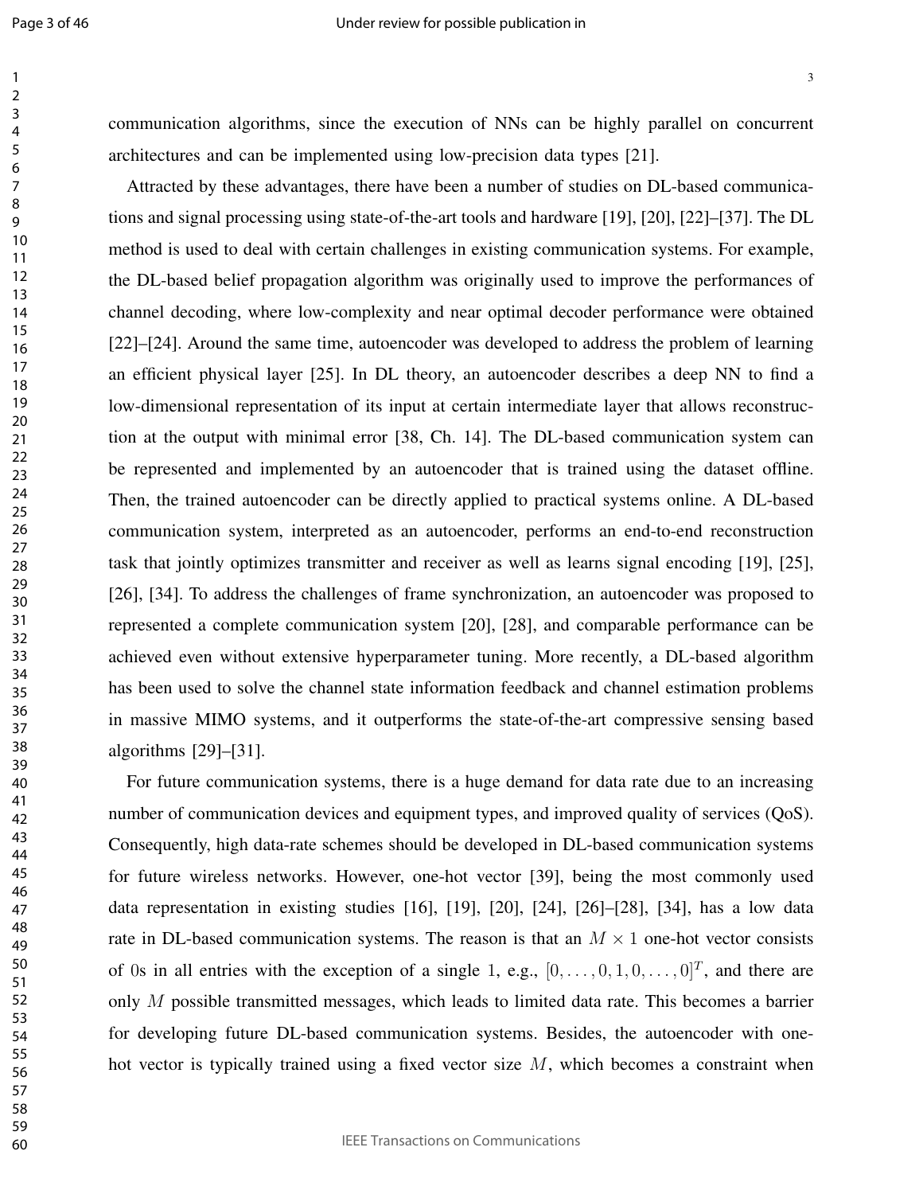communication algorithms, since the execution of NNs can be highly parallel on concurrent architectures and can be implemented using low-precision data types [21].

Attracted by these advantages, there have been a number of studies on DL-based communications and signal processing using state-of-the-art tools and hardware [19], [20], [22]–[37]. The DL method is used to deal with certain challenges in existing communication systems. For example, the DL-based belief propagation algorithm was originally used to improve the performances of channel decoding, where low-complexity and near optimal decoder performance were obtained [22]–[24]. Around the same time, autoencoder was developed to address the problem of learning an efficient physical layer [25]. In DL theory, an autoencoder describes a deep NN to find a low-dimensional representation of its input at certain intermediate layer that allows reconstruction at the output with minimal error [38, Ch. 14]. The DL-based communication system can be represented and implemented by an autoencoder that is trained using the dataset offline. Then, the trained autoencoder can be directly applied to practical systems online. A DL-based communication system, interpreted as an autoencoder, performs an end-to-end reconstruction task that jointly optimizes transmitter and receiver as well as learns signal encoding [19], [25], [26], [34]. To address the challenges of frame synchronization, an autoencoder was proposed to represented a complete communication system [20], [28], and comparable performance can be achieved even without extensive hyperparameter tuning. More recently, a DL-based algorithm has been used to solve the channel state information feedback and channel estimation problems in massive MIMO systems, and it outperforms the state-of-the-art compressive sensing based algorithms [29]–[31].

For future communication systems, there is a huge demand for data rate due to an increasing number of communication devices and equipment types, and improved quality of services (QoS). Consequently, high data-rate schemes should be developed in DL-based communication systems for future wireless networks. However, one-hot vector [39], being the most commonly used data representation in existing studies [16], [19], [20], [24], [26]–[28], [34], has a low data rate in DL-based communication systems. The reason is that an $M \times 1$ one-hot vector consists of 0s in all entries with the exception of a single 1, e.g., $[0, \ldots, 0, 1, 0, \ldots, 0]^T$, and there are only $M$ possible transmitted messages, which leads to limited data rate. This becomes a barrier for developing future DL-based communication systems. Besides, the autoencoder with one-hot vector is typically trained using a fixed vector size $M$, which becomes a constraint when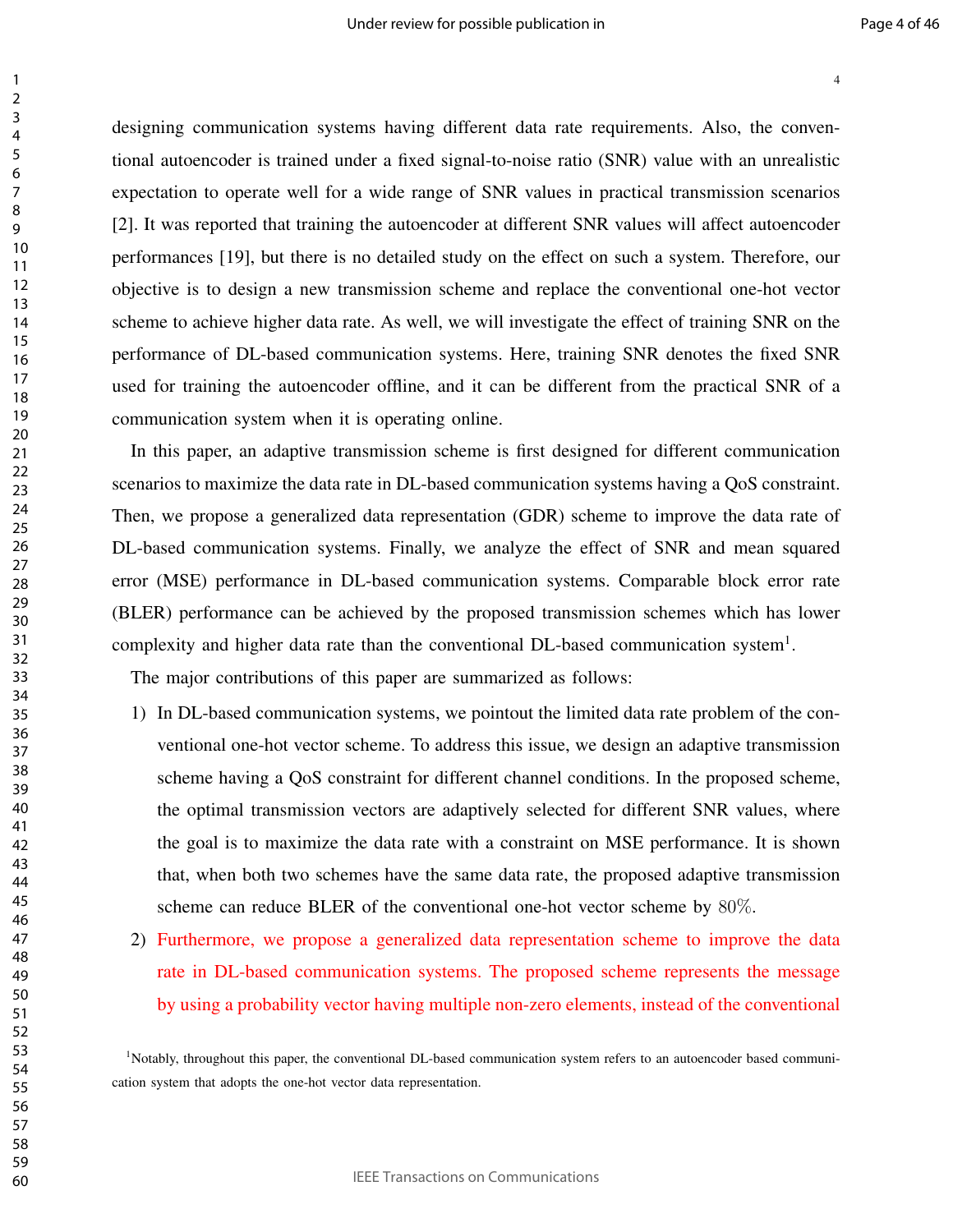designing communication systems having different data rate requirements. Also, the conventional autoencoder is trained under a fixed signal-to-noise ratio (SNR) value with an unrealistic expectation to operate well for a wide range of SNR values in practical transmission scenarios [2]. It was reported that training the autoencoder at different SNR values will affect autoencoder performances [19], but there is no detailed study on the effect on such a system. Therefore, our objective is to design a new transmission scheme and replace the conventional one-hot vector scheme to achieve higher data rate. As well, we will investigate the effect of training SNR on the performance of DL-based communication systems. Here, training SNR denotes the fixed SNR used for training the autoencoder offline, and it can be different from the practical SNR of a communication system when it is operating online.

In this paper, an adaptive transmission scheme is first designed for different communication scenarios to maximize the data rate in DL-based communication systems having a QoS constraint. Then, we propose a generalized data representation (GDR) scheme to improve the data rate of DL-based communication systems. Finally, we analyze the effect of SNR and mean squared error (MSE) performance in DL-based communication systems. Comparable block error rate (BLER) performance can be achieved by the proposed transmission schemes which has lower complexity and higher data rate than the conventional DL-based communication system[1].

The major contributions of this paper are summarized as follows:

1) In DL-based communication systems, we pointout the limited data rate problem of the conventional one-hot vector scheme. To address this issue, we design an adaptive transmission scheme having a QoS constraint for different channel conditions. In the proposed scheme, the optimal transmission vectors are adaptively selected for different SNR values, where the goal is to maximize the data rate with a constraint on MSE performance. It is shown that, when both two schemes have the same data rate, the proposed adaptive transmission scheme can reduce BLER of the conventional one-hot vector scheme by $80\%$.
2) Furthermore, we propose a generalized data representation scheme to improve the data rate in DL-based communication systems. The proposed scheme represents the message by using a probability vector having multiple non-zero elements, instead of the conventional

[1]Notably, throughout this paper, the conventional DL-based communication system refers to an autoencoder based communication system that adopts the one-hot vector data representation.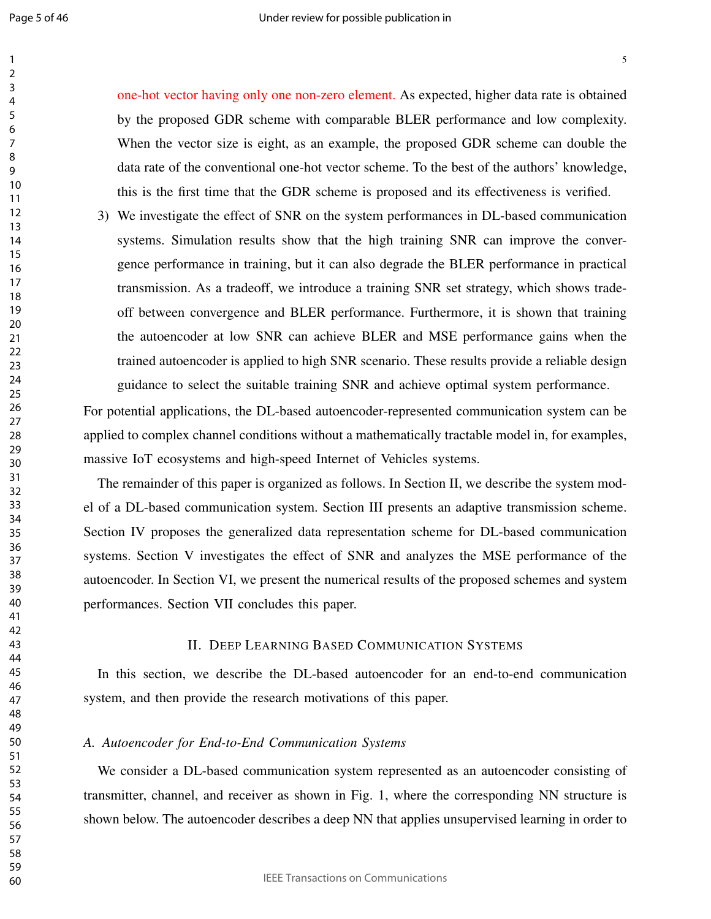one-hot vector having only one non-zero element. As expected, higher data rate is obtained by the proposed GDR scheme with comparable BLER performance and low complexity. When the vector size is eight, as an example, the proposed GDR scheme can double the data rate of the conventional one-hot vector scheme. To the best of the authors' knowledge, this is the first time that the GDR scheme is proposed and its effectiveness is verified.

3) We investigate the effect of SNR on the system performances in DL-based communication systems. Simulation results show that the high training SNR can improve the convergence performance in training, but it can also degrade the BLER performance in practical transmission. As a tradeoff, we introduce a training SNR set strategy, which shows tradeoff between convergence and BLER performance. Furthermore, it is shown that training the autoencoder at low SNR can achieve BLER and MSE performance gains when the trained autoencoder is applied to high SNR scenario. These results provide a reliable design guidance to select the suitable training SNR and achieve optimal system performance.

For potential applications, the DL-based autoencoder-represented communication system can be applied to complex channel conditions without a mathematically tractable model in, for examples, massive IoT ecosystems and high-speed Internet of Vehicles systems.

The remainder of this paper is organized as follows. In Section II, we describe the system model of a DL-based communication system. Section III presents an adaptive transmission scheme. Section IV proposes the generalized data representation scheme for DL-based communication systems. Section V investigates the effect of SNR and analyzes the MSE performance of the autoencoder. In Section VI, we present the numerical results of the proposed schemes and system performances. Section VII concludes this paper.

## II. Deep Learning Based Communication Systems

In this section, we describe the DL-based autoencoder for an end-to-end communication system, and then provide the research motivations of this paper.

### *A. Autoencoder for End-to-End Communication Systems*

We consider a DL-based communication system represented as an autoencoder consisting of transmitter, channel, and receiver as shown in Fig. 1, where the corresponding NN structure is shown below. The autoencoder describes a deep NN that applies unsupervised learning in order to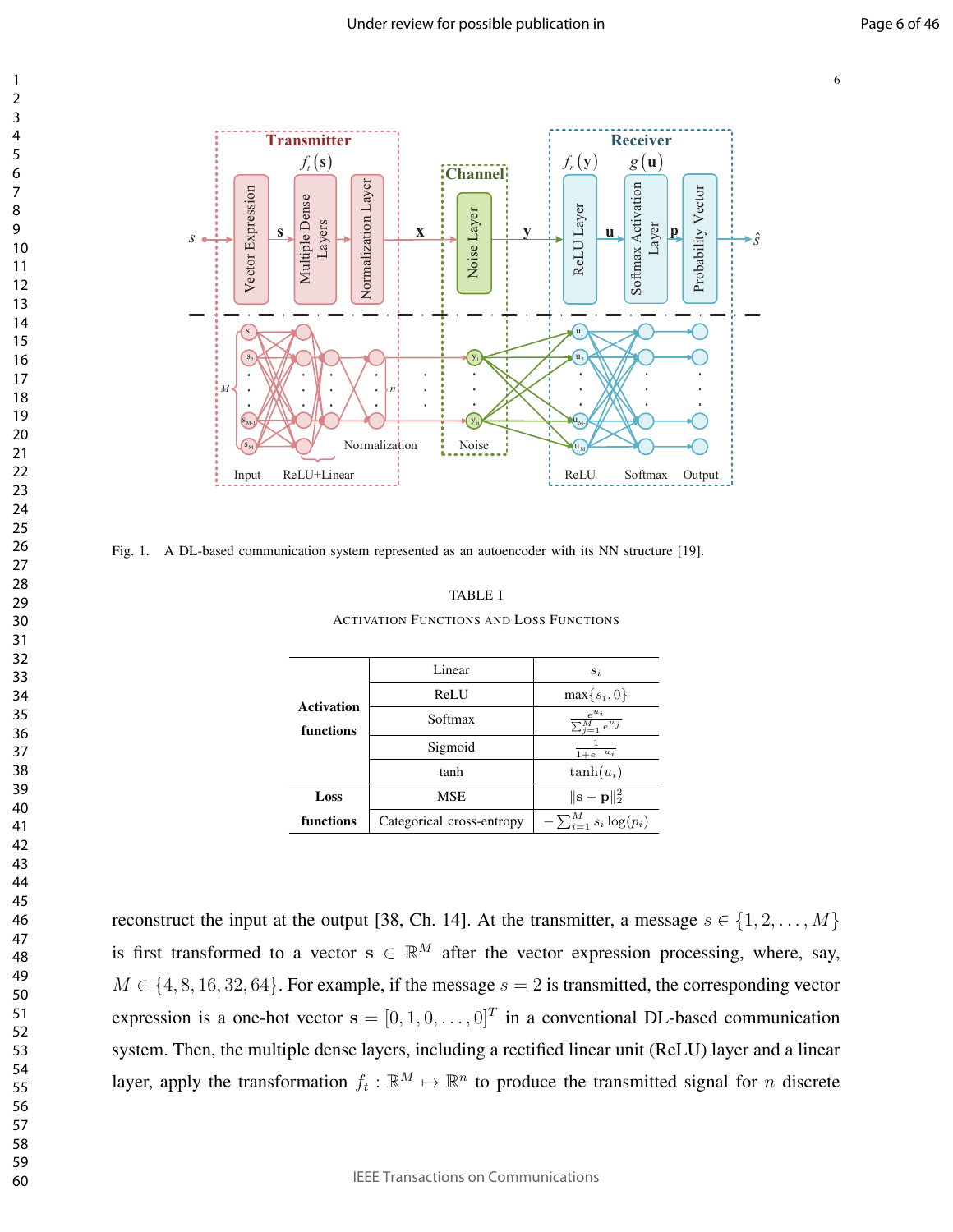Fig. 1. A DL-based communication system represented as an autoencoder with its NN structure [19].

TABLE I

ACTIVATION FUNCTIONS AND LOSS FUNCTIONS

| | | |
|---|---|---|
| **Activation functions** | Linear | $s_i$ |
| | ReLU | $\max\{s_i, 0\}$ |
| | Softmax | $\frac{e^{u_i}}{\sum_{j=1}^{M} e^{u_j}}$ |
| | Sigmoid | $\frac{1}{1+e^{-u_i}}$ |
| | tanh | $\tanh(u_i)$ |
| **Loss functions** | MSE | $\lVert \mathbf{s} - \mathbf{p} \rVert_2^2$ |
| | Categorical cross-entropy | $-\sum_{i=1}^{M} s_i \log(p_i)$ |

reconstruct the input at the output [38, Ch. 14]. At the transmitter, a message $s \in \{1, 2, \ldots, M\}$ is first transformed to a vector $\mathbf{s} \in \mathbb{R}^M$ after the vector expression processing, where, say, $M \in \{4, 8, 16, 32, 64\}$. For example, if the message $s = 2$ is transmitted, the corresponding vector expression is a one-hot vector $\mathbf{s} = [0, 1, 0, \ldots, 0]^T$ in a conventional DL-based communication system. Then, the multiple dense layers, including a rectified linear unit (ReLU) layer and a linear layer, apply the transformation $f_t : \mathbb{R}^M \mapsto \mathbb{R}^n$ to produce the transmitted signal for $n$ discrete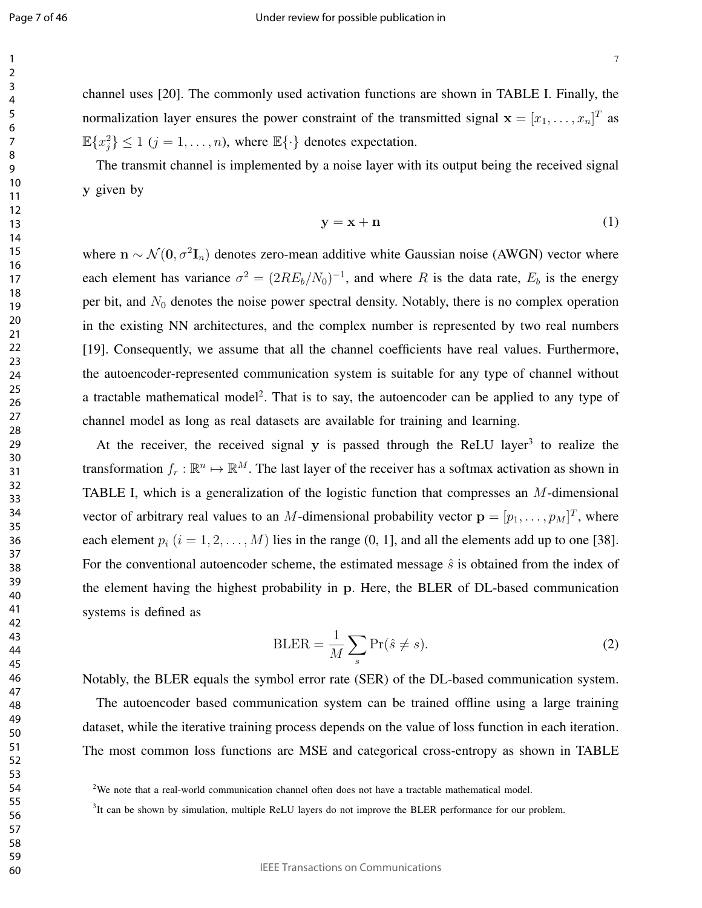channel uses [20]. The commonly used activation functions are shown in TABLE I. Finally, the normalization layer ensures the power constraint of the transmitted signal $\mathbf{x} = [x_1, \ldots, x_n]^T$ as $\mathbb{E}\{x_j^2\} \leq 1$ $(j = 1, \ldots, n)$, where $\mathbb{E}\{\cdot\}$ denotes expectation.

The transmit channel is implemented by a noise layer with its output being the received signal $\mathbf{y}$ given by

$$\mathbf{y} = \mathbf{x} + \mathbf{n} \tag{1}$$

where $\mathbf{n} \sim \mathcal{N}(\mathbf{0}, \sigma^2 \mathbf{I}_n)$ denotes zero-mean additive white Gaussian noise (AWGN) vector where each element has variance $\sigma^2 = (2RE_b/N_0)^{-1}$, and where $R$ is the data rate, $E_b$ is the energy per bit, and $N_0$ denotes the noise power spectral density. Notably, there is no complex operation in the existing NN architectures, and the complex number is represented by two real numbers [19]. Consequently, we assume that all the channel coefficients have real values. Furthermore, the autoencoder-represented communication system is suitable for any type of channel without a tractable mathematical model[2]. That is to say, the autoencoder can be applied to any type of channel model as long as real datasets are available for training and learning.

At the receiver, the received signal $\mathbf{y}$ is passed through the ReLU layer[3] to realize the transformation $f_r : \mathbb{R}^n \mapsto \mathbb{R}^M$. The last layer of the receiver has a softmax activation as shown in TABLE I, which is a generalization of the logistic function that compresses an $M$-dimensional vector of arbitrary real values to an $M$-dimensional probability vector $\mathbf{p} = [p_1, \ldots, p_M]^T$, where each element $p_i$ $(i = 1, 2, \ldots, M)$ lies in the range (0, 1], and all the elements add up to one [38]. For the conventional autoencoder scheme, the estimated message $\hat{s}$ is obtained from the index of the element having the highest probability in $\mathbf{p}$. Here, the BLER of DL-based communication systems is defined as

$$\text{BLER} = \frac{1}{M} \sum_{s} \Pr(\hat{s} \neq s). \tag{2}$$

Notably, the BLER equals the symbol error rate (SER) of the DL-based communication system.

The autoencoder based communication system can be trained offline using a large training dataset, while the iterative training process depends on the value of loss function in each iteration. The most common loss functions are MSE and categorical cross-entropy as shown in TABLE

[2] We note that a real-world communication channel often does not have a tractable mathematical model.

[3] It can be shown by simulation, multiple ReLU layers do not improve the BLER performance for our problem.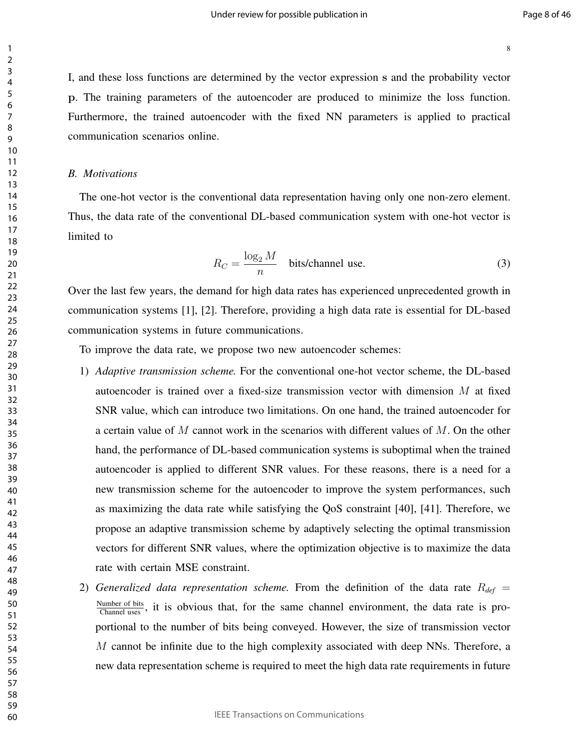I, and these loss functions are determined by the vector expression $\mathbf{s}$ and the probability vector $\mathbf{p}$. The training parameters of the autoencoder are produced to minimize the loss function. Furthermore, the trained autoencoder with the fixed NN parameters is applied to practical communication scenarios online.

### *B. Motivations*

The one-hot vector is the conventional data representation having only one non-zero element. Thus, the data rate of the conventional DL-based communication system with one-hot vector is limited to

$$R_C = \frac{\log_2 M}{n} \quad \text{bits/channel use.} \tag{3}$$

Over the last few years, the demand for high data rates has experienced unprecedented growth in communication systems [1], [2]. Therefore, providing a high data rate is essential for DL-based communication systems in future communications.

To improve the data rate, we propose two new autoencoder schemes:

1) *Adaptive transmission scheme.* For the conventional one-hot vector scheme, the DL-based autoencoder is trained over a fixed-size transmission vector with dimension $M$ at fixed SNR value, which can introduce two limitations. On one hand, the trained autoencoder for a certain value of $M$ cannot work in the scenarios with different values of $M$. On the other hand, the performance of DL-based communication systems is suboptimal when the trained autoencoder is applied to different SNR values. For these reasons, there is a need for a new transmission scheme for the autoencoder to improve the system performances, such as maximizing the data rate while satisfying the QoS constraint [40], [41]. Therefore, we propose an adaptive transmission scheme by adaptively selecting the optimal transmission vectors for different SNR values, where the optimization objective is to maximize the data rate with certain MSE constraint.

2) *Generalized data representation scheme.* From the definition of the data rate $R_{def} = \frac{\text{Number of bits}}{\text{Channel uses}}$, it is obvious that, for the same channel environment, the data rate is proportional to the number of bits being conveyed. However, the size of transmission vector $M$ cannot be infinite due to the high complexity associated with deep NNs. Therefore, a new data representation scheme is required to meet the high data rate requirements in future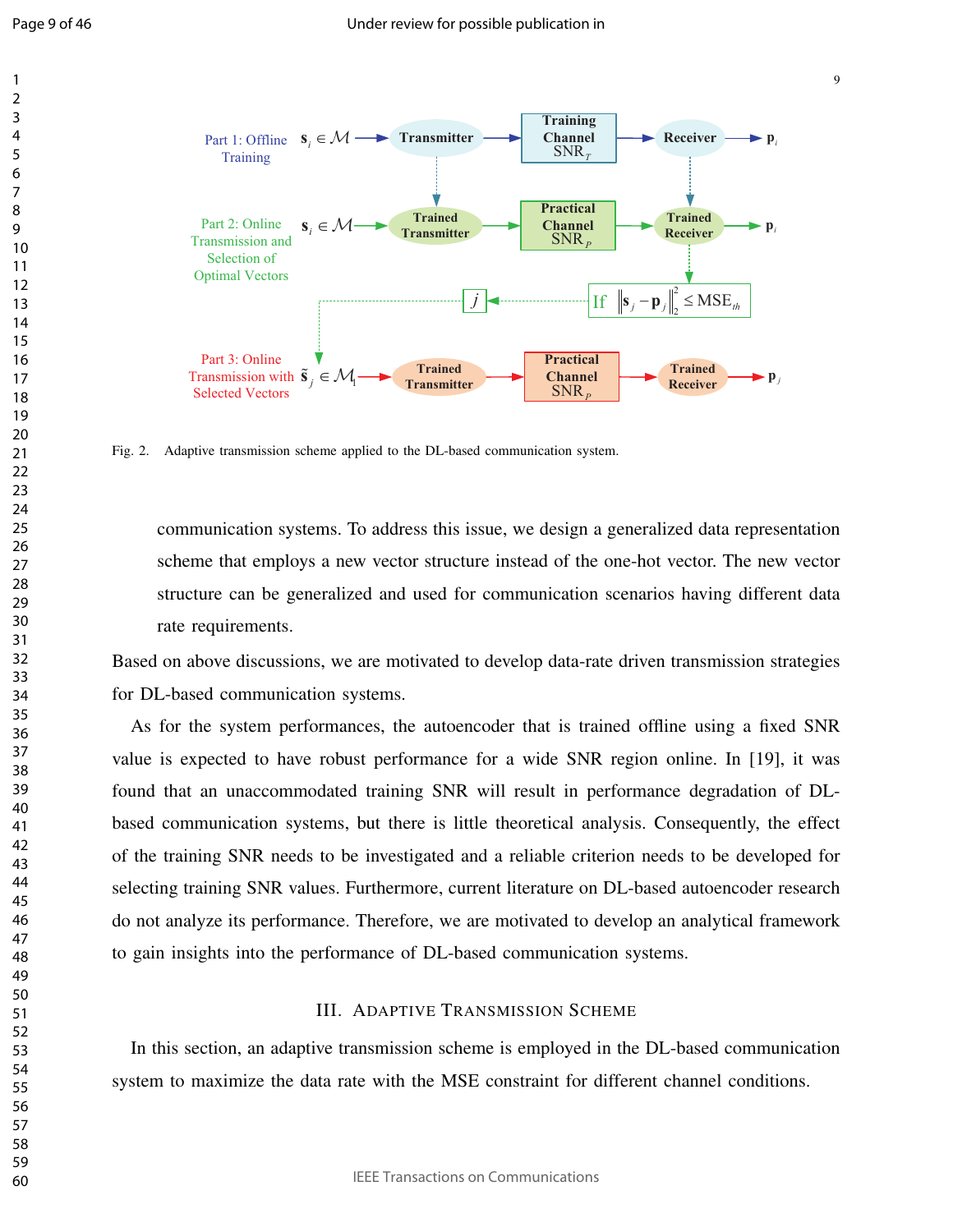Fig. 2. Adaptive transmission scheme applied to the DL-based communication system.

communication systems. To address this issue, we design a generalized data representation scheme that employs a new vector structure instead of the one-hot vector. The new vector structure can be generalized and used for communication scenarios having different data rate requirements.

Based on above discussions, we are motivated to develop data-rate driven transmission strategies for DL-based communication systems.

As for the system performances, the autoencoder that is trained offline using a fixed SNR value is expected to have robust performance for a wide SNR region online. In [19], it was found that an unaccommodated training SNR will result in performance degradation of DL-based communication systems, but there is little theoretical analysis. Consequently, the effect of the training SNR needs to be investigated and a reliable criterion needs to be developed for selecting training SNR values. Furthermore, current literature on DL-based autoencoder research do not analyze its performance. Therefore, we are motivated to develop an analytical framework to gain insights into the performance of DL-based communication systems.

## III. Adaptive Transmission Scheme

In this section, an adaptive transmission scheme is employed in the DL-based communication system to maximize the data rate with the MSE constraint for different channel conditions.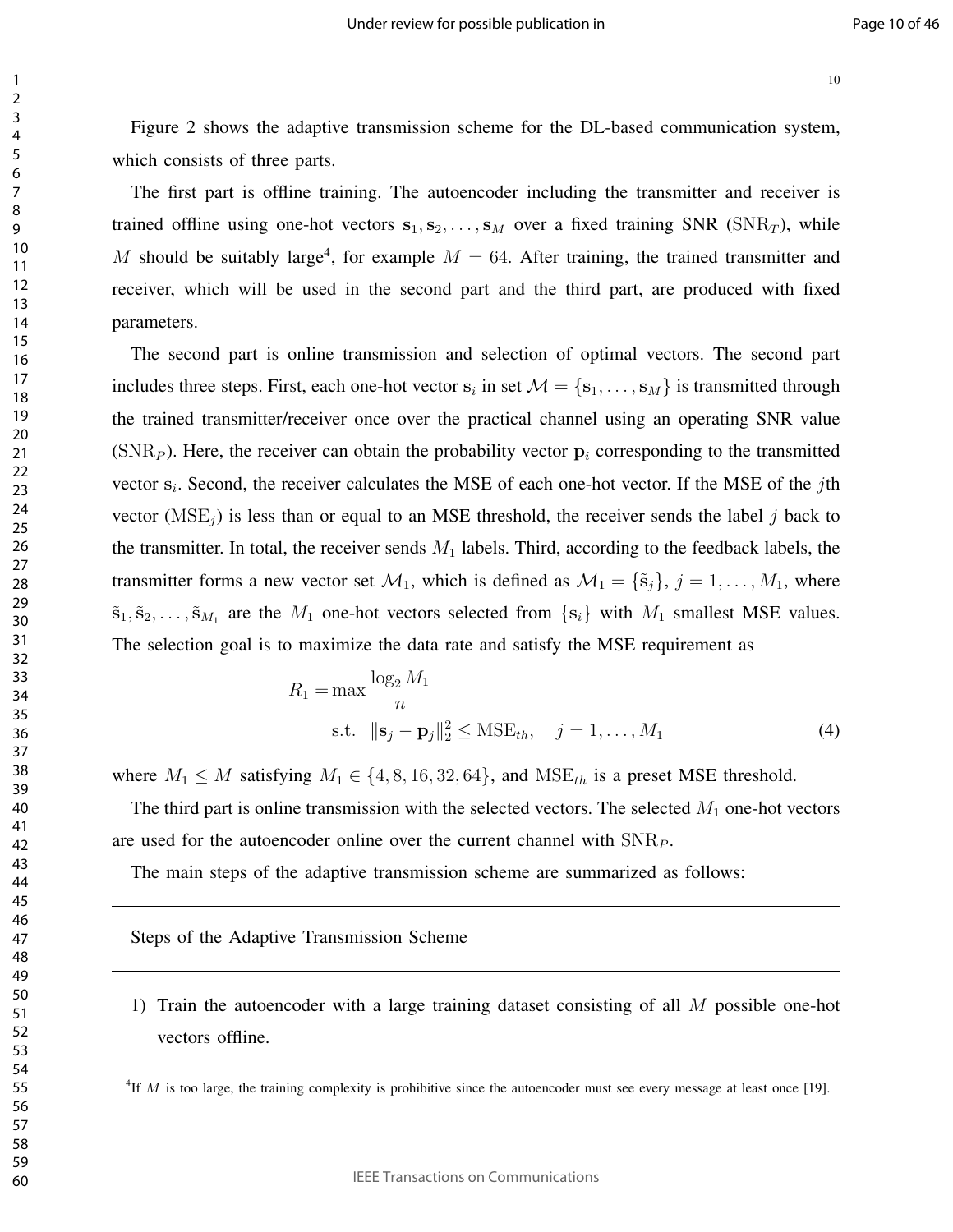Figure 2 shows the adaptive transmission scheme for the DL-based communication system, which consists of three parts.

The first part is offline training. The autoencoder including the transmitter and receiver is trained offline using one-hot vectors $\mathbf{s}_1, \mathbf{s}_2, \ldots, \mathbf{s}_M$ over a fixed training SNR ($\mathrm{SNR}_T$), while $M$ should be suitably large[4], for example $M = 64$. After training, the trained transmitter and receiver, which will be used in the second part and the third part, are produced with fixed parameters.

The second part is online transmission and selection of optimal vectors. The second part includes three steps. First, each one-hot vector $\mathbf{s}_i$ in set $\mathcal{M} = \{\mathbf{s}_1, \ldots, \mathbf{s}_M\}$ is transmitted through the trained transmitter/receiver once over the practical channel using an operating SNR value ($\mathrm{SNR}_P$). Here, the receiver can obtain the probability vector $\mathbf{p}_i$ corresponding to the transmitted vector $\mathbf{s}_i$. Second, the receiver calculates the MSE of each one-hot vector. If the MSE of the $j$th vector ($\mathrm{MSE}_j$) is less than or equal to an MSE threshold, the receiver sends the label $j$ back to the transmitter. In total, the receiver sends $M_1$ labels. Third, according to the feedback labels, the transmitter forms a new vector set $\mathcal{M}_1$, which is defined as $\mathcal{M}_1 = \{\tilde{\mathbf{s}}_j\}$, $j = 1, \ldots, M_1$, where $\tilde{\mathbf{s}}_1, \tilde{\mathbf{s}}_2, \ldots, \tilde{\mathbf{s}}_{M_1}$ are the $M_1$ one-hot vectors selected from $\{\mathbf{s}_i\}$ with $M_1$ smallest MSE values. The selection goal is to maximize the data rate and satisfy the MSE requirement as

$$
\begin{aligned}
R_1 = \max \frac{\log_2 M_1}{n} & \\
\text{s.t.} \quad \|\mathbf{s}_j - \mathbf{p}_j\|_2^2 \leq \mathrm{MSE}_{th}, & \quad j = 1, \ldots, M_1
\end{aligned}
\tag{4}
$$

where $M_1 \leq M$ satisfying $M_1 \in \{4, 8, 16, 32, 64\}$, and $\mathrm{MSE}_{th}$ is a preset MSE threshold.

The third part is online transmission with the selected vectors. The selected $M_1$ one-hot vectors are used for the autoencoder online over the current channel with $\mathrm{SNR}_P$.

The main steps of the adaptive transmission scheme are summarized as follows:

---

Steps of the Adaptive Transmission Scheme

---

1) Train the autoencoder with a large training dataset consisting of all $M$ possible one-hot vectors offline.

[4] If $M$ is too large, the training complexity is prohibitive since the autoencoder must see every message at least once [19].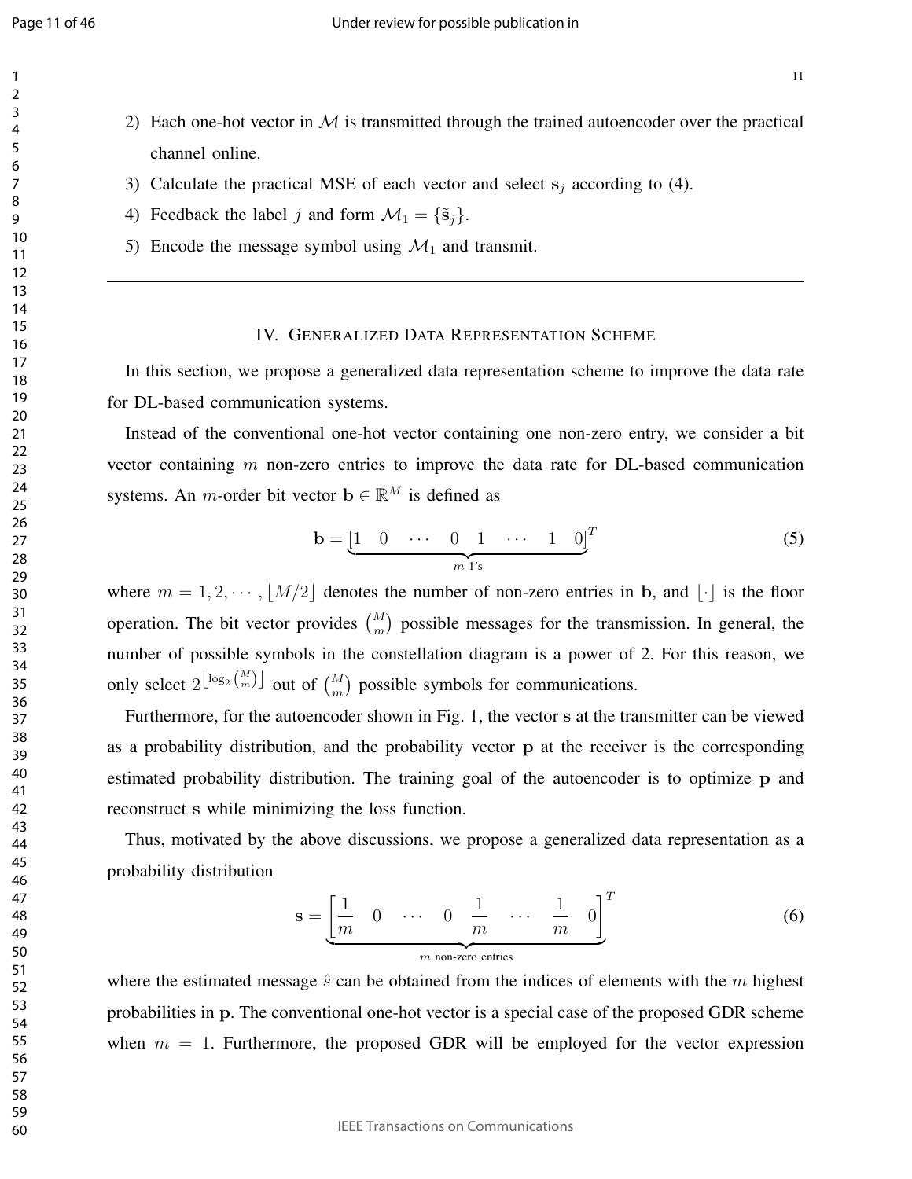2) Each one-hot vector in $\mathcal{M}$ is transmitted through the trained autoencoder over the practical channel online.
3) Calculate the practical MSE of each vector and select $\mathbf{s}_j$ according to (4).
4) Feedback the label $j$ and form $\mathcal{M}_1 = \{\tilde{\mathbf{s}}_j\}$.
5) Encode the message symbol using $\mathcal{M}_1$ and transmit.

---

## IV. Generalized Data Representation Scheme

In this section, we propose a generalized data representation scheme to improve the data rate for DL-based communication systems.

Instead of the conventional one-hot vector containing one non-zero entry, we consider a bit vector containing $m$ non-zero entries to improve the data rate for DL-based communication systems. An $m$-order bit vector $\mathbf{b} \in \mathbb{R}^M$ is defined as

$$\mathbf{b} = \underbrace{\begin{bmatrix} 1 & 0 & \cdots & 0 & 1 & \cdots & 1 & 0 \end{bmatrix}}_{m \text{ 1's}}^T \tag{5}$$

where $m = 1, 2, \cdots, \lfloor M/2 \rfloor$ denotes the number of non-zero entries in $\mathbf{b}$, and $\lfloor \cdot \rfloor$ is the floor operation. The bit vector provides $\binom{M}{m}$ possible messages for the transmission. In general, the number of possible symbols in the constellation diagram is a power of 2. For this reason, we only select $2^{\lfloor \log_2 \binom{M}{m} \rfloor}$ out of $\binom{M}{m}$ possible symbols for communications.

Furthermore, for the autoencoder shown in Fig. 1, the vector $\mathbf{s}$ at the transmitter can be viewed as a probability distribution, and the probability vector $\mathbf{p}$ at the receiver is the corresponding estimated probability distribution. The training goal of the autoencoder is to optimize $\mathbf{p}$ and reconstruct $\mathbf{s}$ while minimizing the loss function.

Thus, motivated by the above discussions, we propose a generalized data representation as a probability distribution

$$\mathbf{s} = \underbrace{\begin{bmatrix} \frac{1}{m} & 0 & \cdots & 0 & \frac{1}{m} & \cdots & \frac{1}{m} & 0 \end{bmatrix}}_{m \text{ non-zero entries}}^T \tag{6}$$

where the estimated message $\hat{s}$ can be obtained from the indices of elements with the $m$ highest probabilities in $\mathbf{p}$. The conventional one-hot vector is a special case of the proposed GDR scheme when $m = 1$. Furthermore, the proposed GDR will be employed for the vector expression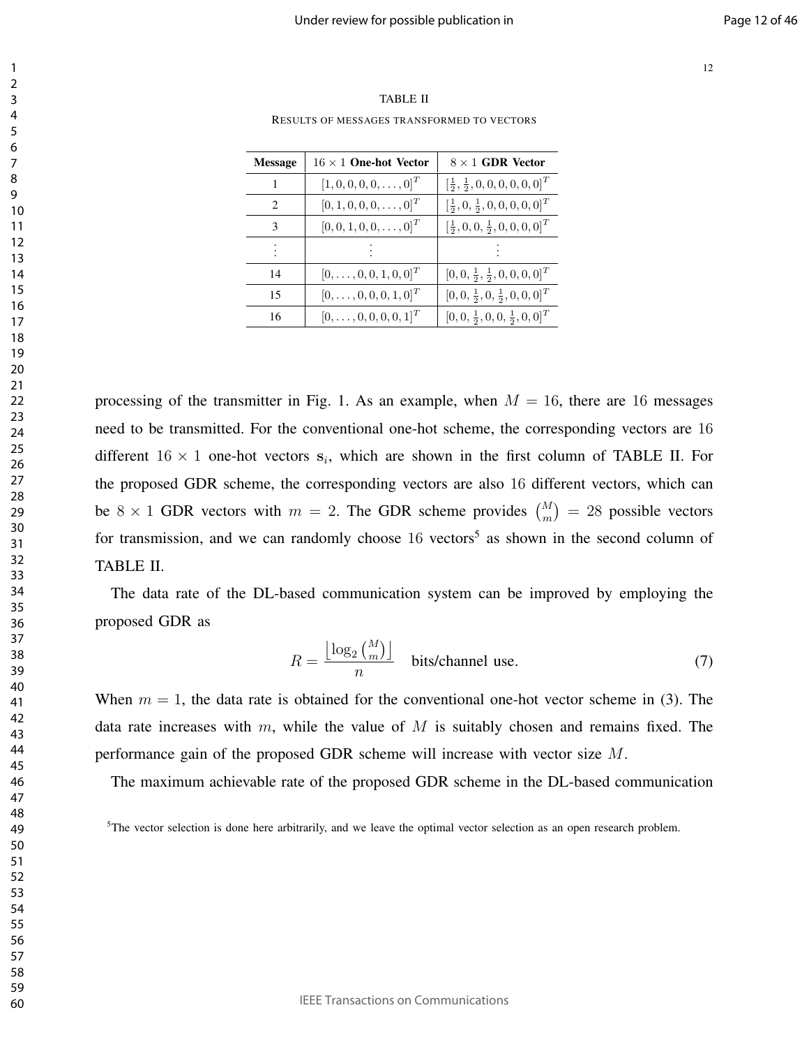TABLE II

RESULTS OF MESSAGES TRANSFORMED TO VECTORS

| Message | $16 \times 1$ **One-hot Vector** | $8 \times 1$ **GDR Vector** |
|---|---|---|
| 1 | $[1, 0, 0, 0, 0, \ldots, 0]^T$ | $[\frac{1}{2}, \frac{1}{2}, 0, 0, 0, 0, 0, 0]^T$ |
| 2 | $[0, 1, 0, 0, 0, \ldots, 0]^T$ | $[\frac{1}{2}, 0, \frac{1}{2}, 0, 0, 0, 0, 0]^T$ |
| 3 | $[0, 0, 1, 0, 0, \ldots, 0]^T$ | $[\frac{1}{2}, 0, 0, \frac{1}{2}, 0, 0, 0, 0]^T$ |
| $\vdots$ | $\vdots$ | $\vdots$ |
| 14 | $[0, \ldots, 0, 0, 1, 0, 0]^T$ | $[0, 0, \frac{1}{2}, \frac{1}{2}, 0, 0, 0, 0]^T$ |
| 15 | $[0, \ldots, 0, 0, 0, 1, 0]^T$ | $[0, 0, \frac{1}{2}, 0, \frac{1}{2}, 0, 0, 0]^T$ |
| 16 | $[0, \ldots, 0, 0, 0, 0, 1]^T$ | $[0, 0, \frac{1}{2}, 0, 0, \frac{1}{2}, 0, 0]^T$ |

processing of the transmitter in Fig. 1. As an example, when $M = 16$, there are $16$ messages need to be transmitted. For the conventional one-hot scheme, the corresponding vectors are $16$ different $16 \times 1$ one-hot vectors $\mathbf{s}_i$, which are shown in the first column of TABLE II. For the proposed GDR scheme, the corresponding vectors are also $16$ different vectors, which can be $8 \times 1$ GDR vectors with $m = 2$. The GDR scheme provides $\binom{M}{m} = 28$ possible vectors for transmission, and we can randomly choose $16$ vectors[5] as shown in the second column of TABLE II.

The data rate of the DL-based communication system can be improved by employing the proposed GDR as

$$R = \frac{\left\lfloor \log_2 \binom{M}{m} \right\rfloor}{n} \quad \text{bits/channel use.} \tag{7}$$

When $m = 1$, the data rate is obtained for the conventional one-hot vector scheme in (3). The data rate increases with $m$, while the value of $M$ is suitably chosen and remains fixed. The performance gain of the proposed GDR scheme will increase with vector size $M$.

The maximum achievable rate of the proposed GDR scheme in the DL-based communication

[5]The vector selection is done here arbitrarily, and we leave the optimal vector selection as an open research problem.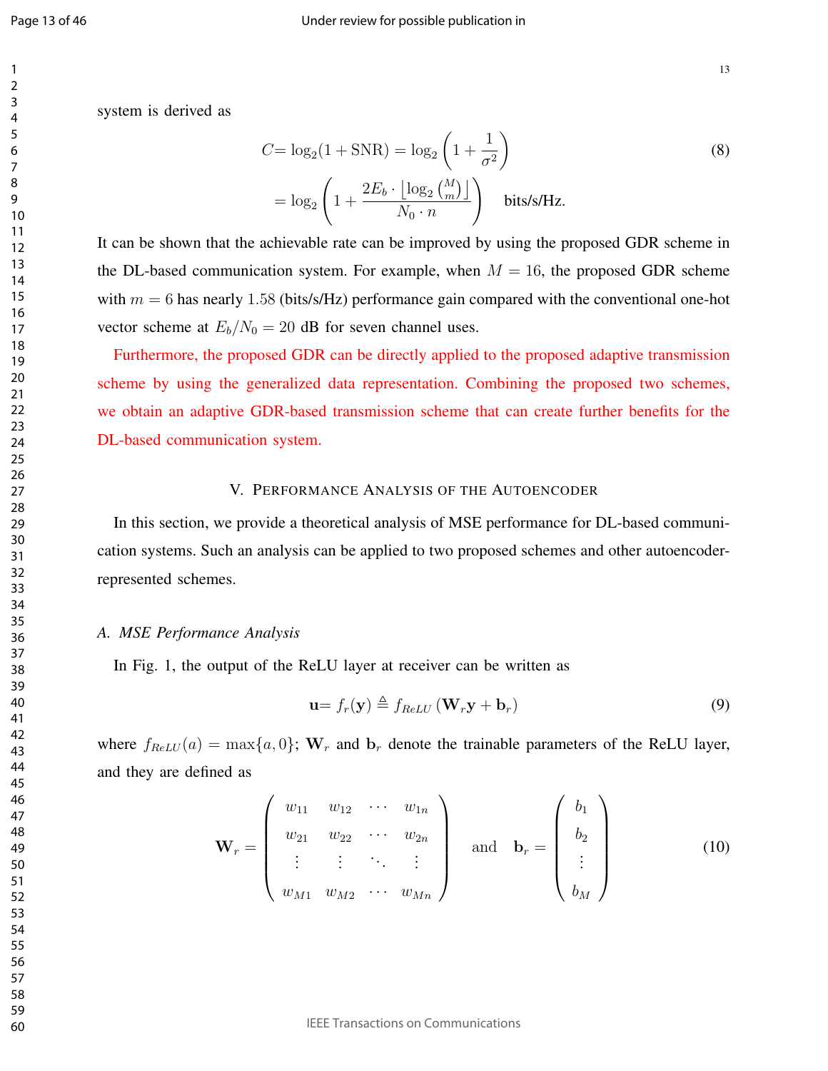system is derived as

$$
\begin{aligned}
C &= \log_2(1+\text{SNR}) = \log_2\left(1+\frac{1}{\sigma^2}\right) \\
&= \log_2\left(1+\frac{2E_b \cdot \left\lfloor \log_2 \binom{M}{m} \right\rfloor}{N_0 \cdot n}\right) \quad \text{bits/s/Hz.}
\end{aligned} \tag{8}
$$

It can be shown that the achievable rate can be improved by using the proposed GDR scheme in the DL-based communication system. For example, when $M = 16$, the proposed GDR scheme with $m = 6$ has nearly $1.58$ (bits/s/Hz) performance gain compared with the conventional one-hot vector scheme at $E_b/N_0 = 20$ dB for seven channel uses.

Furthermore, the proposed GDR can be directly applied to the proposed adaptive transmission scheme by using the generalized data representation. Combining the proposed two schemes, we obtain an adaptive GDR-based transmission scheme that can create further benefits for the DL-based communication system.

## V. Performance Analysis of the Autoencoder

In this section, we provide a theoretical analysis of MSE performance for DL-based communication systems. Such an analysis can be applied to two proposed schemes and other autoencoder-represented schemes.

### A. *MSE Performance Analysis*

In Fig. 1, the output of the ReLU layer at receiver can be written as

$$
\mathbf{u} = f_r(\mathbf{y}) \triangleq f_{ReLU}\left(\mathbf{W}_r \mathbf{y} + \mathbf{b}_r\right) \tag{9}
$$

where $f_{ReLU}(a) = \max\{a, 0\}$; $\mathbf{W}_r$ and $\mathbf{b}_r$ denote the trainable parameters of the ReLU layer, and they are defined as

$$
\mathbf{W}_r = \begin{pmatrix} w_{11} & w_{12} & \cdots & w_{1n} \\ w_{21} & w_{22} & \cdots & w_{2n} \\ \vdots & \vdots & \ddots & \vdots \\ w_{M1} & w_{M2} & \cdots & w_{Mn} \end{pmatrix} \quad \text{and} \quad \mathbf{b}_r = \begin{pmatrix} b_1 \\ b_2 \\ \vdots \\ b_M \end{pmatrix} \tag{10}
$$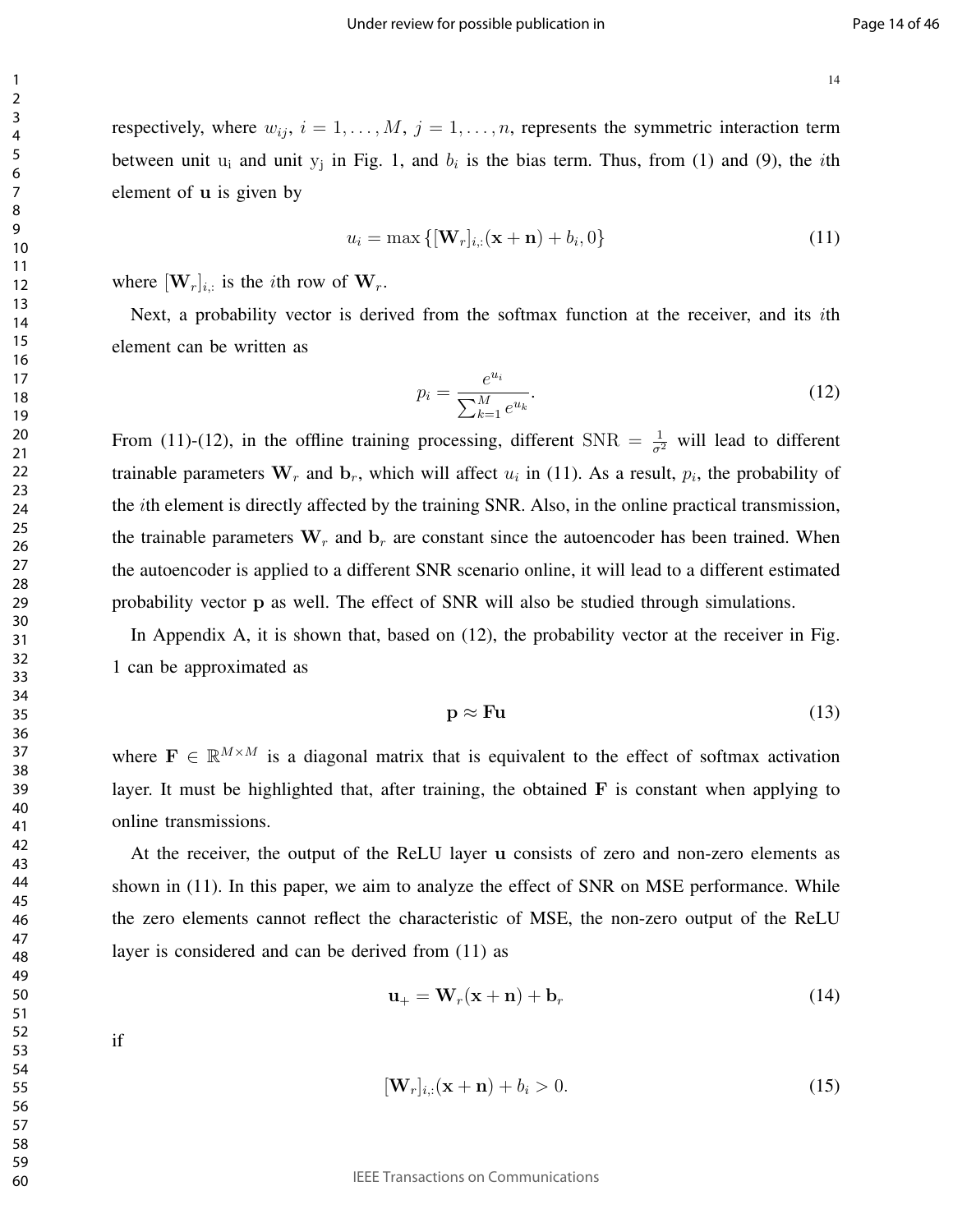respectively, where $w_{ij}$, $i = 1, \ldots, M$, $j = 1, \ldots, n$, represents the symmetric interaction term between unit $\mathrm{u_i}$ and unit $\mathrm{y_j}$ in Fig. 1, and $b_i$ is the bias term. Thus, from (1) and (9), the $i$th element of $\mathbf{u}$ is given by

$$u_i = \max\left\{[\mathbf{W}_r]_{i,:}(\mathbf{x} + \mathbf{n}) + b_i, 0\right\} \tag{11}$$

where $[\mathbf{W}_r]_{i,:}$ is the $i$th row of $\mathbf{W}_r$.

Next, a probability vector is derived from the softmax function at the receiver, and its $i$th element can be written as

$$p_i = \frac{e^{u_i}}{\sum_{k=1}^{M} e^{u_k}}. \tag{12}$$

From (11)-(12), in the offline training processing, different $\mathrm{SNR} = \frac{1}{\sigma^2}$ will lead to different trainable parameters $\mathbf{W}_r$ and $\mathbf{b}_r$, which will affect $u_i$ in (11). As a result, $p_i$, the probability of the $i$th element is directly affected by the training SNR. Also, in the online practical transmission, the trainable parameters $\mathbf{W}_r$ and $\mathbf{b}_r$ are constant since the autoencoder has been trained. When the autoencoder is applied to a different SNR scenario online, it will lead to a different estimated probability vector $\mathbf{p}$ as well. The effect of SNR will also be studied through simulations.

In Appendix A, it is shown that, based on (12), the probability vector at the receiver in Fig. 1 can be approximated as

$$\mathbf{p} \approx \mathbf{F}\mathbf{u} \tag{13}$$

where $\mathbf{F} \in \mathbb{R}^{M \times M}$ is a diagonal matrix that is equivalent to the effect of softmax activation layer. It must be highlighted that, after training, the obtained $\mathbf{F}$ is constant when applying to online transmissions.

At the receiver, the output of the ReLU layer $\mathbf{u}$ consists of zero and non-zero elements as shown in (11). In this paper, we aim to analyze the effect of SNR on MSE performance. While the zero elements cannot reflect the characteristic of MSE, the non-zero output of the ReLU layer is considered and can be derived from (11) as

$$\mathbf{u}_+ = \mathbf{W}_r(\mathbf{x} + \mathbf{n}) + \mathbf{b}_r \tag{14}$$

if

$$[\mathbf{W}_r]_{i,:}(\mathbf{x} + \mathbf{n}) + b_i > 0. \tag{15}$$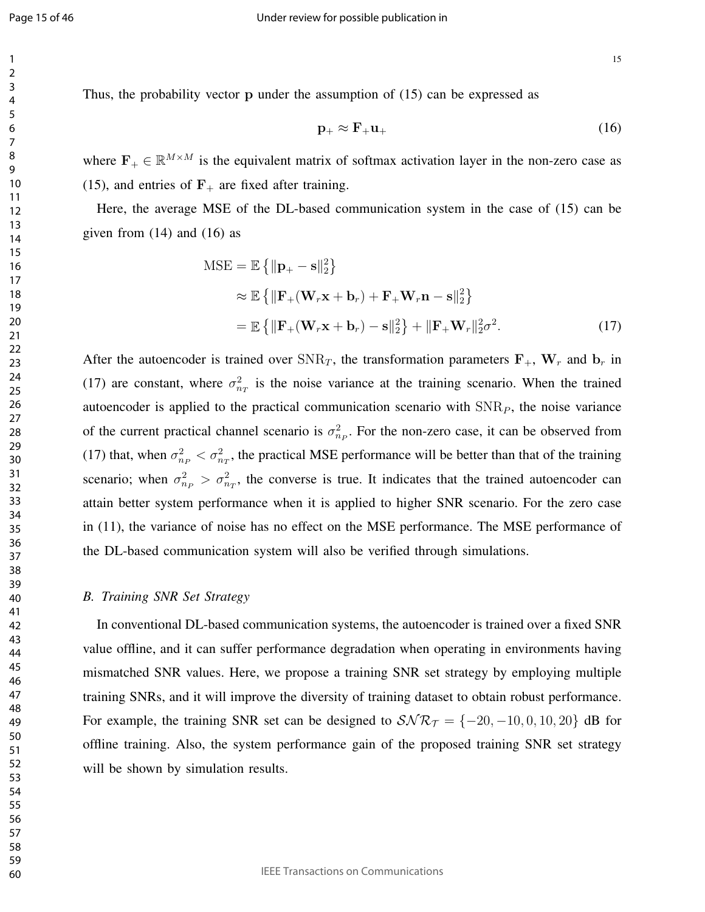Thus, the probability vector $\mathbf{p}$ under the assumption of (15) can be expressed as

$$\mathbf{p}_{+} \approx \mathbf{F}_{+}\mathbf{u}_{+} \tag{16}$$

where $\mathbf{F}_{+} \in \mathbb{R}^{M\times M}$ is the equivalent matrix of softmax activation layer in the non-zero case as (15), and entries of $\mathbf{F}_{+}$ are fixed after training.

Here, the average MSE of the DL-based communication system in the case of (15) can be given from (14) and (16) as

$$\begin{aligned}
\mathrm{MSE} &= \mathbb{E}\left\{\|\mathbf{p}_{+} - \mathbf{s}\|_2^2\right\} \\
&\approx \mathbb{E}\left\{\|\mathbf{F}_{+}(\mathbf{W}_r\mathbf{x} + \mathbf{b}_r) + \mathbf{F}_{+}\mathbf{W}_r\mathbf{n} - \mathbf{s}\|_2^2\right\} \\
&= \mathbb{E}\left\{\|\mathbf{F}_{+}(\mathbf{W}_r\mathbf{x} + \mathbf{b}_r) - \mathbf{s}\|_2^2\right\} + \|\mathbf{F}_{+}\mathbf{W}_r\|_2^2\sigma^2.
\end{aligned} \tag{17}$$

After the autoencoder is trained over $\mathrm{SNR}_T$, the transformation parameters $\mathbf{F}_{+}$, $\mathbf{W}_r$ and $\mathbf{b}_r$ in (17) are constant, where $\sigma_{n_T}^2$ is the noise variance at the training scenario. When the trained autoencoder is applied to the practical communication scenario with $\mathrm{SNR}_P$, the noise variance of the current practical channel scenario is $\sigma_{n_P}^2$. For the non-zero case, it can be observed from (17) that, when $\sigma_{n_P}^2 < \sigma_{n_T}^2$, the practical MSE performance will be better than that of the training scenario; when $\sigma_{n_P}^2 > \sigma_{n_T}^2$, the converse is true. It indicates that the trained autoencoder can attain better system performance when it is applied to higher SNR scenario. For the zero case in (11), the variance of noise has no effect on the MSE performance. The MSE performance of the DL-based communication system will also be verified through simulations.

### *B. Training SNR Set Strategy*

In conventional DL-based communication systems, the autoencoder is trained over a fixed SNR value offline, and it can suffer performance degradation when operating in environments having mismatched SNR values. Here, we propose a training SNR set strategy by employing multiple training SNRs, and it will improve the diversity of training dataset to obtain robust performance. For example, the training SNR set can be designed to $\mathcal{SNR}_{\mathcal{T}} = \{-20, -10, 0, 10, 20\}$ dB for offline training. Also, the system performance gain of the proposed training SNR set strategy will be shown by simulation results.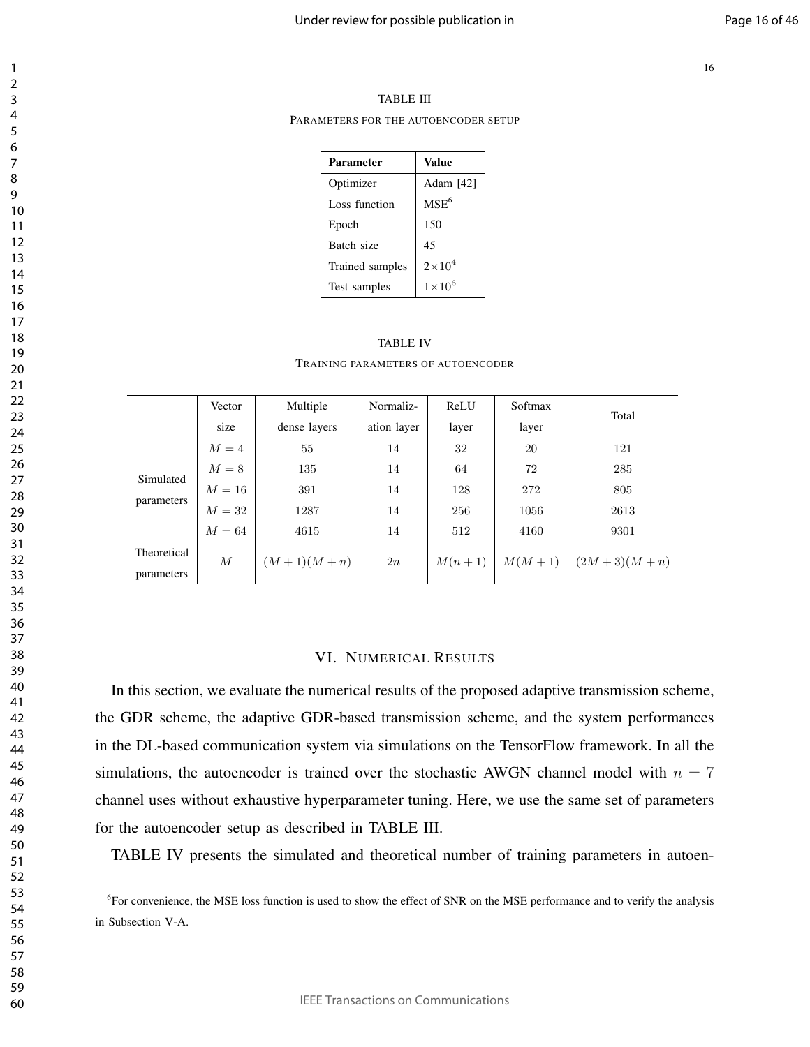TABLE III

PARAMETERS FOR THE AUTOENCODER SETUP

| **Parameter** | **Value** |
|---|---|
| Optimizer | Adam [42] |
| Loss function | MSE[6] |
| Epoch | 150 |
| Batch size | 45 |
| Trained samples | $2\times10^4$ |
| Test samples | $1\times10^6$ |

TABLE IV

TRAINING PARAMETERS OF AUTOENCODER

| | Vector size | Multiple dense layers | Normalization layer | ReLU layer | Softmax layer | Total |
|---|---|---|---|---|---|---|
| Simulated parameters | $M=4$ | 55 | 14 | 32 | 20 | 121 |
| | $M=8$ | 135 | 14 | 64 | 72 | 285 |
| | $M=16$ | 391 | 14 | 128 | 272 | 805 |
| | $M=32$ | 1287 | 14 | 256 | 1056 | 2613 |
| | $M=64$ | 4615 | 14 | 512 | 4160 | 9301 |
| Theoretical parameters | $M$ | $(M+1)(M+n)$ | $2n$ | $M(n+1)$ | $M(M+1)$ | $(2M+3)(M+n)$ |

## VI. NUMERICAL RESULTS

In this section, we evaluate the numerical results of the proposed adaptive transmission scheme, the GDR scheme, the adaptive GDR-based transmission scheme, and the system performances in the DL-based communication system via simulations on the TensorFlow framework. In all the simulations, the autoencoder is trained over the stochastic AWGN channel model with $n = 7$ channel uses without exhaustive hyperparameter tuning. Here, we use the same set of parameters for the autoencoder setup as described in TABLE III.

TABLE IV presents the simulated and theoretical number of training parameters in autoen-

[6]For convenience, the MSE loss function is used to show the effect of SNR on the MSE performance and to verify the analysis in Subsection V-A.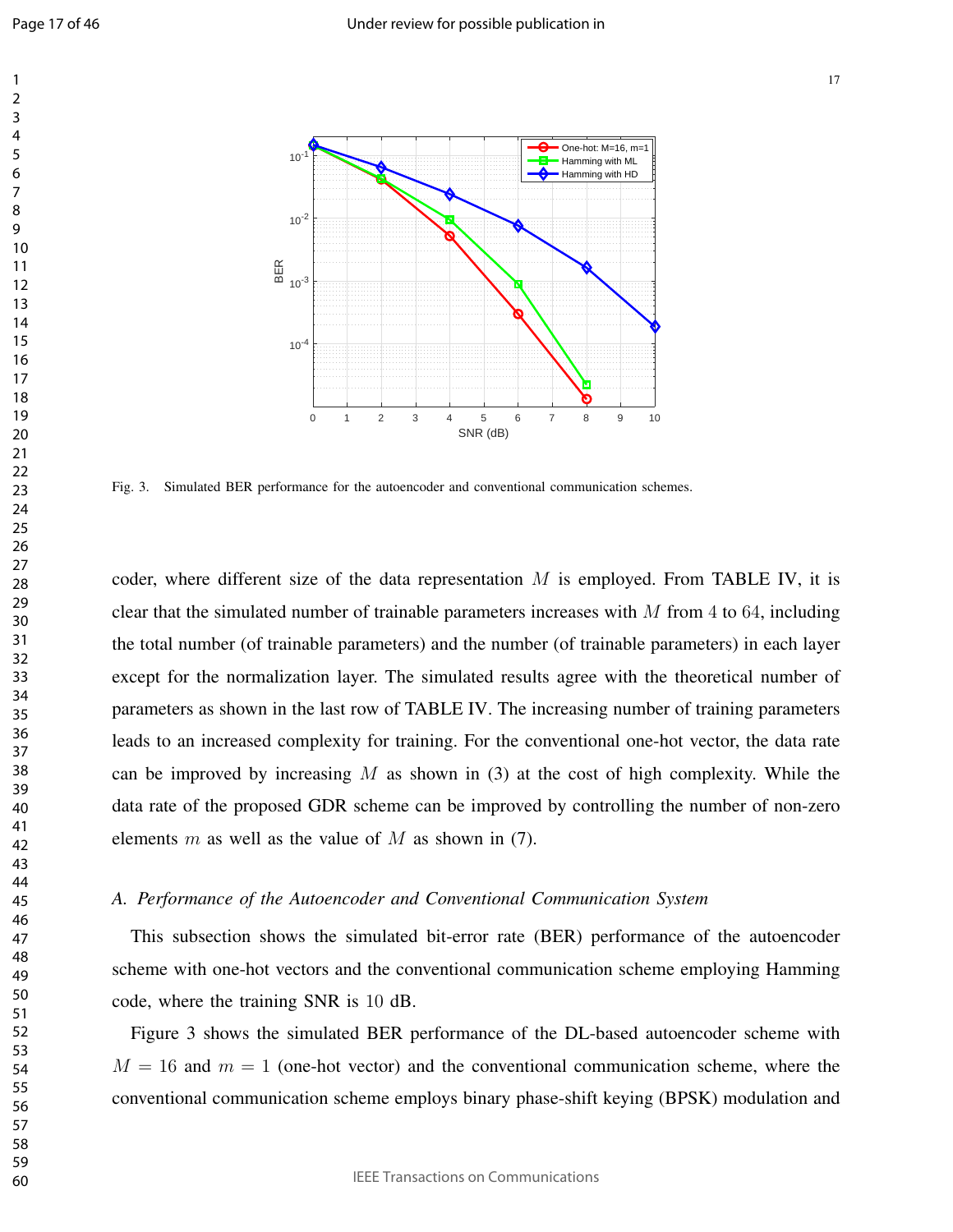Fig. 3. Simulated BER performance for the autoencoder and conventional communication schemes.

coder, where different size of the data representation $M$ is employed. From TABLE IV, it is clear that the simulated number of trainable parameters increases with $M$ from 4 to 64, including the total number (of trainable parameters) and the number (of trainable parameters) in each layer except for the normalization layer. The simulated results agree with the theoretical number of parameters as shown in the last row of TABLE IV. The increasing number of training parameters leads to an increased complexity for training. For the conventional one-hot vector, the data rate can be improved by increasing $M$ as shown in (3) at the cost of high complexity. While the data rate of the proposed GDR scheme can be improved by controlling the number of non-zero elements $m$ as well as the value of $M$ as shown in (7).

### *A. Performance of the Autoencoder and Conventional Communication System*

This subsection shows the simulated bit-error rate (BER) performance of the autoencoder scheme with one-hot vectors and the conventional communication scheme employing Hamming code, where the training SNR is 10 dB.

Figure 3 shows the simulated BER performance of the DL-based autoencoder scheme with $M = 16$ and $m = 1$ (one-hot vector) and the conventional communication scheme, where the conventional communication scheme employs binary phase-shift keying (BPSK) modulation and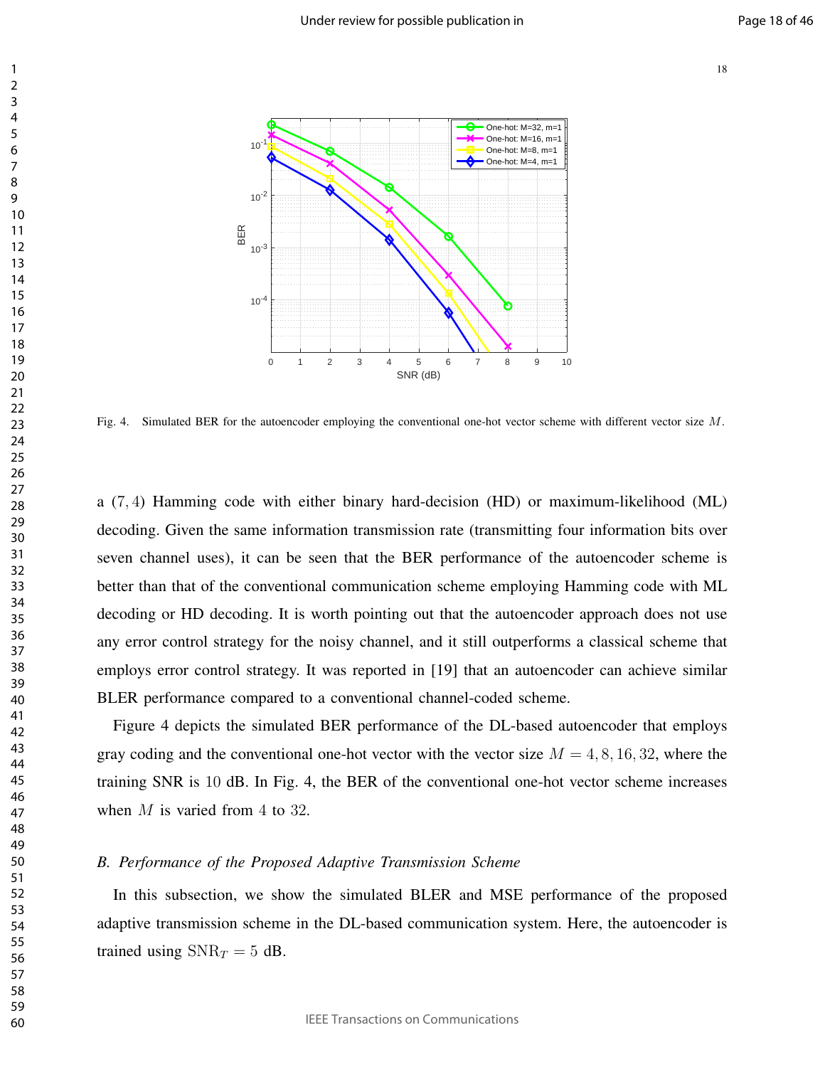Fig. 4. Simulated BER for the autoencoder employing the conventional one-hot vector scheme with different vector size $M$.

a $(7,4)$ Hamming code with either binary hard-decision (HD) or maximum-likelihood (ML) decoding. Given the same information transmission rate (transmitting four information bits over seven channel uses), it can be seen that the BER performance of the autoencoder scheme is better than that of the conventional communication scheme employing Hamming code with ML decoding or HD decoding. It is worth pointing out that the autoencoder approach does not use any error control strategy for the noisy channel, and it still outperforms a classical scheme that employs error control strategy. It was reported in [19] that an autoencoder can achieve similar BLER performance compared to a conventional channel-coded scheme.

Figure 4 depicts the simulated BER performance of the DL-based autoencoder that employs gray coding and the conventional one-hot vector with the vector size $M = 4, 8, 16, 32$, where the training SNR is $10$ dB. In Fig. 4, the BER of the conventional one-hot vector scheme increases when $M$ is varied from $4$ to $32$.

### *B. Performance of the Proposed Adaptive Transmission Scheme*

In this subsection, we show the simulated BLER and MSE performance of the proposed adaptive transmission scheme in the DL-based communication system. Here, the autoencoder is trained using $\mathrm{SNR}_T = 5$ dB.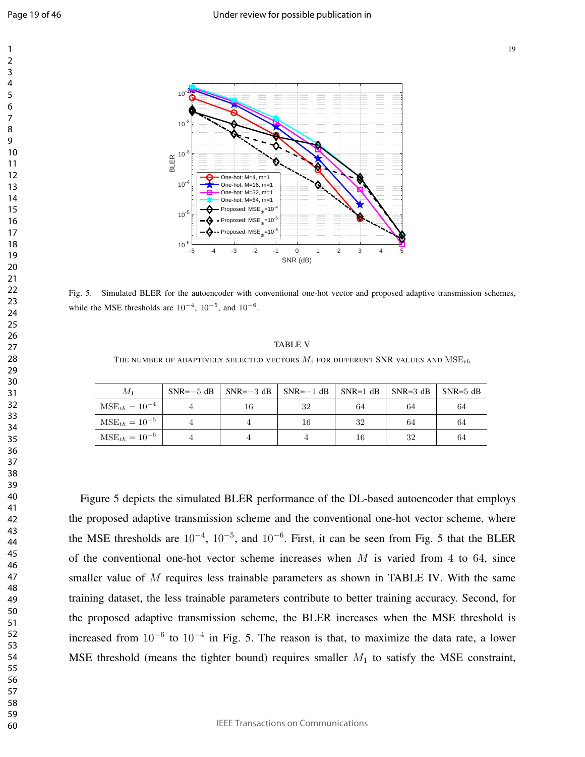Fig. 5. Simulated BLER for the autoencoder with conventional one-hot vector and proposed adaptive transmission schemes, while the MSE thresholds are $10^{-4}$, $10^{-5}$, and $10^{-6}$.

TABLE V

THE NUMBER OF ADAPTIVELY SELECTED VECTORS $M_1$ FOR DIFFERENT SNR VALUES AND $\text{MSE}_{th}$

| $M_1$ | SNR=$-5$ dB | SNR=$-3$ dB | SNR=$-1$ dB | SNR=1 dB | SNR=3 dB | SNR=5 dB |
|---|---|---|---|---|---|---|
| $\text{MSE}_{th} = 10^{-4}$ | 4 | 16 | 32 | 64 | 64 | 64 |
| $\text{MSE}_{th} = 10^{-5}$ | 4 | 4 | 16 | 32 | 64 | 64 |
| $\text{MSE}_{th} = 10^{-6}$ | 4 | 4 | 4 | 16 | 32 | 64 |

Figure 5 depicts the simulated BLER performance of the DL-based autoencoder that employs the proposed adaptive transmission scheme and the conventional one-hot vector scheme, where the MSE thresholds are $10^{-4}$, $10^{-5}$, and $10^{-6}$. First, it can be seen from Fig. 5 that the BLER of the conventional one-hot vector scheme increases when $M$ is varied from $4$ to $64$, since smaller value of $M$ requires less trainable parameters as shown in TABLE IV. With the same training dataset, the less trainable parameters contribute to better training accuracy. Second, for the proposed adaptive transmission scheme, the BLER increases when the MSE threshold is increased from $10^{-6}$ to $10^{-4}$ in Fig. 5. The reason is that, to maximize the data rate, a lower MSE threshold (means the tighter bound) requires smaller $M_1$ to satisfy the MSE constraint,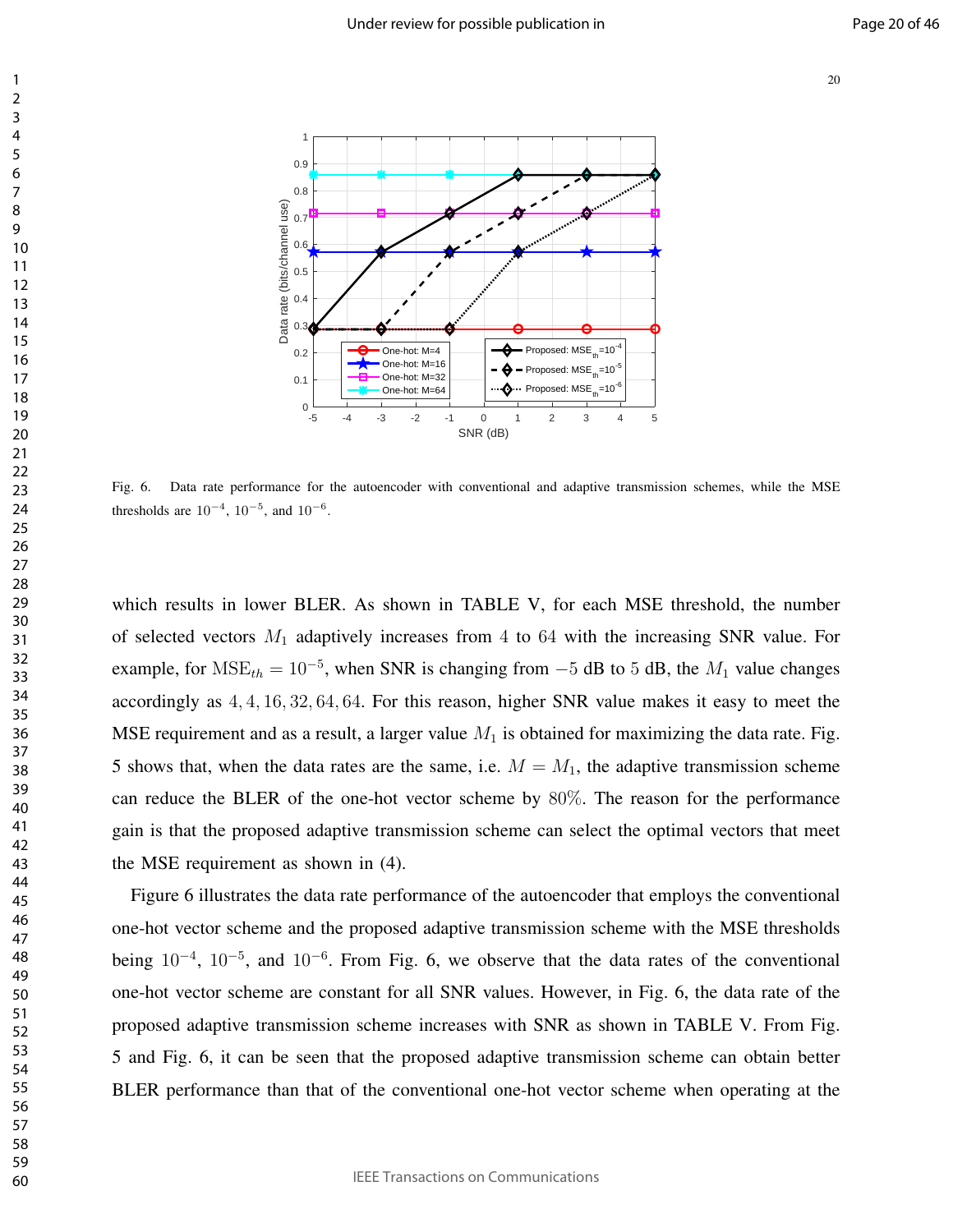Fig. 6. Data rate performance for the autoencoder with conventional and adaptive transmission schemes, while the MSE thresholds are $10^{-4}$, $10^{-5}$, and $10^{-6}$.

which results in lower BLER. As shown in TABLE V, for each MSE threshold, the number of selected vectors $M_1$ adaptively increases from $4$ to $64$ with the increasing SNR value. For example, for $\mathrm{MSE}_{th} = 10^{-5}$, when SNR is changing from $-5$ dB to $5$ dB, the $M_1$ value changes accordingly as $4, 4, 16, 32, 64, 64$. For this reason, higher SNR value makes it easy to meet the MSE requirement and as a result, a larger value $M_1$ is obtained for maximizing the data rate. Fig. 5 shows that, when the data rates are the same, i.e. $M = M_1$, the adaptive transmission scheme can reduce the BLER of the one-hot vector scheme by $80\%$. The reason for the performance gain is that the proposed adaptive transmission scheme can select the optimal vectors that meet the MSE requirement as shown in (4).

Figure 6 illustrates the data rate performance of the autoencoder that employs the conventional one-hot vector scheme and the proposed adaptive transmission scheme with the MSE thresholds being $10^{-4}$, $10^{-5}$, and $10^{-6}$. From Fig. 6, we observe that the data rates of the conventional one-hot vector scheme are constant for all SNR values. However, in Fig. 6, the data rate of the proposed adaptive transmission scheme increases with SNR as shown in TABLE V. From Fig. 5 and Fig. 6, it can be seen that the proposed adaptive transmission scheme can obtain better BLER performance than that of the conventional one-hot vector scheme when operating at the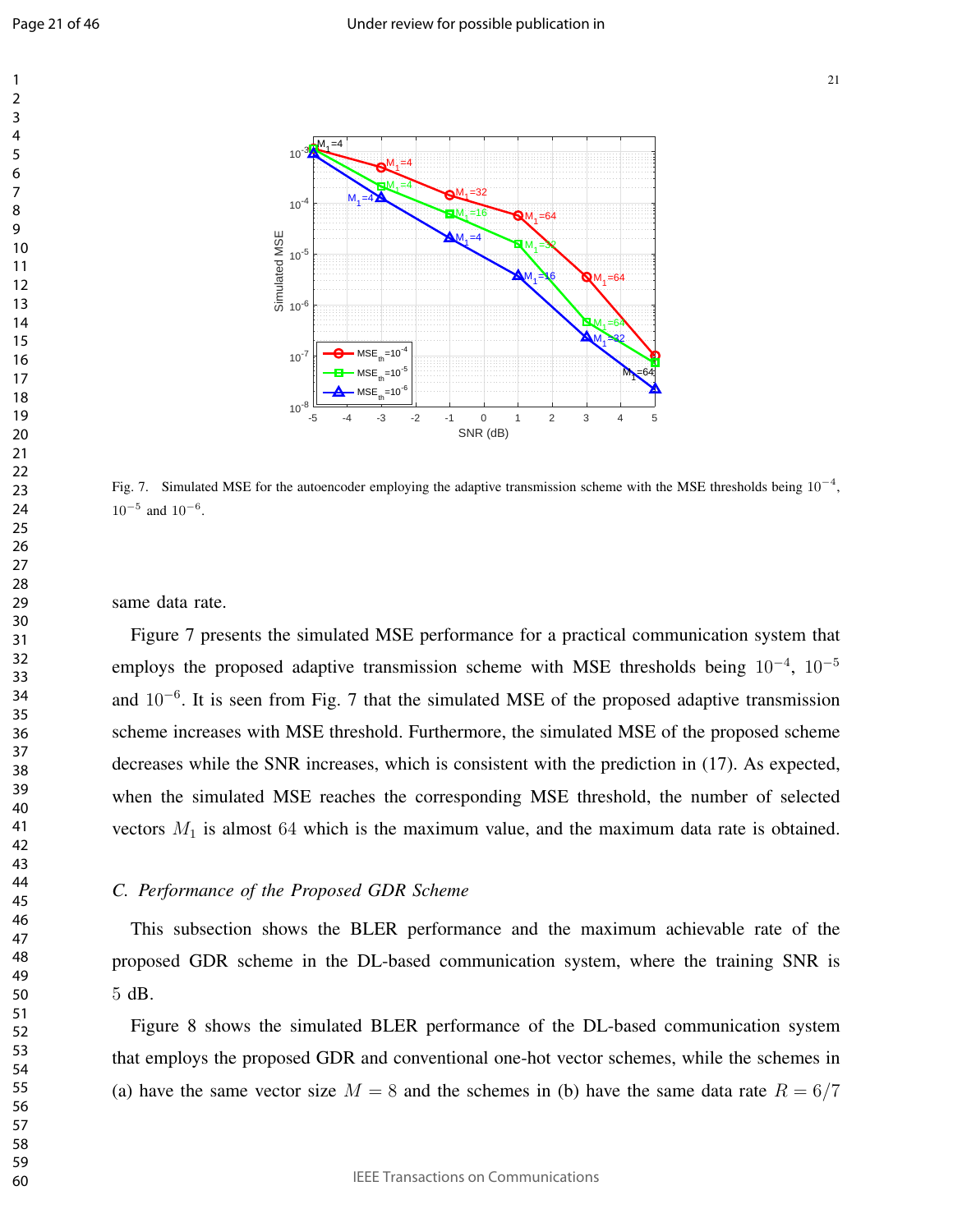Fig. 7. Simulated MSE for the autoencoder employing the adaptive transmission scheme with the MSE thresholds being $10^{-4}$, $10^{-5}$ and $10^{-6}$.

same data rate.

Figure 7 presents the simulated MSE performance for a practical communication system that employs the proposed adaptive transmission scheme with MSE thresholds being $10^{-4}$, $10^{-5}$ and $10^{-6}$. It is seen from Fig. 7 that the simulated MSE of the proposed adaptive transmission scheme increases with MSE threshold. Furthermore, the simulated MSE of the proposed scheme decreases while the SNR increases, which is consistent with the prediction in (17). As expected, when the simulated MSE reaches the corresponding MSE threshold, the number of selected vectors $M_1$ is almost $64$ which is the maximum value, and the maximum data rate is obtained.

### *C. Performance of the Proposed GDR Scheme*

This subsection shows the BLER performance and the maximum achievable rate of the proposed GDR scheme in the DL-based communication system, where the training SNR is $5$ dB.

Figure 8 shows the simulated BLER performance of the DL-based communication system that employs the proposed GDR and conventional one-hot vector schemes, while the schemes in (a) have the same vector size $M = 8$ and the schemes in (b) have the same data rate $R = 6/7$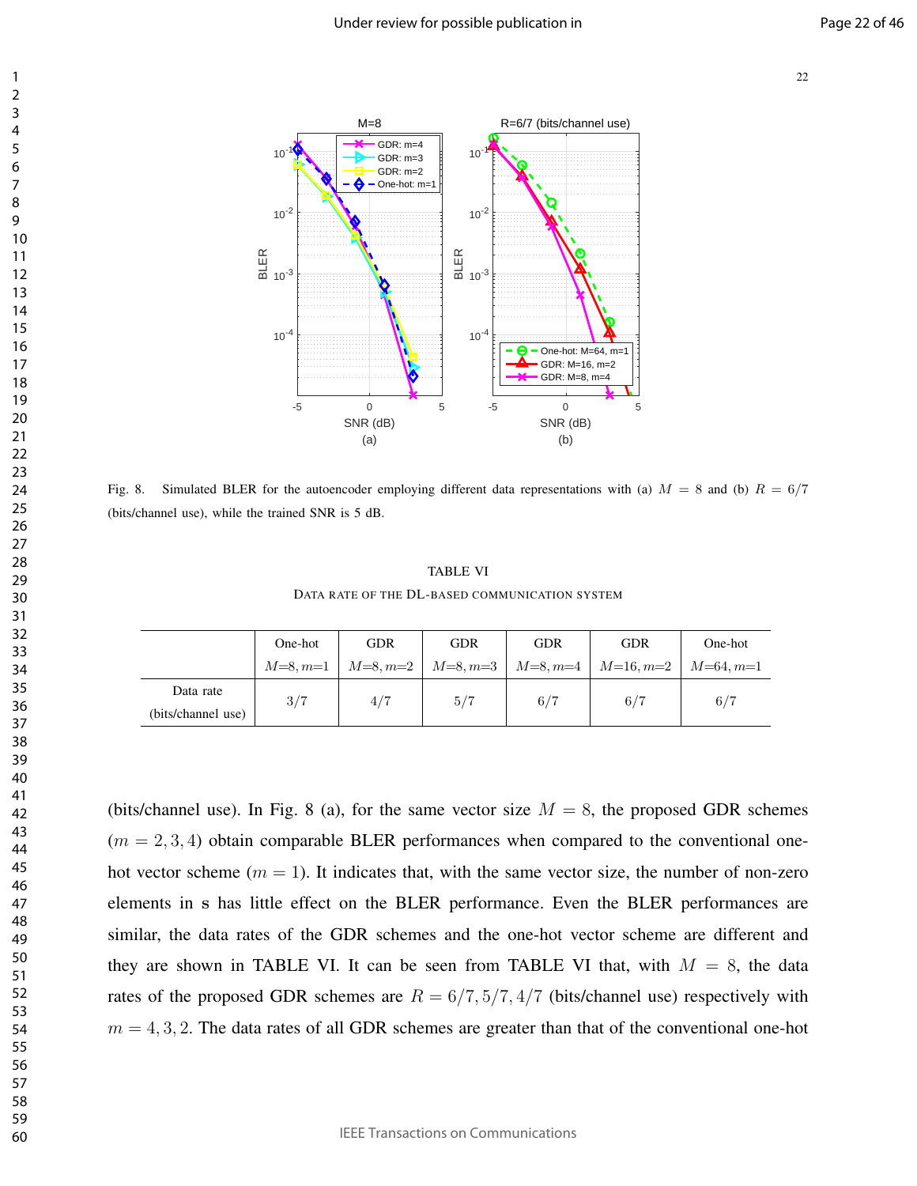Fig. 8. Simulated BLER for the autoencoder employing different data representations with (a) $M = 8$ and (b) $R = 6/7$ (bits/channel use), while the trained SNR is 5 dB.

TABLE VI

DATA RATE OF THE DL-BASED COMMUNICATION SYSTEM

| | One-hot $M$=8, $m$=1 | GDR $M$=8, $m$=2 | GDR $M$=8, $m$=3 | GDR $M$=8, $m$=4 | GDR $M$=16, $m$=2 | One-hot $M$=64, $m$=1 |
|---|---|---|---|---|---|---|
| Data rate (bits/channel use) | $3/7$ | $4/7$ | $5/7$ | $6/7$ | $6/7$ | $6/7$ |

(bits/channel use). In Fig. 8 (a), for the same vector size $M = 8$, the proposed GDR schemes ($m = 2, 3, 4$) obtain comparable BLER performances when compared to the conventional one-hot vector scheme ($m = 1$). It indicates that, with the same vector size, the number of non-zero elements in $\mathbf{s}$ has little effect on the BLER performance. Even the BLER performances are similar, the data rates of the GDR schemes and the one-hot vector scheme are different and they are shown in TABLE VI. It can be seen from TABLE VI that, with $M = 8$, the data rates of the proposed GDR schemes are $R = 6/7, 5/7, 4/7$ (bits/channel use) respectively with $m = 4, 3, 2$. The data rates of all GDR schemes are greater than that of the conventional one-hot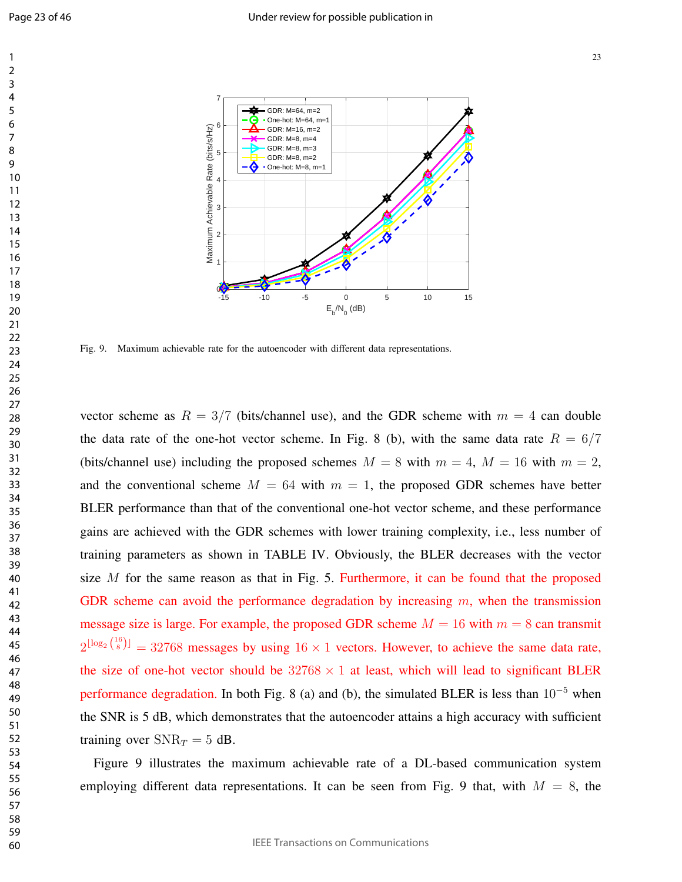Fig. 9. Maximum achievable rate for the autoencoder with different data representations.

vector scheme as $R = 3/7$ (bits/channel use), and the GDR scheme with $m = 4$ can double the data rate of the one-hot vector scheme. In Fig. 8 (b), with the same data rate $R = 6/7$ (bits/channel use) including the proposed schemes $M = 8$ with $m = 4$, $M = 16$ with $m = 2$, and the conventional scheme $M = 64$ with $m = 1$, the proposed GDR schemes have better BLER performance than that of the conventional one-hot vector scheme, and these performance gains are achieved with the GDR schemes with lower training complexity, i.e., less number of training parameters as shown in TABLE IV. Obviously, the BLER decreases with the vector size $M$ for the same reason as that in Fig. 5. Furthermore, it can be found that the proposed GDR scheme can avoid the performance degradation by increasing $m$, when the transmission message size is large. For example, the proposed GDR scheme $M = 16$ with $m = 8$ can transmit $2^{\lfloor \log_2 \binom{16}{8} \rfloor} = 32768$ messages by using $16 \times 1$ vectors. However, to achieve the same data rate, the size of one-hot vector should be $32768 \times 1$ at least, which will lead to significant BLER performance degradation. In both Fig. 8 (a) and (b), the simulated BLER is less than $10^{-5}$ when the SNR is 5 dB, which demonstrates that the autoencoder attains a high accuracy with sufficient training over $\mathrm{SNR}_T = 5$ dB.

Figure 9 illustrates the maximum achievable rate of a DL-based communication system employing different data representations. It can be seen from Fig. 9 that, with $M = 8$, the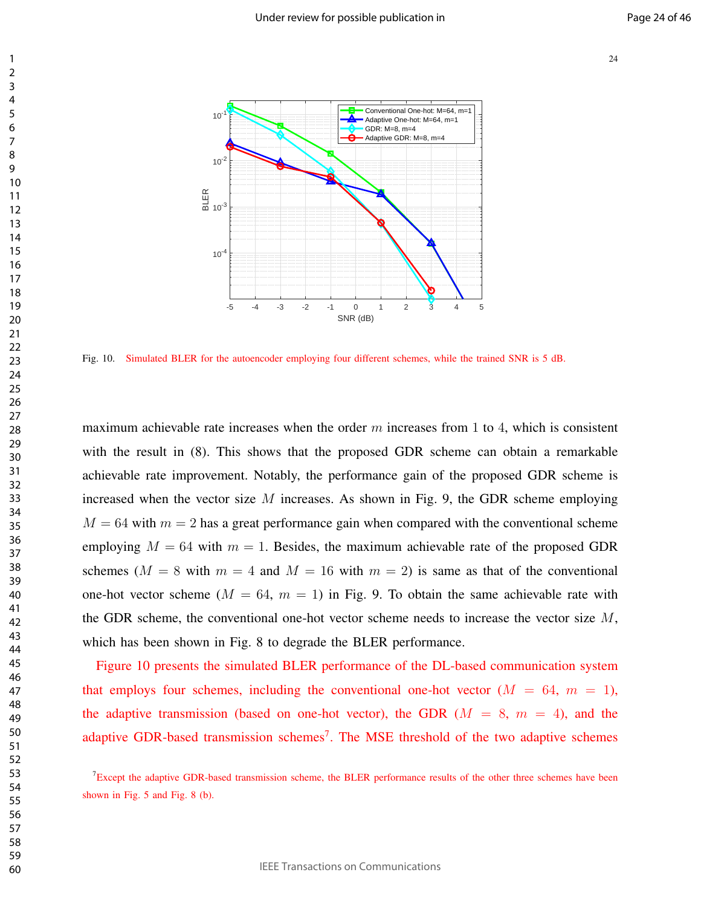Fig. 10. Simulated BLER for the autoencoder employing four different schemes, while the trained SNR is 5 dB.

maximum achievable rate increases when the order $m$ increases from 1 to 4, which is consistent with the result in (8). This shows that the proposed GDR scheme can obtain a remarkable achievable rate improvement. Notably, the performance gain of the proposed GDR scheme is increased when the vector size $M$ increases. As shown in Fig. 9, the GDR scheme employing $M = 64$ with $m = 2$ has a great performance gain when compared with the conventional scheme employing $M = 64$ with $m = 1$. Besides, the maximum achievable rate of the proposed GDR schemes ($M = 8$ with $m = 4$ and $M = 16$ with $m = 2$) is same as that of the conventional one-hot vector scheme ($M = 64$, $m = 1$) in Fig. 9. To obtain the same achievable rate with the GDR scheme, the conventional one-hot vector scheme needs to increase the vector size $M$, which has been shown in Fig. 8 to degrade the BLER performance.

Figure 10 presents the simulated BLER performance of the DL-based communication system that employs four schemes, including the conventional one-hot vector ($M = 64$, $m = 1$), the adaptive transmission (based on one-hot vector), the GDR ($M = 8$, $m = 4$), and the adaptive GDR-based transmission schemes[7]. The MSE threshold of the two adaptive schemes

[7]Except the adaptive GDR-based transmission scheme, the BLER performance results of the other three schemes have been shown in Fig. 5 and Fig. 8 (b).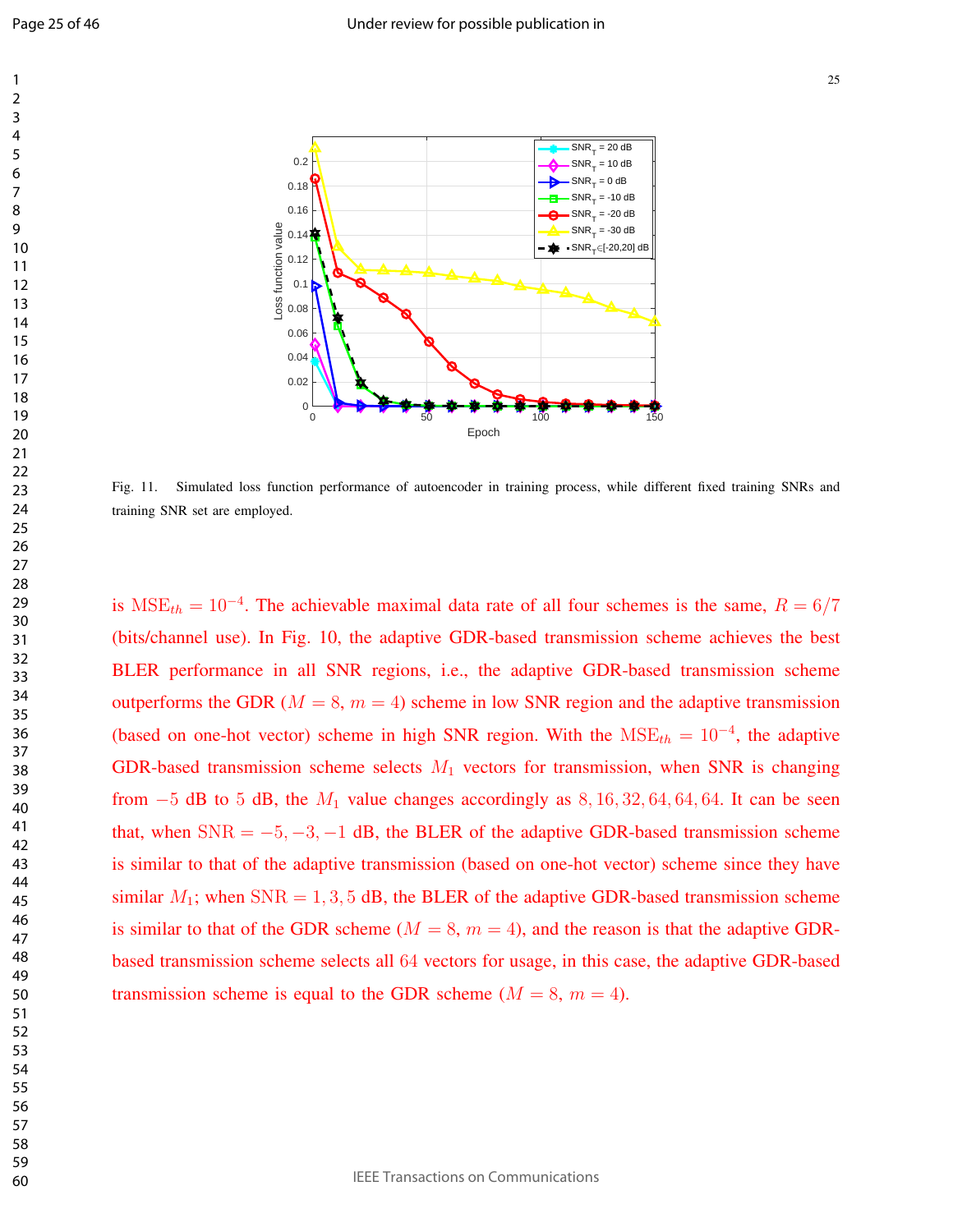Fig. 11. Simulated loss function performance of autoencoder in training process, while different fixed training SNRs and training SNR set are employed.

is $\mathrm{MSE}_{th} = 10^{-4}$. The achievable maximal data rate of all four schemes is the same, $R = 6/7$ (bits/channel use). In Fig. 10, the adaptive GDR-based transmission scheme achieves the best BLER performance in all SNR regions, i.e., the adaptive GDR-based transmission scheme outperforms the GDR ($M = 8$, $m = 4$) scheme in low SNR region and the adaptive transmission (based on one-hot vector) scheme in high SNR region. With the $\mathrm{MSE}_{th} = 10^{-4}$, the adaptive GDR-based transmission scheme selects $M_1$ vectors for transmission, when SNR is changing from $-5$ dB to $5$ dB, the $M_1$ value changes accordingly as $8, 16, 32, 64, 64, 64$. It can be seen that, when $\mathrm{SNR} = -5, -3, -1$ dB, the BLER of the adaptive GDR-based transmission scheme is similar to that of the adaptive transmission (based on one-hot vector) scheme since they have similar $M_1$; when $\mathrm{SNR} = 1, 3, 5$ dB, the BLER of the adaptive GDR-based transmission scheme is similar to that of the GDR scheme ($M = 8$, $m = 4$), and the reason is that the adaptive GDR-based transmission scheme selects all $64$ vectors for usage, in this case, the adaptive GDR-based transmission scheme is equal to the GDR scheme ($M = 8$, $m = 4$).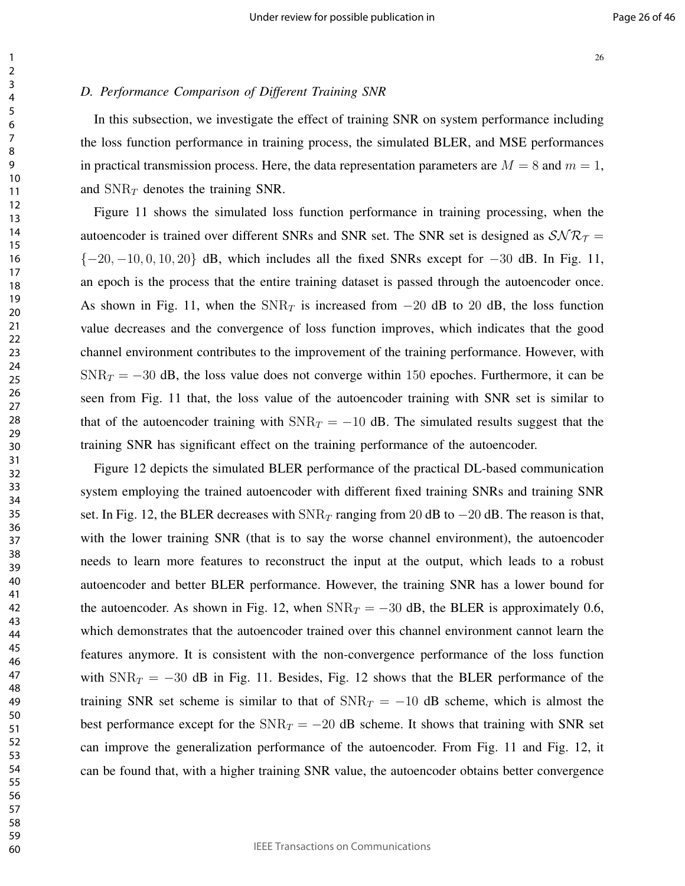### *D. Performance Comparison of Different Training SNR*

In this subsection, we investigate the effect of training SNR on system performance including the loss function performance in training process, the simulated BLER, and MSE performances in practical transmission process. Here, the data representation parameters are $M = 8$ and $m = 1$, and $\mathrm{SNR}_T$ denotes the training SNR.

Figure 11 shows the simulated loss function performance in training processing, when the autoencoder is trained over different SNRs and SNR set. The SNR set is designed as $\mathcal{SNR}_\mathcal{T} = \{-20, -10, 0, 10, 20\}$ dB, which includes all the fixed SNRs except for $-30$ dB. In Fig. 11, an epoch is the process that the entire training dataset is passed through the autoencoder once. As shown in Fig. 11, when the $\mathrm{SNR}_T$ is increased from $-20$ dB to $20$ dB, the loss function value decreases and the convergence of loss function improves, which indicates that the good channel environment contributes to the improvement of the training performance. However, with $\mathrm{SNR}_T = -30$ dB, the loss value does not converge within $150$ epoches. Furthermore, it can be seen from Fig. 11 that, the loss value of the autoencoder training with SNR set is similar to that of the autoencoder training with $\mathrm{SNR}_T = -10$ dB. The simulated results suggest that the training SNR has significant effect on the training performance of the autoencoder.

Figure 12 depicts the simulated BLER performance of the practical DL-based communication system employing the trained autoencoder with different fixed training SNRs and training SNR set. In Fig. 12, the BLER decreases with $\mathrm{SNR}_T$ ranging from $20$ dB to $-20$ dB. The reason is that, with the lower training SNR (that is to say the worse channel environment), the autoencoder needs to learn more features to reconstruct the input at the output, which leads to a robust autoencoder and better BLER performance. However, the training SNR has a lower bound for the autoencoder. As shown in Fig. 12, when $\mathrm{SNR}_T = -30$ dB, the BLER is approximately 0.6, which demonstrates that the autoencoder trained over this channel environment cannot learn the features anymore. It is consistent with the non-convergence performance of the loss function with $\mathrm{SNR}_T = -30$ dB in Fig. 11. Besides, Fig. 12 shows that the BLER performance of the training SNR set scheme is similar to that of $\mathrm{SNR}_T = -10$ dB scheme, which is almost the best performance except for the $\mathrm{SNR}_T = -20$ dB scheme. It shows that training with SNR set can improve the generalization performance of the autoencoder. From Fig. 11 and Fig. 12, it can be found that, with a higher training SNR value, the autoencoder obtains better convergence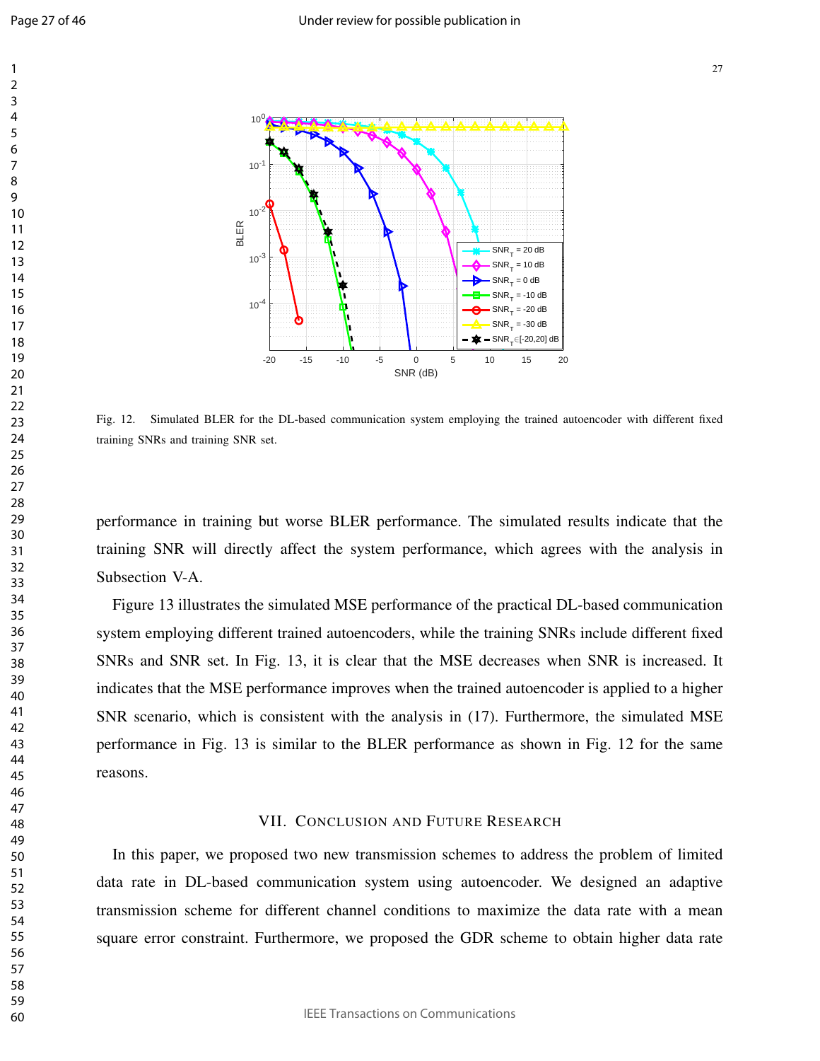Fig. 12. Simulated BLER for the DL-based communication system employing the trained autoencoder with different fixed training SNRs and training SNR set.

performance in training but worse BLER performance. The simulated results indicate that the training SNR will directly affect the system performance, which agrees with the analysis in Subsection V-A.

Figure 13 illustrates the simulated MSE performance of the practical DL-based communication system employing different trained autoencoders, while the training SNRs include different fixed SNRs and SNR set. In Fig. 13, it is clear that the MSE decreases when SNR is increased. It indicates that the MSE performance improves when the trained autoencoder is applied to a higher SNR scenario, which is consistent with the analysis in (17). Furthermore, the simulated MSE performance in Fig. 13 is similar to the BLER performance as shown in Fig. 12 for the same reasons.

## VII. Conclusion and Future Research

In this paper, we proposed two new transmission schemes to address the problem of limited data rate in DL-based communication system using autoencoder. We designed an adaptive transmission scheme for different channel conditions to maximize the data rate with a mean square error constraint. Furthermore, we proposed the GDR scheme to obtain higher data rate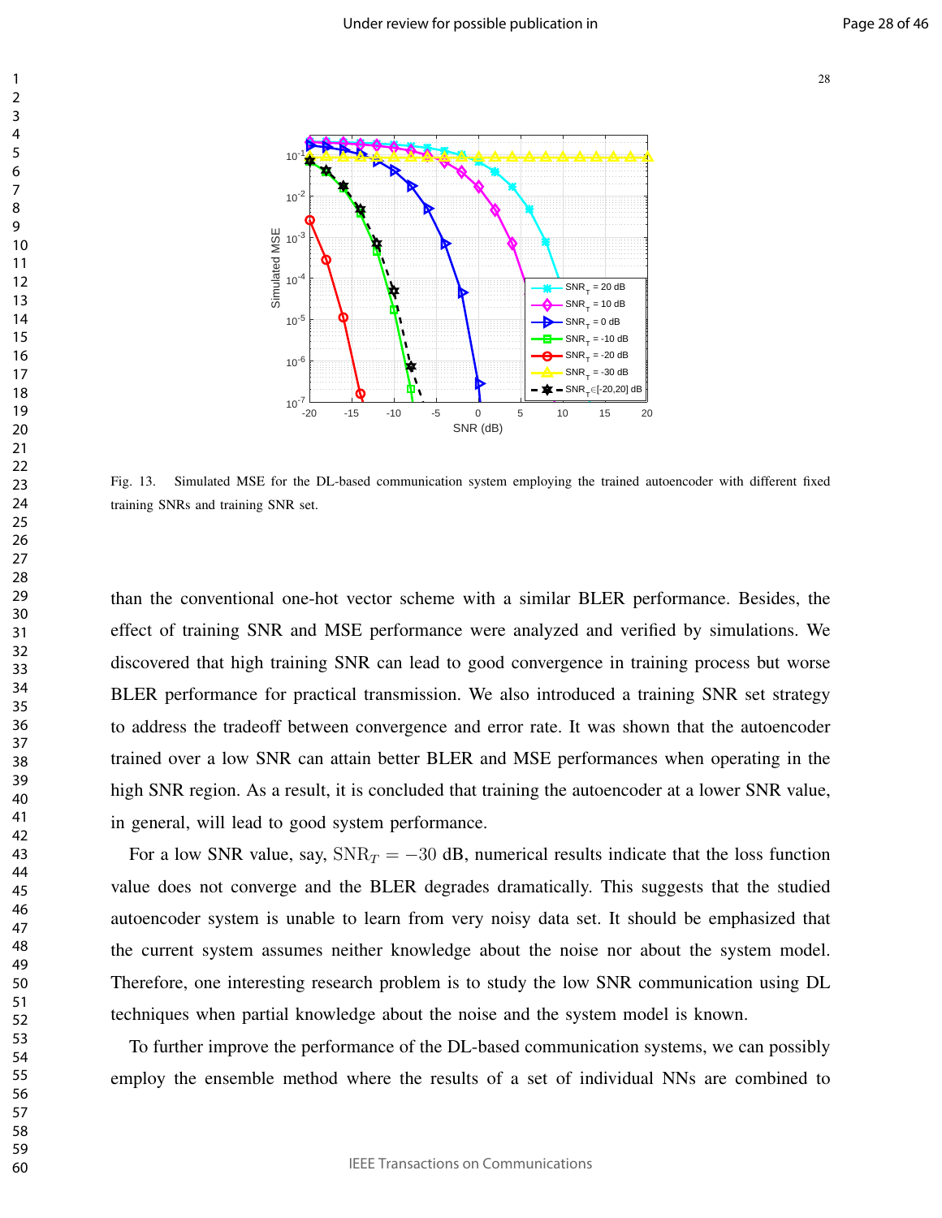Fig. 13. Simulated MSE for the DL-based communication system employing the trained autoencoder with different fixed training SNRs and training SNR set.

than the conventional one-hot vector scheme with a similar BLER performance. Besides, the effect of training SNR and MSE performance were analyzed and verified by simulations. We discovered that high training SNR can lead to good convergence in training process but worse BLER performance for practical transmission. We also introduced a training SNR set strategy to address the tradeoff between convergence and error rate. It was shown that the autoencoder trained over a low SNR can attain better BLER and MSE performances when operating in the high SNR region. As a result, it is concluded that training the autoencoder at a lower SNR value, in general, will lead to good system performance.

For a low SNR value, say, $\mathrm{SNR}_T = -30$ dB, numerical results indicate that the loss function value does not converge and the BLER degrades dramatically. This suggests that the studied autoencoder system is unable to learn from very noisy data set. It should be emphasized that the current system assumes neither knowledge about the noise nor about the system model. Therefore, one interesting research problem is to study the low SNR communication using DL techniques when partial knowledge about the noise and the system model is known.

To further improve the performance of the DL-based communication systems, we can possibly employ the ensemble method where the results of a set of individual NNs are combined to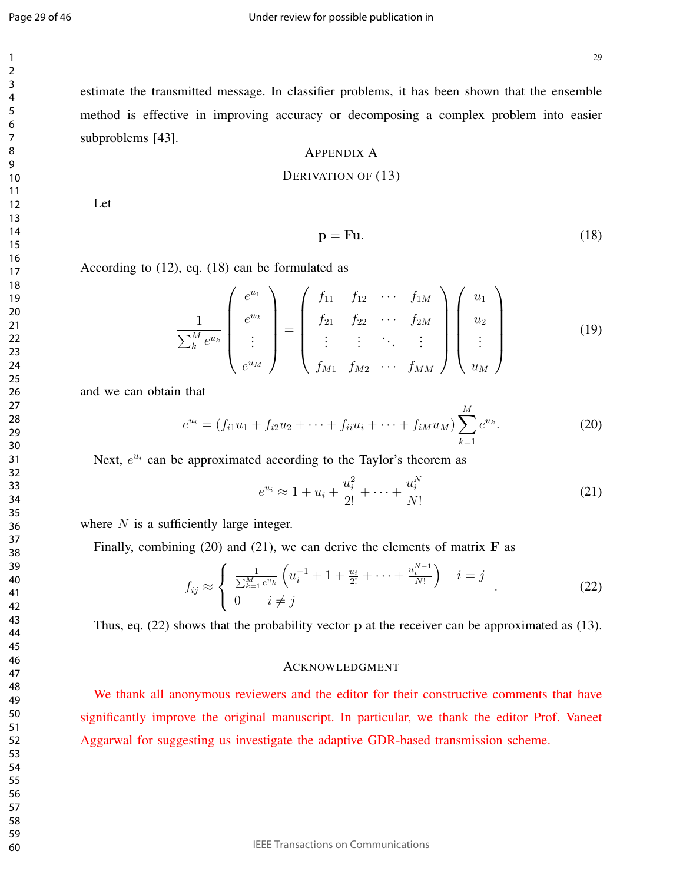estimate the transmitted message. In classifier problems, it has been shown that the ensemble method is effective in improving accuracy or decomposing a complex problem into easier subproblems [43].

## Appendix A

## Derivation of (13)

Let

$$\mathbf{p} = \mathbf{F}\mathbf{u}. \tag{18}$$

According to (12), eq. (18) can be formulated as

$$\frac{1}{\sum_{k}^{M} e^{u_k}} \begin{pmatrix} e^{u_1} \\ e^{u_2} \\ \vdots \\ e^{u_M} \end{pmatrix} = \begin{pmatrix} f_{11} & f_{12} & \cdots & f_{1M} \\ f_{21} & f_{22} & \cdots & f_{2M} \\ \vdots & \vdots & \ddots & \vdots \\ f_{M1} & f_{M2} & \cdots & f_{MM} \end{pmatrix} \begin{pmatrix} u_1 \\ u_2 \\ \vdots \\ u_M \end{pmatrix} \tag{19}$$

and we can obtain that

$$e^{u_i} = (f_{i1}u_1 + f_{i2}u_2 + \cdots + f_{ii}u_i + \cdots + f_{iM}u_M)\sum_{k=1}^{M} e^{u_k}. \tag{20}$$

Next, $e^{u_i}$ can be approximated according to the Taylor's theorem as

$$e^{u_i} \approx 1 + u_i + \frac{u_i^2}{2!} + \cdots + \frac{u_i^N}{N!} \tag{21}$$

where $N$ is a sufficiently large integer.

Finally, combining (20) and (21), we can derive the elements of matrix $\mathbf{F}$ as

$$f_{ij} \approx \begin{cases} \frac{1}{\sum_{k=1}^{M} e^{u_k}} \left( u_i^{-1} + 1 + \frac{u_i}{2!} + \cdots + \frac{u_i^{N-1}}{N!} \right) & i = j \\ 0 \qquad i \neq j \end{cases}. \tag{22}$$

Thus, eq. (22) shows that the probability vector $\mathbf{p}$ at the receiver can be approximated as (13).

## Acknowledgment

We thank all anonymous reviewers and the editor for their constructive comments that have significantly improve the original manuscript. In particular, we thank the editor Prof. Vaneet Aggarwal for suggesting us investigate the adaptive GDR-based transmission scheme.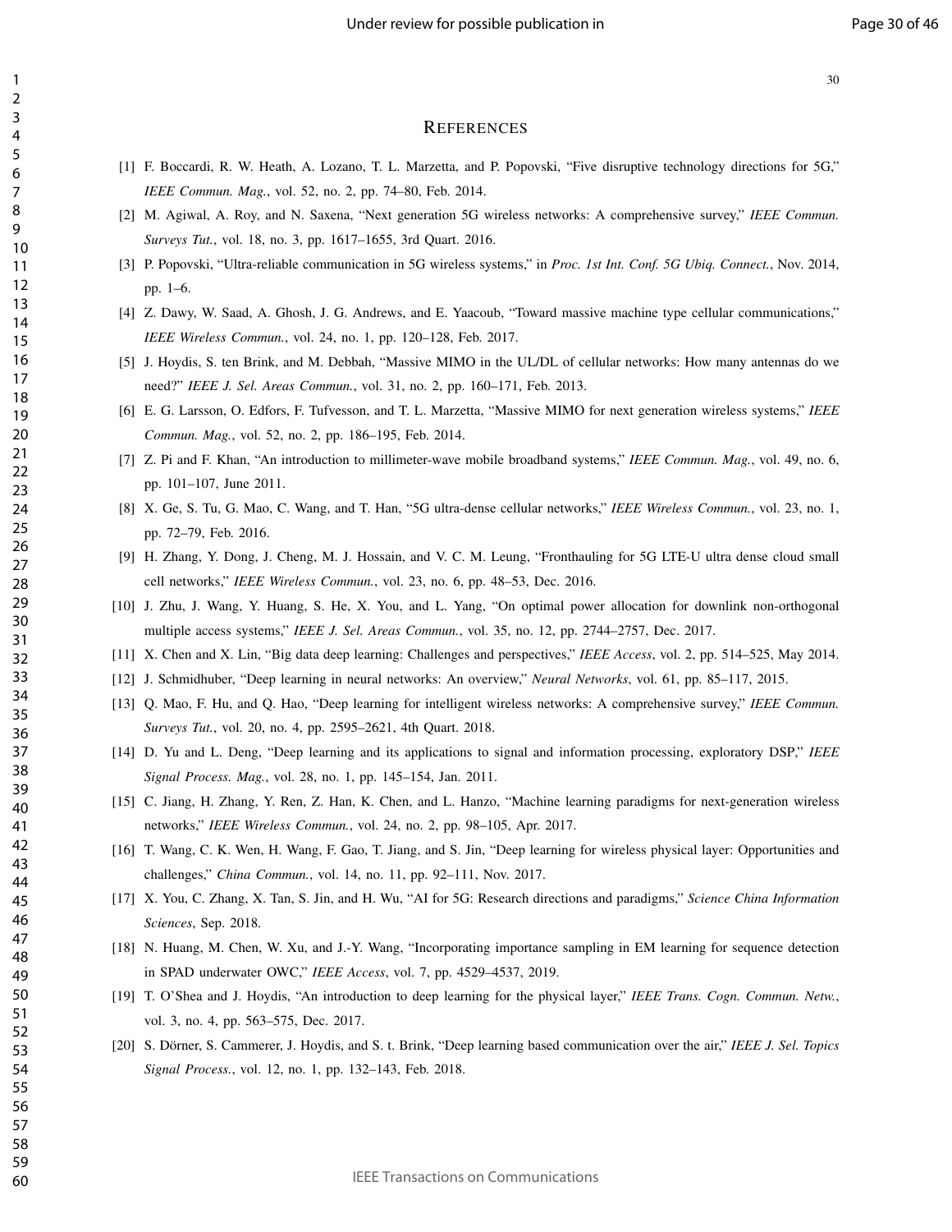# References

[1] F. Boccardi, R. W. Heath, A. Lozano, T. L. Marzetta, and P. Popovski, "Five disruptive technology directions for 5G," *IEEE Commun. Mag.*, vol. 52, no. 2, pp. 74–80, Feb. 2014.

[2] M. Agiwal, A. Roy, and N. Saxena, "Next generation 5G wireless networks: A comprehensive survey," *IEEE Commun. Surveys Tut.*, vol. 18, no. 3, pp. 1617–1655, 3rd Quart. 2016.

[3] P. Popovski, "Ultra-reliable communication in 5G wireless systems," in *Proc. 1st Int. Conf. 5G Ubiq. Connect.*, Nov. 2014, pp. 1–6.

[4] Z. Dawy, W. Saad, A. Ghosh, J. G. Andrews, and E. Yaacoub, "Toward massive machine type cellular communications," *IEEE Wireless Commun.*, vol. 24, no. 1, pp. 120–128, Feb. 2017.

[5] J. Hoydis, S. ten Brink, and M. Debbah, "Massive MIMO in the UL/DL of cellular networks: How many antennas do we need?" *IEEE J. Sel. Areas Commun.*, vol. 31, no. 2, pp. 160–171, Feb. 2013.

[6] E. G. Larsson, O. Edfors, F. Tufvesson, and T. L. Marzetta, "Massive MIMO for next generation wireless systems," *IEEE Commun. Mag.*, vol. 52, no. 2, pp. 186–195, Feb. 2014.

[7] Z. Pi and F. Khan, "An introduction to millimeter-wave mobile broadband systems," *IEEE Commun. Mag.*, vol. 49, no. 6, pp. 101–107, June 2011.

[8] X. Ge, S. Tu, G. Mao, C. Wang, and T. Han, "5G ultra-dense cellular networks," *IEEE Wireless Commun.*, vol. 23, no. 1, pp. 72–79, Feb. 2016.

[9] H. Zhang, Y. Dong, J. Cheng, M. J. Hossain, and V. C. M. Leung, "Fronthauling for 5G LTE-U ultra dense cloud small cell networks," *IEEE Wireless Commun.*, vol. 23, no. 6, pp. 48–53, Dec. 2016.

[10] J. Zhu, J. Wang, Y. Huang, S. He, X. You, and L. Yang, "On optimal power allocation for downlink non-orthogonal multiple access systems," *IEEE J. Sel. Areas Commun.*, vol. 35, no. 12, pp. 2744–2757, Dec. 2017.

[11] X. Chen and X. Lin, "Big data deep learning: Challenges and perspectives," *IEEE Access*, vol. 2, pp. 514–525, May 2014.

[12] J. Schmidhuber, "Deep learning in neural networks: An overview," *Neural Networks*, vol. 61, pp. 85–117, 2015.

[13] Q. Mao, F. Hu, and Q. Hao, "Deep learning for intelligent wireless networks: A comprehensive survey," *IEEE Commun. Surveys Tut.*, vol. 20, no. 4, pp. 2595–2621, 4th Quart. 2018.

[14] D. Yu and L. Deng, "Deep learning and its applications to signal and information processing, exploratory DSP," *IEEE Signal Process. Mag.*, vol. 28, no. 1, pp. 145–154, Jan. 2011.

[15] C. Jiang, H. Zhang, Y. Ren, Z. Han, K. Chen, and L. Hanzo, "Machine learning paradigms for next-generation wireless networks," *IEEE Wireless Commun.*, vol. 24, no. 2, pp. 98–105, Apr. 2017.

[16] T. Wang, C. K. Wen, H. Wang, F. Gao, T. Jiang, and S. Jin, "Deep learning for wireless physical layer: Opportunities and challenges," *China Commun.*, vol. 14, no. 11, pp. 92–111, Nov. 2017.

[17] X. You, C. Zhang, X. Tan, S. Jin, and H. Wu, "AI for 5G: Research directions and paradigms," *Science China Information Sciences*, Sep. 2018.

[18] N. Huang, M. Chen, W. Xu, and J.-Y. Wang, "Incorporating importance sampling in EM learning for sequence detection in SPAD underwater OWC," *IEEE Access*, vol. 7, pp. 4529–4537, 2019.

[19] T. O'Shea and J. Hoydis, "An introduction to deep learning for the physical layer," *IEEE Trans. Cogn. Commun. Netw.*, vol. 3, no. 4, pp. 563–575, Dec. 2017.

[20] S. Dörner, S. Cammerer, J. Hoydis, and S. t. Brink, "Deep learning based communication over the air," *IEEE J. Sel. Topics Signal Process.*, vol. 12, no. 1, pp. 132–143, Feb. 2018.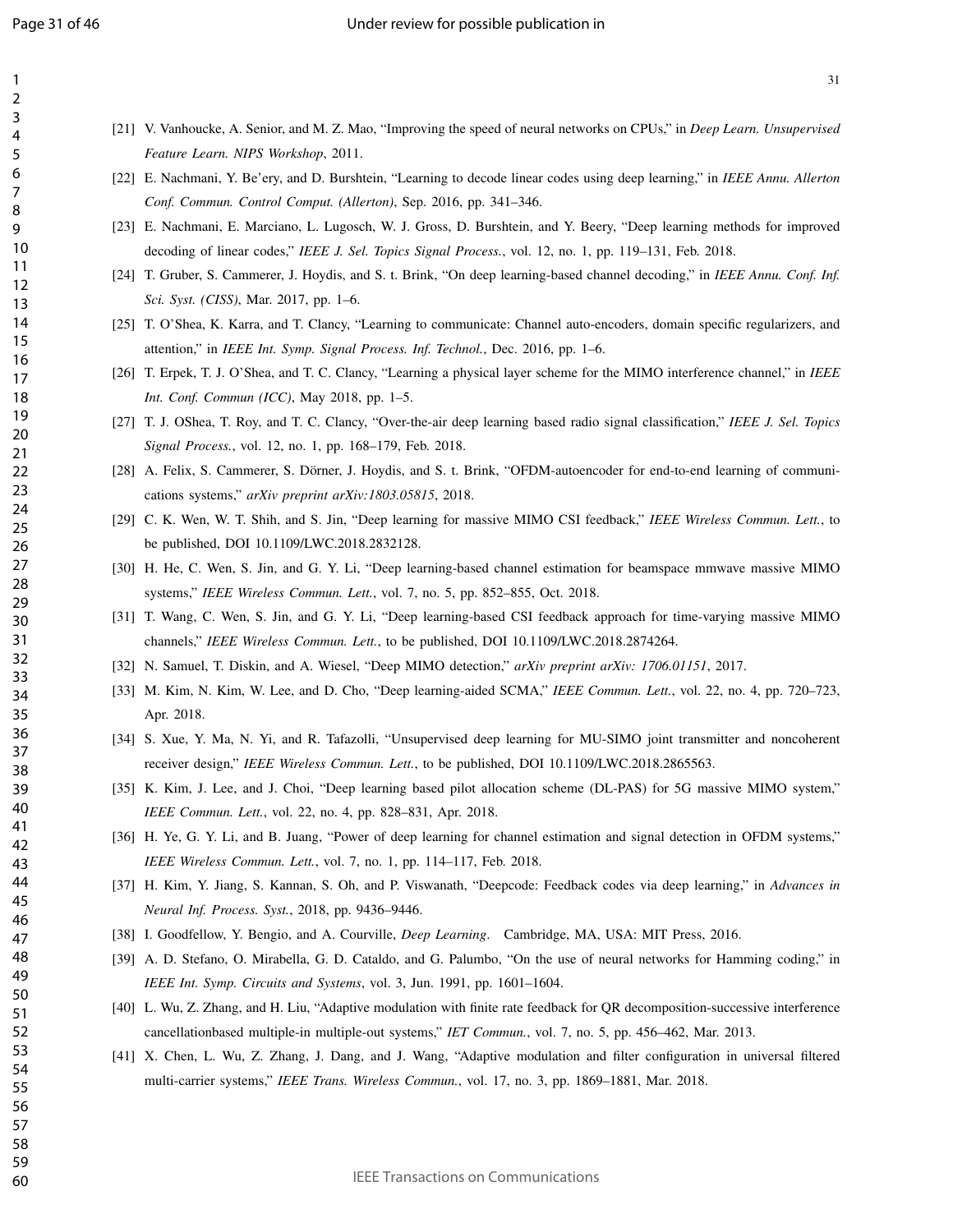[21] V. Vanhoucke, A. Senior, and M. Z. Mao, "Improving the speed of neural networks on CPUs," in *Deep Learn. Unsupervised Feature Learn. NIPS Workshop*, 2011.

[22] E. Nachmani, Y. Be'ery, and D. Burshtein, "Learning to decode linear codes using deep learning," in *IEEE Annu. Allerton Conf. Commun. Control Comput. (Allerton)*, Sep. 2016, pp. 341–346.

[23] E. Nachmani, E. Marciano, L. Lugosch, W. J. Gross, D. Burshtein, and Y. Beery, "Deep learning methods for improved decoding of linear codes," *IEEE J. Sel. Topics Signal Process.*, vol. 12, no. 1, pp. 119–131, Feb. 2018.

[24] T. Gruber, S. Cammerer, J. Hoydis, and S. t. Brink, "On deep learning-based channel decoding," in *IEEE Annu. Conf. Inf. Sci. Syst. (CISS)*, Mar. 2017, pp. 1–6.

[25] T. O'Shea, K. Karra, and T. Clancy, "Learning to communicate: Channel auto-encoders, domain specific regularizers, and attention," in *IEEE Int. Symp. Signal Process. Inf. Technol.*, Dec. 2016, pp. 1–6.

[26] T. Erpek, T. J. O'Shea, and T. C. Clancy, "Learning a physical layer scheme for the MIMO interference channel," in *IEEE Int. Conf. Commun (ICC)*, May 2018, pp. 1–5.

[27] T. J. OShea, T. Roy, and T. C. Clancy, "Over-the-air deep learning based radio signal classification," *IEEE J. Sel. Topics Signal Process.*, vol. 12, no. 1, pp. 168–179, Feb. 2018.

[28] A. Felix, S. Cammerer, S. Dörner, J. Hoydis, and S. t. Brink, "OFDM-autoencoder for end-to-end learning of communications systems," *arXiv preprint arXiv:1803.05815*, 2018.

[29] C. K. Wen, W. T. Shih, and S. Jin, "Deep learning for massive MIMO CSI feedback," *IEEE Wireless Commun. Lett.*, to be published, DOI 10.1109/LWC.2018.2832128.

[30] H. He, C. Wen, S. Jin, and G. Y. Li, "Deep learning-based channel estimation for beamspace mmwave massive MIMO systems," *IEEE Wireless Commun. Lett.*, vol. 7, no. 5, pp. 852–855, Oct. 2018.

[31] T. Wang, C. Wen, S. Jin, and G. Y. Li, "Deep learning-based CSI feedback approach for time-varying massive MIMO channels," *IEEE Wireless Commun. Lett.*, to be published, DOI 10.1109/LWC.2018.2874264.

[32] N. Samuel, T. Diskin, and A. Wiesel, "Deep MIMO detection," *arXiv preprint arXiv: 1706.01151*, 2017.

[33] M. Kim, N. Kim, W. Lee, and D. Cho, "Deep learning-aided SCMA," *IEEE Commun. Lett.*, vol. 22, no. 4, pp. 720–723, Apr. 2018.

[34] S. Xue, Y. Ma, N. Yi, and R. Tafazolli, "Unsupervised deep learning for MU-SIMO joint transmitter and noncoherent receiver design," *IEEE Wireless Commun. Lett.*, to be published, DOI 10.1109/LWC.2018.2865563.

[35] K. Kim, J. Lee, and J. Choi, "Deep learning based pilot allocation scheme (DL-PAS) for 5G massive MIMO system," *IEEE Commun. Lett.*, vol. 22, no. 4, pp. 828–831, Apr. 2018.

[36] H. Ye, G. Y. Li, and B. Juang, "Power of deep learning for channel estimation and signal detection in OFDM systems," *IEEE Wireless Commun. Lett.*, vol. 7, no. 1, pp. 114–117, Feb. 2018.

[37] H. Kim, Y. Jiang, S. Kannan, S. Oh, and P. Viswanath, "Deepcode: Feedback codes via deep learning," in *Advances in Neural Inf. Process. Syst.*, 2018, pp. 9436–9446.

[38] I. Goodfellow, Y. Bengio, and A. Courville, *Deep Learning*. Cambridge, MA, USA: MIT Press, 2016.

[39] A. D. Stefano, O. Mirabella, G. D. Cataldo, and G. Palumbo, "On the use of neural networks for Hamming coding," in *IEEE Int. Symp. Circuits and Systems*, vol. 3, Jun. 1991, pp. 1601–1604.

[40] L. Wu, Z. Zhang, and H. Liu, "Adaptive modulation with finite rate feedback for QR decomposition-successive interference cancellationbased multiple-in multiple-out systems," *IET Commun.*, vol. 7, no. 5, pp. 456–462, Mar. 2013.

[41] X. Chen, L. Wu, Z. Zhang, J. Dang, and J. Wang, "Adaptive modulation and filter configuration in universal filtered multi-carrier systems," *IEEE Trans. Wireless Commun.*, vol. 17, no. 3, pp. 1869–1881, Mar. 2018.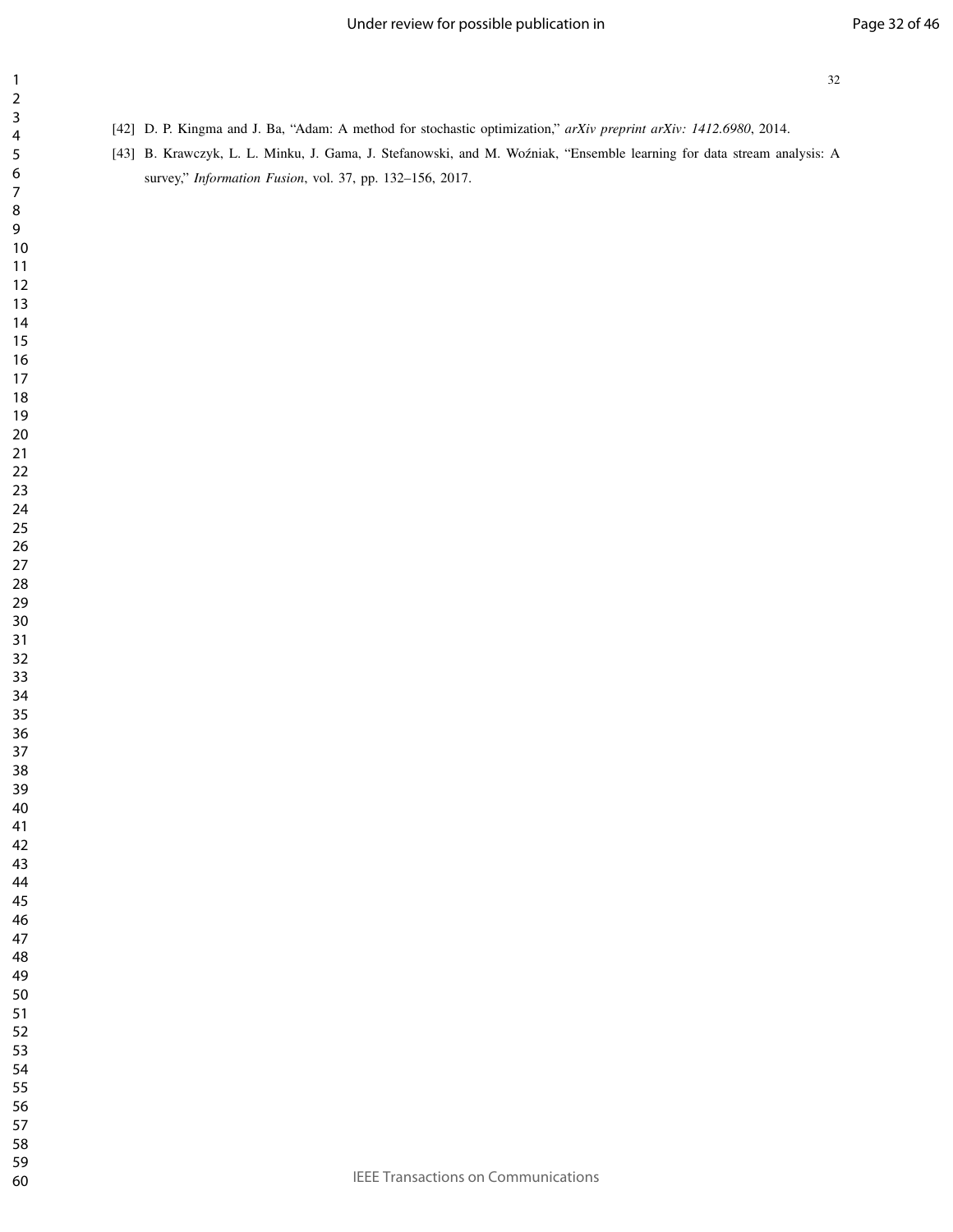[42] D. P. Kingma and J. Ba, "Adam: A method for stochastic optimization," *arXiv preprint arXiv: 1412.6980*, 2014.

[43] B. Krawczyk, L. L. Minku, J. Gama, J. Stefanowski, and M. Woźniak, "Ensemble learning for data stream analysis: A survey," *Information Fusion*, vol. 37, pp. 132–156, 2017.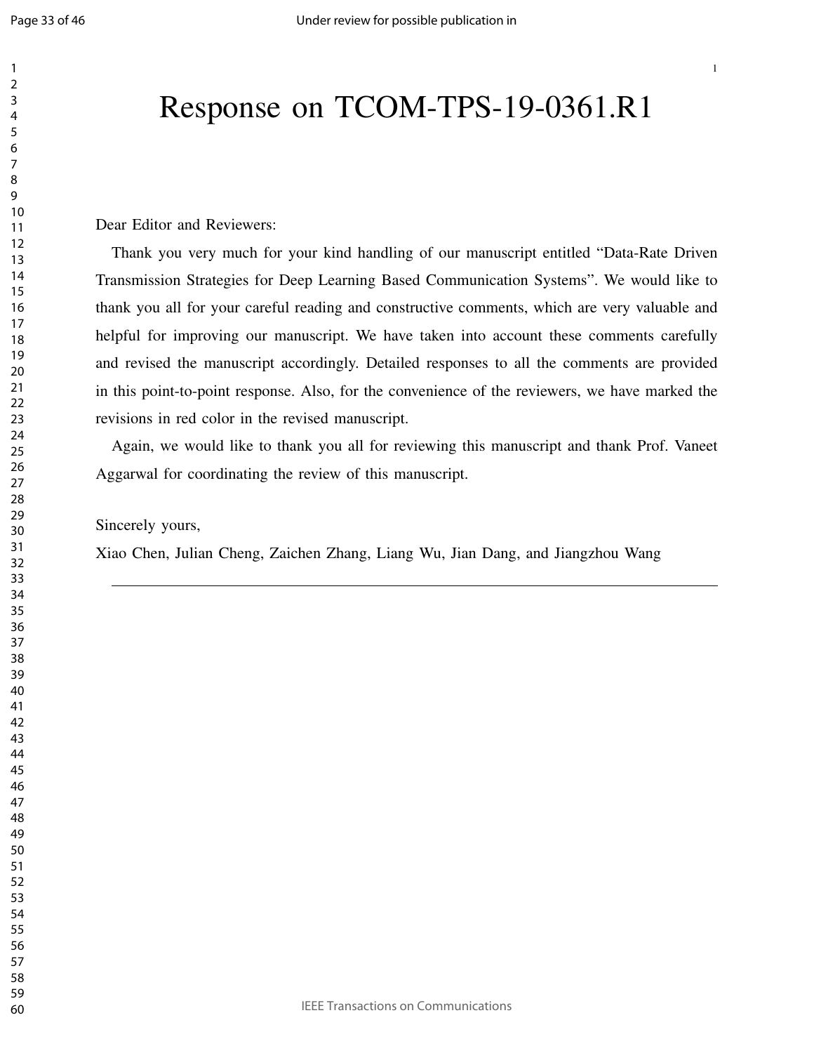# Response on TCOM-TPS-19-0361.R1

Dear Editor and Reviewers:

Thank you very much for your kind handling of our manuscript entitled "Data-Rate Driven Transmission Strategies for Deep Learning Based Communication Systems". We would like to thank you all for your careful reading and constructive comments, which are very valuable and helpful for improving our manuscript. We have taken into account these comments carefully and revised the manuscript accordingly. Detailed responses to all the comments are provided in this point-to-point response. Also, for the convenience of the reviewers, we have marked the revisions in red color in the revised manuscript.

Again, we would like to thank you all for reviewing this manuscript and thank Prof. Vaneet Aggarwal for coordinating the review of this manuscript.

Sincerely yours,

Xiao Chen, Julian Cheng, Zaichen Zhang, Liang Wu, Jian Dang, and Jiangzhou Wang

---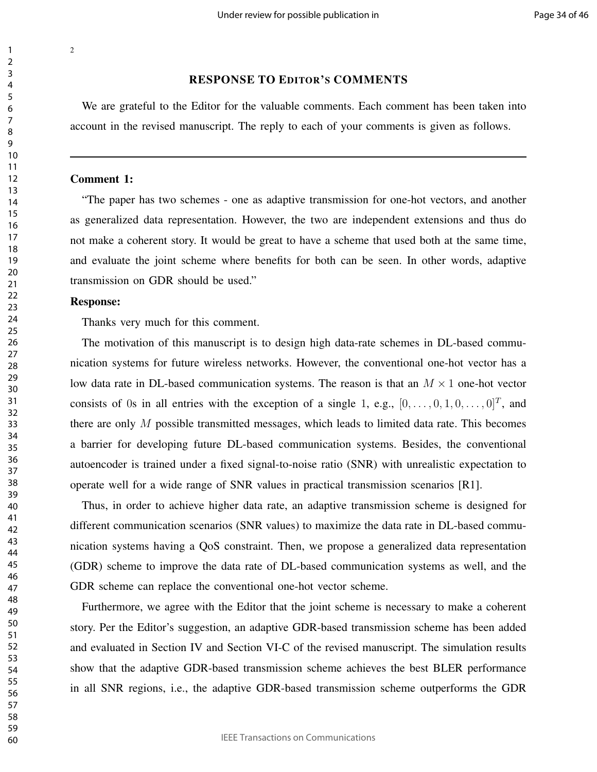## RESPONSE TO EDITOR'S COMMENTS

We are grateful to the Editor for the valuable comments. Each comment has been taken into account in the revised manuscript. The reply to each of your comments is given as follows.

---

**Comment 1:**

"The paper has two schemes - one as adaptive transmission for one-hot vectors, and another as generalized data representation. However, the two are independent extensions and thus do not make a coherent story. It would be great to have a scheme that used both at the same time, and evaluate the joint scheme where benefits for both can be seen. In other words, adaptive transmission on GDR should be used."

**Response:**

Thanks very much for this comment.

The motivation of this manuscript is to design high data-rate schemes in DL-based communication systems for future wireless networks. However, the conventional one-hot vector has a low data rate in DL-based communication systems. The reason is that an $M \times 1$ one-hot vector consists of 0s in all entries with the exception of a single 1, e.g., $[0, \ldots, 0, 1, 0, \ldots, 0]^T$, and there are only $M$ possible transmitted messages, which leads to limited data rate. This becomes a barrier for developing future DL-based communication systems. Besides, the conventional autoencoder is trained under a fixed signal-to-noise ratio (SNR) with unrealistic expectation to operate well for a wide range of SNR values in practical transmission scenarios [R1].

Thus, in order to achieve higher data rate, an adaptive transmission scheme is designed for different communication scenarios (SNR values) to maximize the data rate in DL-based communication systems having a QoS constraint. Then, we propose a generalized data representation (GDR) scheme to improve the data rate of DL-based communication systems as well, and the GDR scheme can replace the conventional one-hot vector scheme.

Furthermore, we agree with the Editor that the joint scheme is necessary to make a coherent story. Per the Editor's suggestion, an adaptive GDR-based transmission scheme has been added and evaluated in Section IV and Section VI-C of the revised manuscript. The simulation results show that the adaptive GDR-based transmission scheme achieves the best BLER performance in all SNR regions, i.e., the adaptive GDR-based transmission scheme outperforms the GDR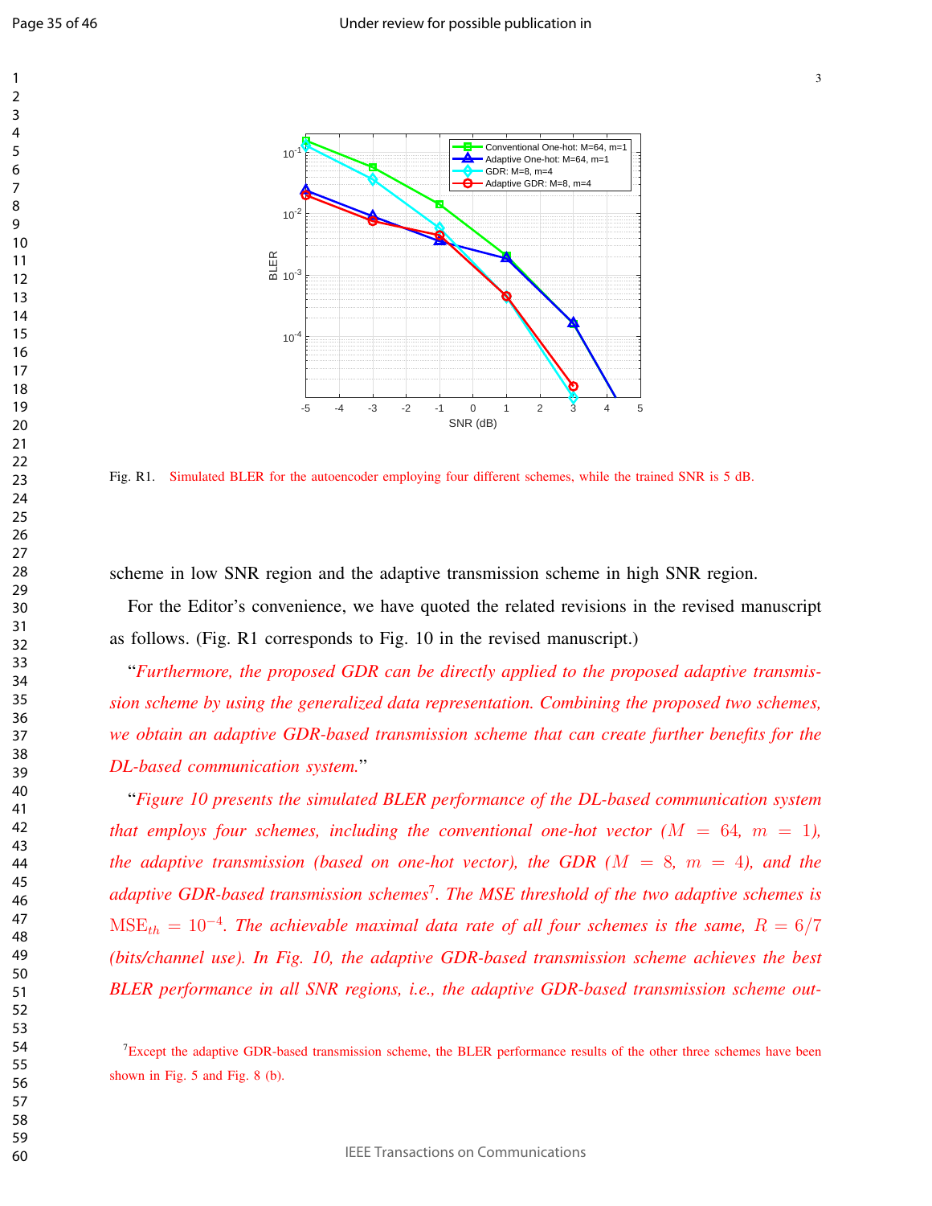Fig. R1. Simulated BLER for the autoencoder employing four different schemes, while the trained SNR is 5 dB.

scheme in low SNR region and the adaptive transmission scheme in high SNR region.

For the Editor's convenience, we have quoted the related revisions in the revised manuscript as follows. (Fig. R1 corresponds to Fig. 10 in the revised manuscript.)

"*Furthermore, the proposed GDR can be directly applied to the proposed adaptive transmission scheme by using the generalized data representation. Combining the proposed two schemes, we obtain an adaptive GDR-based transmission scheme that can create further benefits for the DL-based communication system.*"

"*Figure 10 presents the simulated BLER performance of the DL-based communication system that employs four schemes, including the conventional one-hot vector ($M = 64$, $m = 1$), the adaptive transmission (based on one-hot vector), the GDR ($M = 8$, $m = 4$), and the adaptive GDR-based transmission schemes*[7]. *The MSE threshold of the two adaptive schemes is $\mathrm{MSE}_{th} = 10^{-4}$. The achievable maximal data rate of all four schemes is the same, $R = 6/7$ (bits/channel use). In Fig. 10, the adaptive GDR-based transmission scheme achieves the best BLER performance in all SNR regions, i.e., the adaptive GDR-based transmission scheme out-*

[7]Except the adaptive GDR-based transmission scheme, the BLER performance results of the other three schemes have been shown in Fig. 5 and Fig. 8 (b).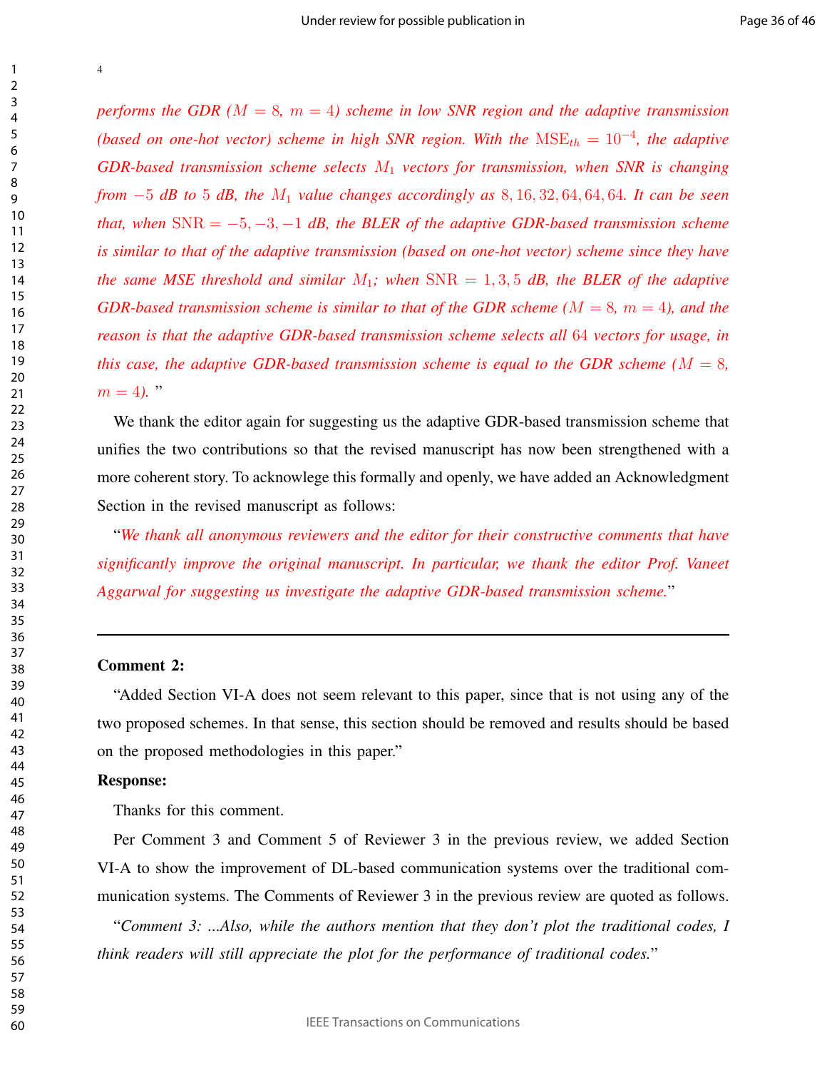*performs the GDR ($M = 8$, $m = 4$) scheme in low SNR region and the adaptive transmission (based on one-hot vector) scheme in high SNR region. With the $\mathrm{MSE}_{th} = 10^{-4}$, the adaptive GDR-based transmission scheme selects $M_1$ vectors for transmission, when SNR is changing from $-5$ dB to $5$ dB, the $M_1$ value changes accordingly as $8, 16, 32, 64, 64, 64$. It can be seen that, when $\mathrm{SNR} = -5, -3, -1$ dB, the BLER of the adaptive GDR-based transmission scheme is similar to that of the adaptive transmission (based on one-hot vector) scheme since they have the same MSE threshold and similar $M_1$; when $\mathrm{SNR} = 1, 3, 5$ dB, the BLER of the adaptive GDR-based transmission scheme is similar to that of the GDR scheme ($M = 8$, $m = 4$), and the reason is that the adaptive GDR-based transmission scheme selects all $64$ vectors for usage, in this case, the adaptive GDR-based transmission scheme is equal to the GDR scheme ($M = 8$, $m = 4$).* "

We thank the editor again for suggesting us the adaptive GDR-based transmission scheme that unifies the two contributions so that the revised manuscript has now been strengthened with a more coherent story. To acknowlege this formally and openly, we have added an Acknowledgment Section in the revised manuscript as follows:

"*We thank all anonymous reviewers and the editor for their constructive comments that have significantly improve the original manuscript. In particular, we thank the editor Prof. Vaneet Aggarwal for suggesting us investigate the adaptive GDR-based transmission scheme.*"

---

**Comment 2:**

"Added Section VI-A does not seem relevant to this paper, since that is not using any of the two proposed schemes. In that sense, this section should be removed and results should be based on the proposed methodologies in this paper."

**Response:**

Thanks for this comment.

Per Comment 3 and Comment 5 of Reviewer 3 in the previous review, we added Section VI-A to show the improvement of DL-based communication systems over the traditional communication systems. The Comments of Reviewer 3 in the previous review are quoted as follows.

"*Comment 3: ...Also, while the authors mention that they don't plot the traditional codes, I think readers will still appreciate the plot for the performance of traditional codes.*"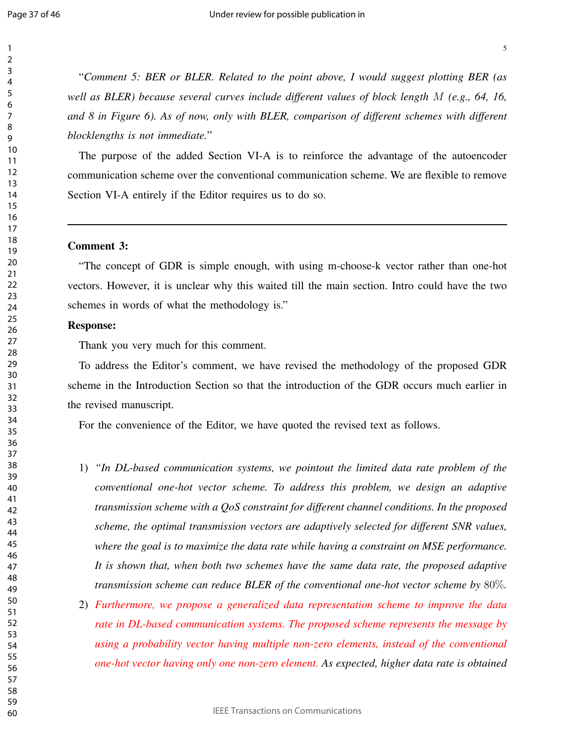"*Comment 5: BER or BLER. Related to the point above, I would suggest plotting BER (as well as BLER) because several curves include different values of block length $M$ (e.g., 64, 16, and 8 in Figure 6). As of now, only with BLER, comparison of different schemes with different blocklengths is not immediate.*"

The purpose of the added Section VI-A is to reinforce the advantage of the autoencoder communication scheme over the conventional communication scheme. We are flexible to remove Section VI-A entirely if the Editor requires us to do so.

---

**Comment 3:**

"The concept of GDR is simple enough, with using m-choose-k vector rather than one-hot vectors. However, it is unclear why this waited till the main section. Intro could have the two schemes in words of what the methodology is."

**Response:**

Thank you very much for this comment.

To address the Editor's comment, we have revised the methodology of the proposed GDR scheme in the Introduction Section so that the introduction of the GDR occurs much earlier in the revised manuscript.

For the convenience of the Editor, we have quoted the revised text as follows.

1) *"In DL-based communication systems, we pointout the limited data rate problem of the conventional one-hot vector scheme. To address this problem, we design an adaptive transmission scheme with a QoS constraint for different channel conditions. In the proposed scheme, the optimal transmission vectors are adaptively selected for different SNR values, where the goal is to maximize the data rate while having a constraint on MSE performance. It is shown that, when both two schemes have the same data rate, the proposed adaptive transmission scheme can reduce BLER of the conventional one-hot vector scheme by* $80\%$.
2) *Furthermore, we propose a generalized data representation scheme to improve the data rate in DL-based communication systems. The proposed scheme represents the message by using a probability vector having multiple non-zero elements, instead of the conventional one-hot vector having only one non-zero element. As expected, higher data rate is obtained*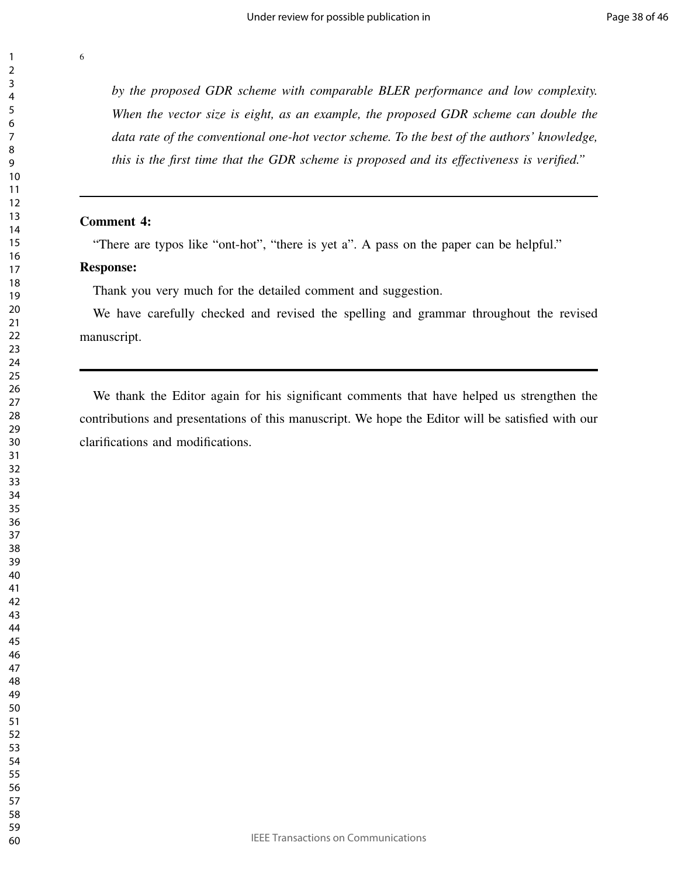*by the proposed GDR scheme with comparable BLER performance and low complexity. When the vector size is eight, as an example, the proposed GDR scheme can double the data rate of the conventional one-hot vector scheme. To the best of the authors' knowledge, this is the first time that the GDR scheme is proposed and its effectiveness is verified."*

---

**Comment 4:**

"There are typos like "ont-hot", "there is yet a". A pass on the paper can be helpful."

**Response:**

Thank you very much for the detailed comment and suggestion.

We have carefully checked and revised the spelling and grammar throughout the revised manuscript.

---

We thank the Editor again for his significant comments that have helped us strengthen the contributions and presentations of this manuscript. We hope the Editor will be satisfied with our clarifications and modifications.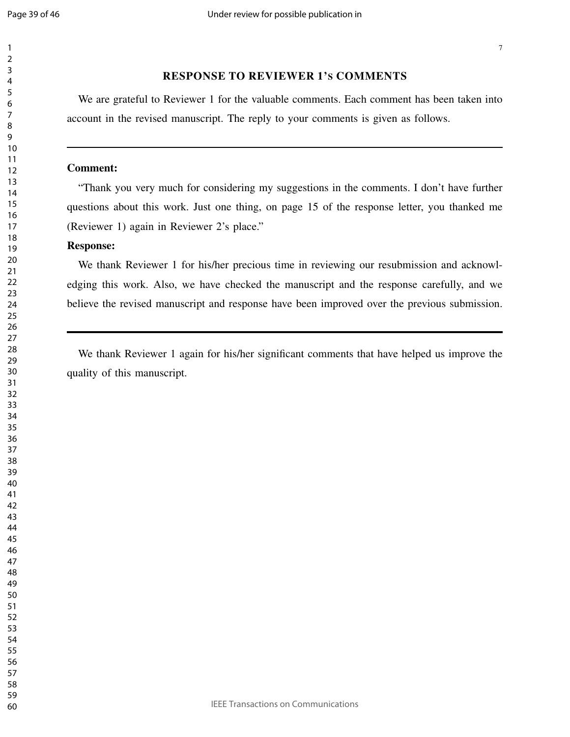## RESPONSE TO REVIEWER 1's COMMENTS

We are grateful to Reviewer 1 for the valuable comments. Each comment has been taken into account in the revised manuscript. The reply to your comments is given as follows.

---

**Comment:**

"Thank you very much for considering my suggestions in the comments. I don't have further questions about this work. Just one thing, on page 15 of the response letter, you thanked me (Reviewer 1) again in Reviewer 2's place."

**Response:**

We thank Reviewer 1 for his/her precious time in reviewing our resubmission and acknowledging this work. Also, we have checked the manuscript and the response carefully, and we believe the revised manuscript and response have been improved over the previous submission.

---

We thank Reviewer 1 again for his/her significant comments that have helped us improve the quality of this manuscript.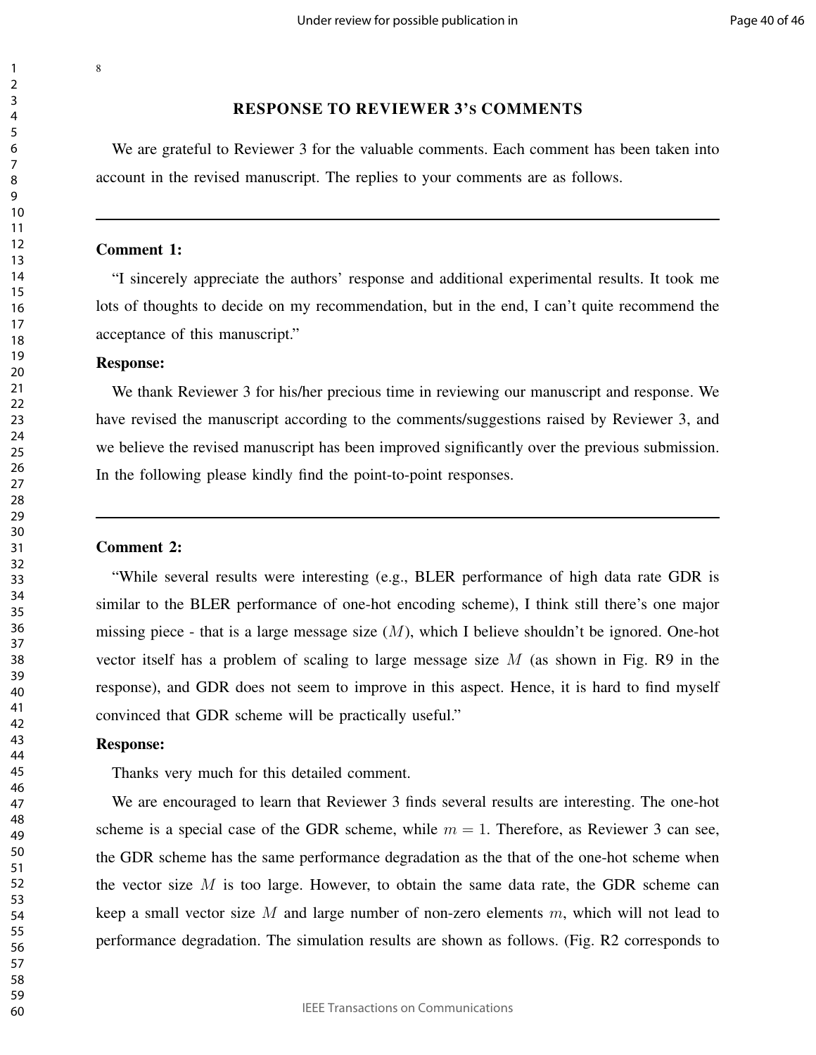## RESPONSE TO REVIEWER 3'S COMMENTS

We are grateful to Reviewer 3 for the valuable comments. Each comment has been taken into account in the revised manuscript. The replies to your comments are as follows.

---

**Comment 1:**

"I sincerely appreciate the authors' response and additional experimental results. It took me lots of thoughts to decide on my recommendation, but in the end, I can't quite recommend the acceptance of this manuscript."

**Response:**

We thank Reviewer 3 for his/her precious time in reviewing our manuscript and response. We have revised the manuscript according to the comments/suggestions raised by Reviewer 3, and we believe the revised manuscript has been improved significantly over the previous submission. In the following please kindly find the point-to-point responses.

---

**Comment 2:**

"While several results were interesting (e.g., BLER performance of high data rate GDR is similar to the BLER performance of one-hot encoding scheme), I think still there's one major missing piece - that is a large message size ($M$), which I believe shouldn't be ignored. One-hot vector itself has a problem of scaling to large message size $M$ (as shown in Fig. R9 in the response), and GDR does not seem to improve in this aspect. Hence, it is hard to find myself convinced that GDR scheme will be practically useful."

**Response:**

Thanks very much for this detailed comment.

We are encouraged to learn that Reviewer 3 finds several results are interesting. The one-hot scheme is a special case of the GDR scheme, while $m = 1$. Therefore, as Reviewer 3 can see, the GDR scheme has the same performance degradation as the that of the one-hot scheme when the vector size $M$ is too large. However, to obtain the same data rate, the GDR scheme can keep a small vector size $M$ and large number of non-zero elements $m$, which will not lead to performance degradation. The simulation results are shown as follows. (Fig. R2 corresponds to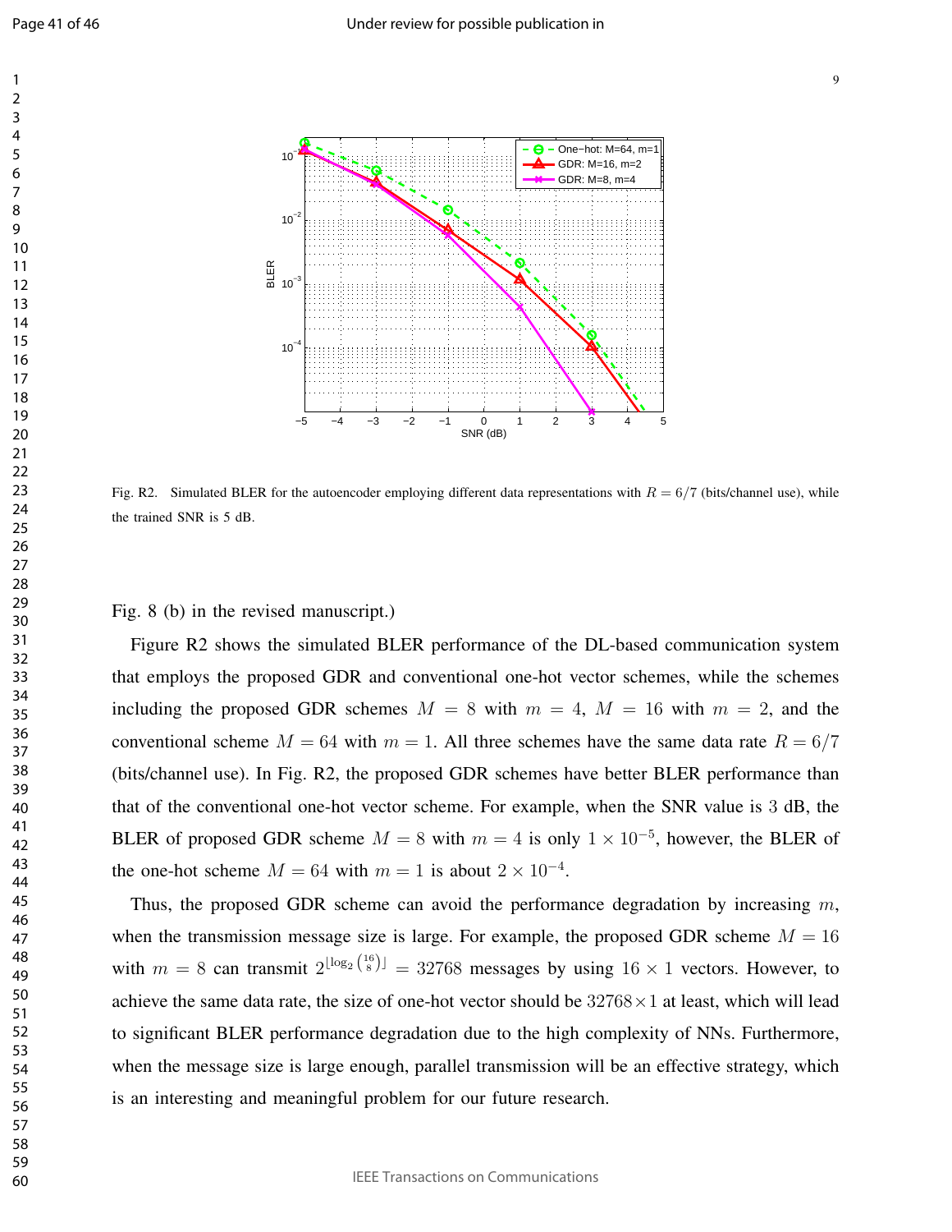Fig. R2. Simulated BLER for the autoencoder employing different data representations with $R = 6/7$ (bits/channel use), while the trained SNR is 5 dB.

Fig. 8 (b) in the revised manuscript.)

Figure R2 shows the simulated BLER performance of the DL-based communication system that employs the proposed GDR and conventional one-hot vector schemes, while the schemes including the proposed GDR schemes $M = 8$ with $m = 4$, $M = 16$ with $m = 2$, and the conventional scheme $M = 64$ with $m = 1$. All three schemes have the same data rate $R = 6/7$ (bits/channel use). In Fig. R2, the proposed GDR schemes have better BLER performance than that of the conventional one-hot vector scheme. For example, when the SNR value is 3 dB, the BLER of proposed GDR scheme $M = 8$ with $m = 4$ is only $1 \times 10^{-5}$, however, the BLER of the one-hot scheme $M = 64$ with $m = 1$ is about $2 \times 10^{-4}$.

Thus, the proposed GDR scheme can avoid the performance degradation by increasing $m$, when the transmission message size is large. For example, the proposed GDR scheme $M = 16$ with $m = 8$ can transmit $2^{\lfloor \log_2 \binom{16}{8} \rfloor} = 32768$ messages by using $16 \times 1$ vectors. However, to achieve the same data rate, the size of one-hot vector should be $32768 \times 1$ at least, which will lead to significant BLER performance degradation due to the high complexity of NNs. Furthermore, when the message size is large enough, parallel transmission will be an effective strategy, which is an interesting and meaningful problem for our future research.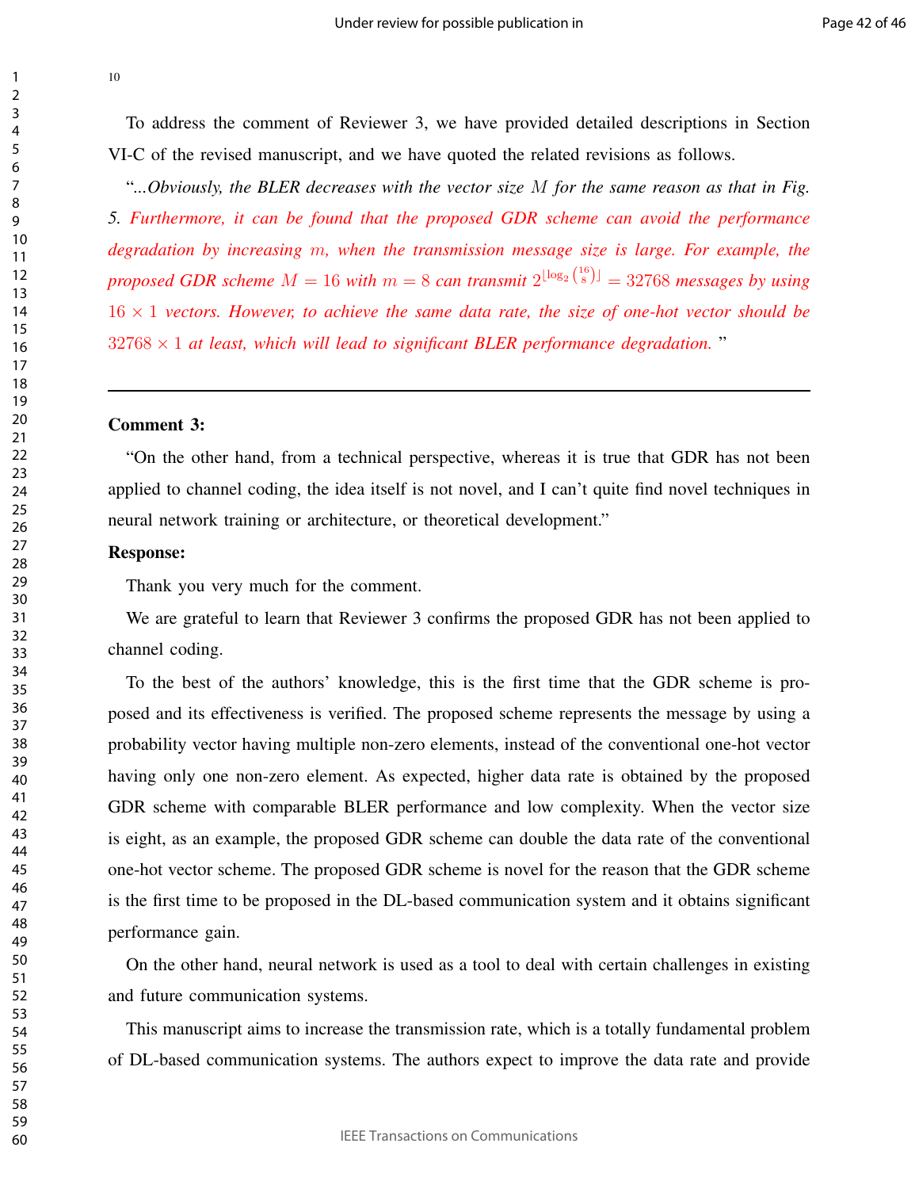To address the comment of Reviewer 3, we have provided detailed descriptions in Section VI-C of the revised manuscript, and we have quoted the related revisions as follows.

"*...Obviously, the BLER decreases with the vector size $M$ for the same reason as that in Fig. 5. Furthermore, it can be found that the proposed GDR scheme can avoid the performance degradation by increasing $m$, when the transmission message size is large. For example, the proposed GDR scheme $M = 16$ with $m = 8$ can transmit $2^{\lfloor \log_2 \binom{16}{8} \rfloor} = 32768$ messages by using $16 \times 1$ vectors. However, to achieve the same data rate, the size of one-hot vector should be $32768 \times 1$ at least, which will lead to significant BLER performance degradation.* "

---

**Comment 3:**

"On the other hand, from a technical perspective, whereas it is true that GDR has not been applied to channel coding, the idea itself is not novel, and I can't quite find novel techniques in neural network training or architecture, or theoretical development."

**Response:**

Thank you very much for the comment.

We are grateful to learn that Reviewer 3 confirms the proposed GDR has not been applied to channel coding.

To the best of the authors' knowledge, this is the first time that the GDR scheme is proposed and its effectiveness is verified. The proposed scheme represents the message by using a probability vector having multiple non-zero elements, instead of the conventional one-hot vector having only one non-zero element. As expected, higher data rate is obtained by the proposed GDR scheme with comparable BLER performance and low complexity. When the vector size is eight, as an example, the proposed GDR scheme can double the data rate of the conventional one-hot vector scheme. The proposed GDR scheme is novel for the reason that the GDR scheme is the first time to be proposed in the DL-based communication system and it obtains significant performance gain.

On the other hand, neural network is used as a tool to deal with certain challenges in existing and future communication systems.

This manuscript aims to increase the transmission rate, which is a totally fundamental problem of DL-based communication systems. The authors expect to improve the data rate and provide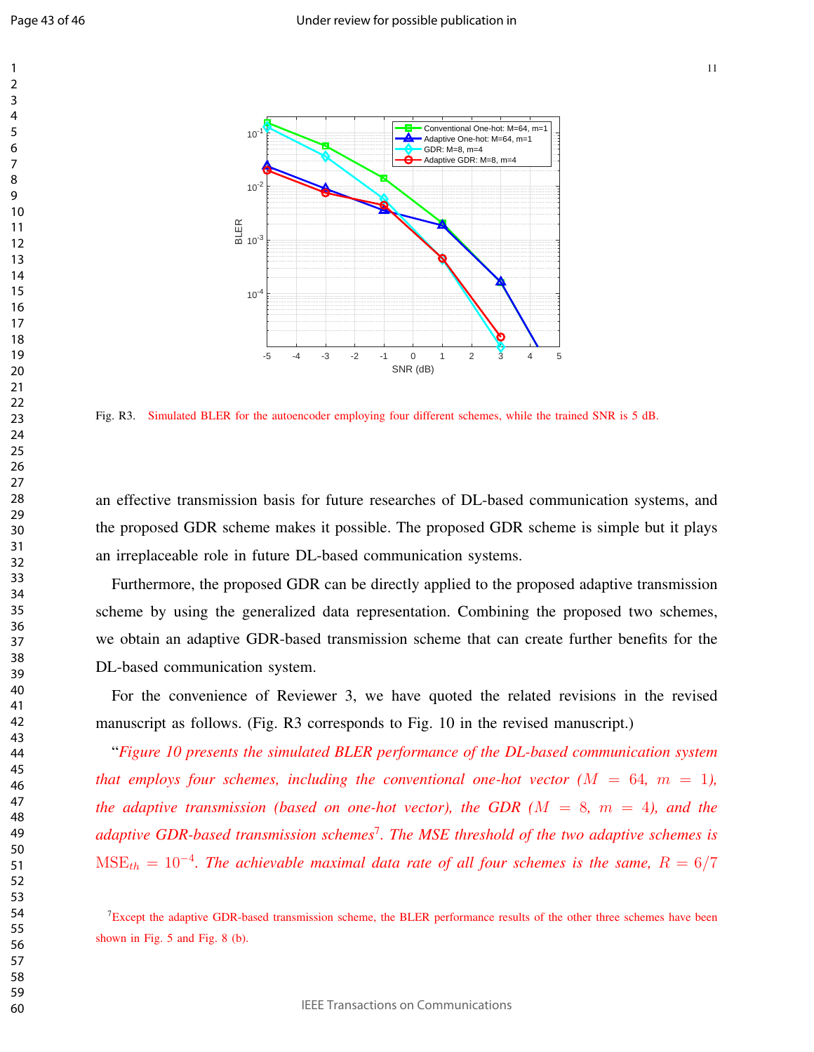Fig. R3. Simulated BLER for the autoencoder employing four different schemes, while the trained SNR is 5 dB.

an effective transmission basis for future researches of DL-based communication systems, and the proposed GDR scheme makes it possible. The proposed GDR scheme is simple but it plays an irreplaceable role in future DL-based communication systems.

Furthermore, the proposed GDR can be directly applied to the proposed adaptive transmission scheme by using the generalized data representation. Combining the proposed two schemes, we obtain an adaptive GDR-based transmission scheme that can create further benefits for the DL-based communication system.

For the convenience of Reviewer 3, we have quoted the related revisions in the revised manuscript as follows. (Fig. R3 corresponds to Fig. 10 in the revised manuscript.)

"*Figure 10 presents the simulated BLER performance of the DL-based communication system that employs four schemes, including the conventional one-hot vector ($M = 64$, $m = 1$), the adaptive transmission (based on one-hot vector), the GDR ($M = 8$, $m = 4$), and the adaptive GDR-based transmission schemes*[7]*. The MSE threshold of the two adaptive schemes is* $\mathrm{MSE}_{th} = 10^{-4}$*. The achievable maximal data rate of all four schemes is the same,* $R = 6/7$

[7]Except the adaptive GDR-based transmission scheme, the BLER performance results of the other three schemes have been shown in Fig. 5 and Fig. 8 (b).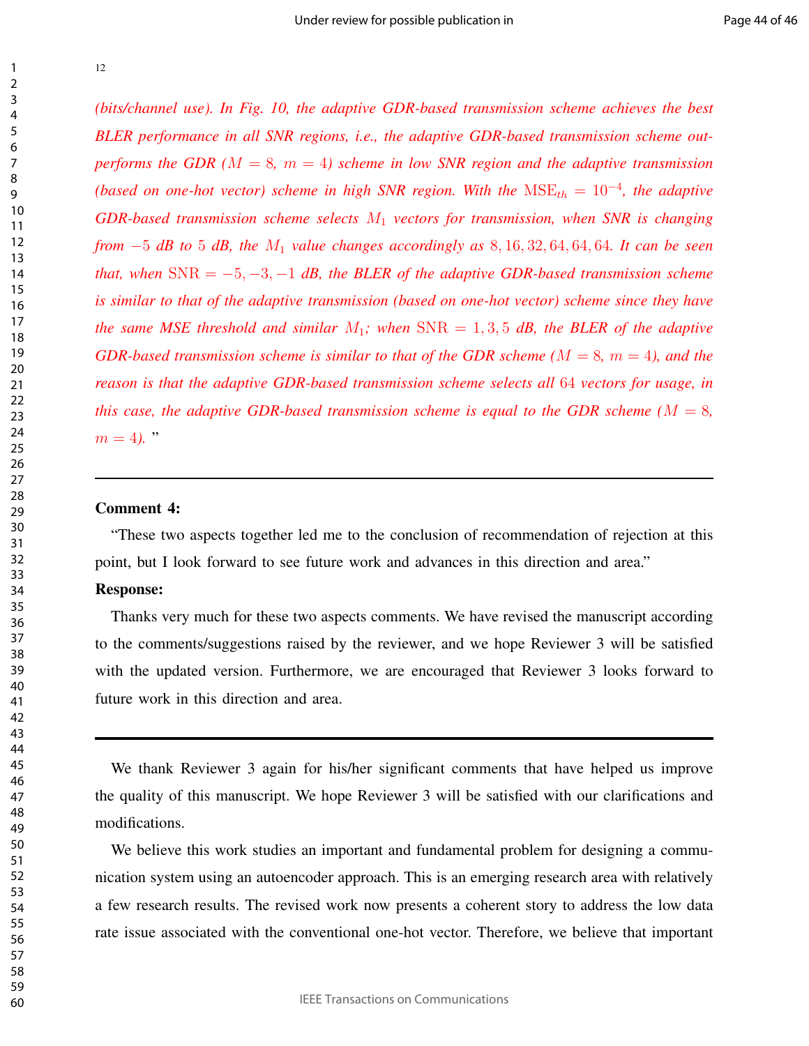*(bits/channel use). In Fig. 10, the adaptive GDR-based transmission scheme achieves the best BLER performance in all SNR regions, i.e., the adaptive GDR-based transmission scheme outperforms the GDR ($M = 8$, $m = 4$) scheme in low SNR region and the adaptive transmission (based on one-hot vector) scheme in high SNR region. With the $\mathrm{MSE}_{th} = 10^{-4}$, the adaptive GDR-based transmission scheme selects $M_1$ vectors for transmission, when SNR is changing from $-5$ dB to $5$ dB, the $M_1$ value changes accordingly as $8, 16, 32, 64, 64, 64$. It can be seen that, when $\mathrm{SNR} = -5, -3, -1$ dB, the BLER of the adaptive GDR-based transmission scheme is similar to that of the adaptive transmission (based on one-hot vector) scheme since they have the same MSE threshold and similar $M_1$; when $\mathrm{SNR} = 1, 3, 5$ dB, the BLER of the adaptive GDR-based transmission scheme is similar to that of the GDR scheme ($M = 8$, $m = 4$), and the reason is that the adaptive GDR-based transmission scheme selects all $64$ vectors for usage, in this case, the adaptive GDR-based transmission scheme is equal to the GDR scheme ($M = 8$, $m = 4$).* "

---

**Comment 4:**

"These two aspects together led me to the conclusion of recommendation of rejection at this point, but I look forward to see future work and advances in this direction and area."

**Response:**

Thanks very much for these two aspects comments. We have revised the manuscript according to the comments/suggestions raised by the reviewer, and we hope Reviewer 3 will be satisfied with the updated version. Furthermore, we are encouraged that Reviewer 3 looks forward to future work in this direction and area.

---

We thank Reviewer 3 again for his/her significant comments that have helped us improve the quality of this manuscript. We hope Reviewer 3 will be satisfied with our clarifications and modifications.

We believe this work studies an important and fundamental problem for designing a communication system using an autoencoder approach. This is an emerging research area with relatively a few research results. The revised work now presents a coherent story to address the low data rate issue associated with the conventional one-hot vector. Therefore, we believe that important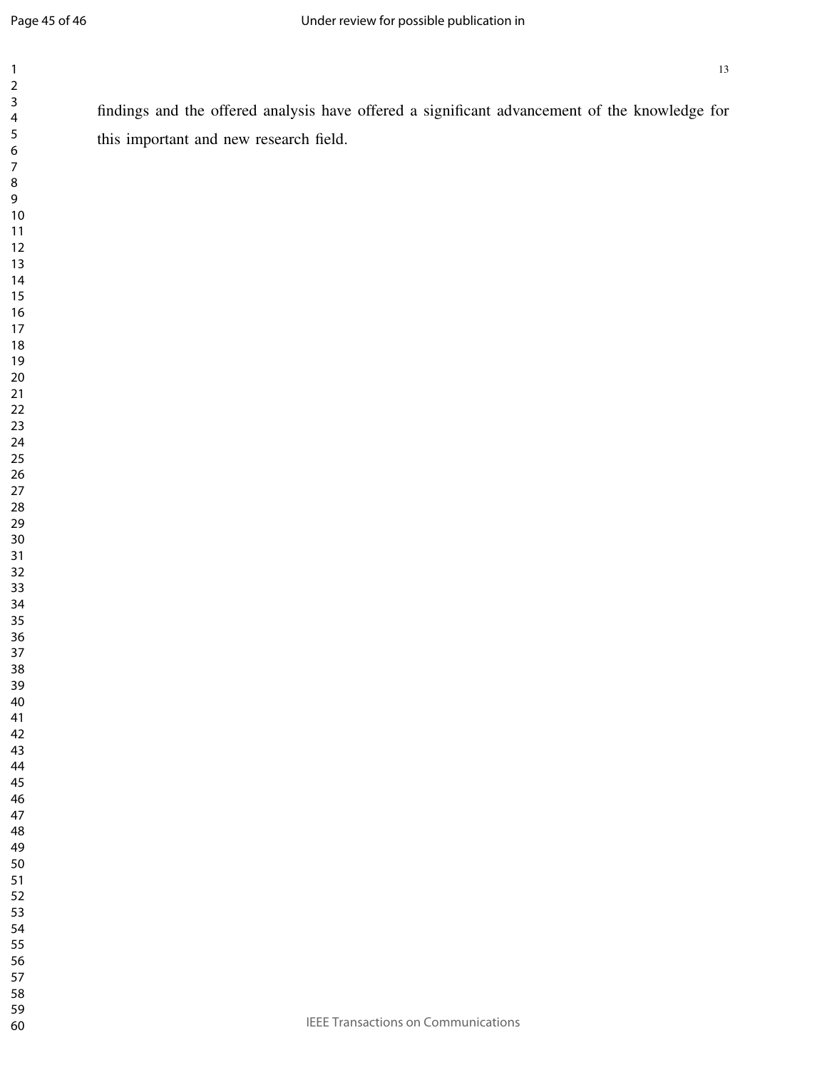findings and the offered analysis have offered a significant advancement of the knowledge for this important and new research field.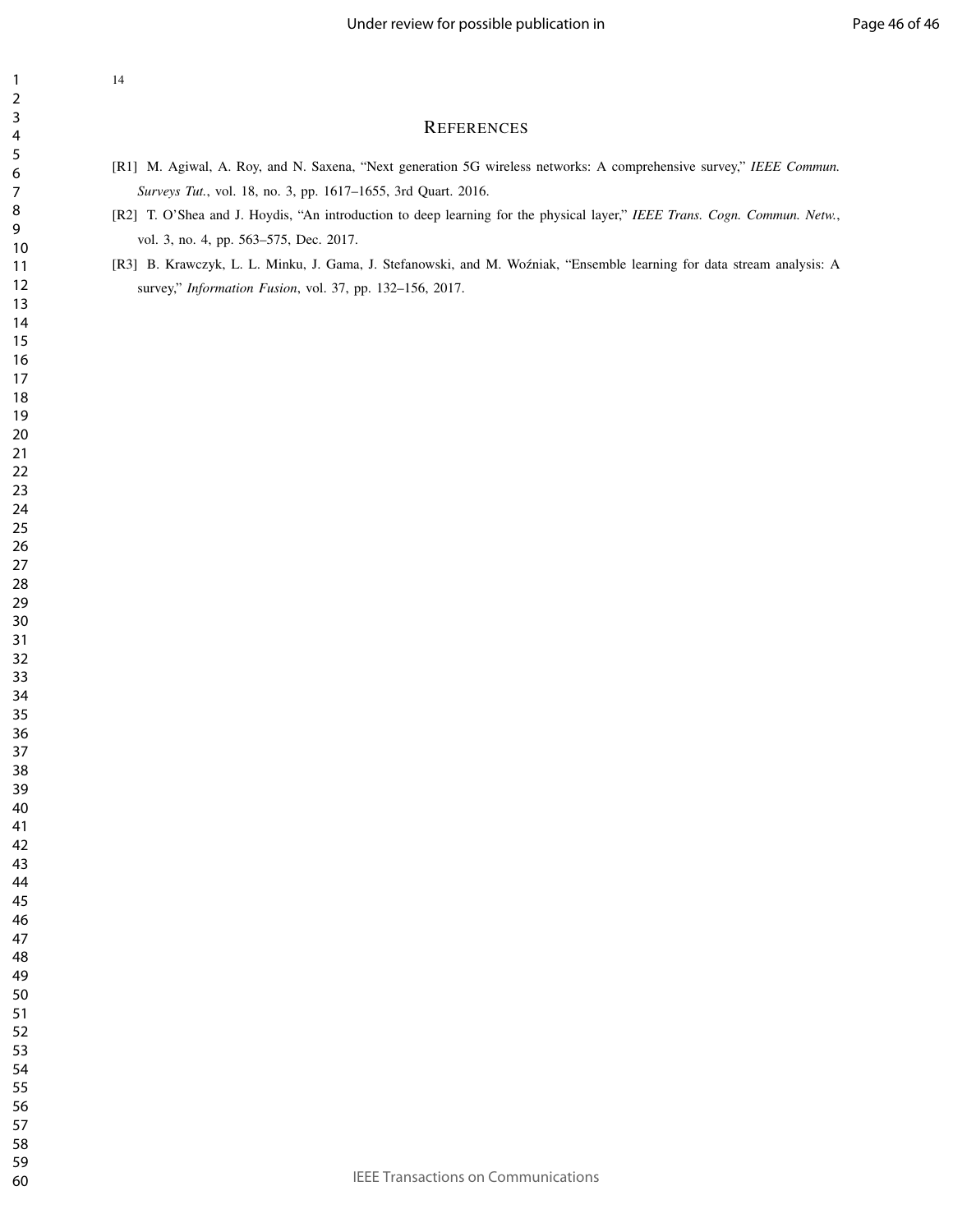## REFERENCES

[R1] M. Agiwal, A. Roy, and N. Saxena, "Next generation 5G wireless networks: A comprehensive survey," *IEEE Commun. Surveys Tut.*, vol. 18, no. 3, pp. 1617–1655, 3rd Quart. 2016.

[R2] T. O'Shea and J. Hoydis, "An introduction to deep learning for the physical layer," *IEEE Trans. Cogn. Commun. Netw.*, vol. 3, no. 4, pp. 563–575, Dec. 2017.

[R3] B. Krawczyk, L. L. Minku, J. Gama, J. Stefanowski, and M. Woźniak, "Ensemble learning for data stream analysis: A survey," *Information Fusion*, vol. 37, pp. 132–156, 2017.